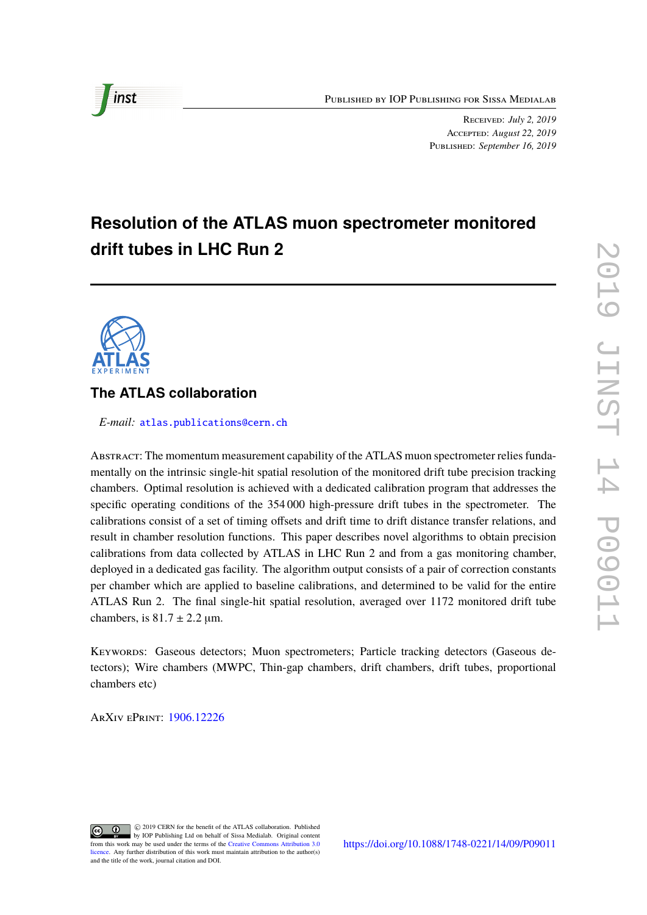Published by IOP Publishing for Sissa Medialab

Received: *July 2, 2019*
Accepted: *August 22, 2019*
Published: *September 16, 2019*

# Resolution of the ATLAS muon spectrometer monitored drift tubes in LHC Run 2

## The ATLAS collaboration

*E-mail:* atlas.publications@cern.ch

Abstract: The momentum measurement capability of the ATLAS muon spectrometer relies fundamentally on the intrinsic single-hit spatial resolution of the monitored drift tube precision tracking chambers. Optimal resolution is achieved with a dedicated calibration program that addresses the specific operating conditions of the 354 000 high-pressure drift tubes in the spectrometer. The calibrations consist of a set of timing offsets and drift time to drift distance transfer relations, and result in chamber resolution functions. This paper describes novel algorithms to obtain precision calibrations from data collected by ATLAS in LHC Run 2 and from a gas monitoring chamber, deployed in a dedicated gas facility. The algorithm output consists of a pair of correction constants per chamber which are applied to baseline calibrations, and determined to be valid for the entire ATLAS Run 2. The final single-hit spatial resolution, averaged over 1172 monitored drift tube chambers, is $81.7 \pm 2.2$ µm.

Keywords: Gaseous detectors; Muon spectrometers; Particle tracking detectors (Gaseous detectors); Wire chambers (MWPC, Thin-gap chambers, drift chambers, drift tubes, proportional chambers etc)

ArXiv ePrint: 1906.12226

© 2019 CERN for the benefit of the ATLAS collaboration. Published by IOP Publishing Ltd on behalf of Sissa Medialab. Original content from this work may be used under the terms of the Creative Commons Attribution 3.0 licence. Any further distribution of this work must maintain attribution to the author(s) and the title of the work, journal citation and DOI.

https://doi.org/10.1088/1748-0221/14/09/P09011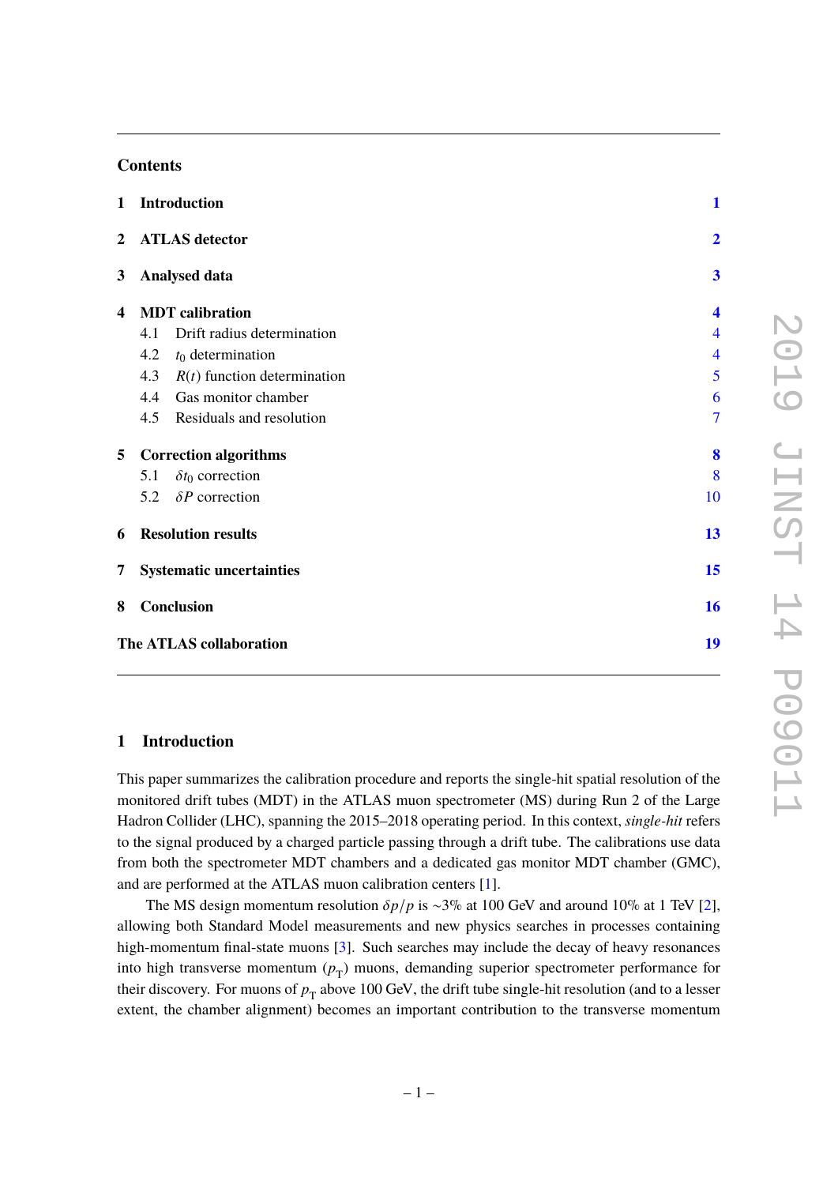## Contents

| | | |
|---|---|---|
| **1** | **Introduction** | **1** |
| **2** | **ATLAS detector** | **2** |
| **3** | **Analysed data** | **3** |
| **4** | **MDT calibration** | **4** |
| 4.1 | Drift radius determination | 4 |
| 4.2 | $t_0$ determination | 4 |
| 4.3 | $R(t)$ function determination | 5 |
| 4.4 | Gas monitor chamber | 6 |
| 4.5 | Residuals and resolution | 7 |
| **5** | **Correction algorithms** | **8** |
| 5.1 | $\delta t_0$ correction | 8 |
| 5.2 | $\delta P$ correction | 10 |
| **6** | **Resolution results** | **13** |
| **7** | **Systematic uncertainties** | **15** |
| **8** | **Conclusion** | **16** |
| | **The ATLAS collaboration** | **19** |

## 1 Introduction

This paper summarizes the calibration procedure and reports the single-hit spatial resolution of the monitored drift tubes (MDT) in the ATLAS muon spectrometer (MS) during Run 2 of the Large Hadron Collider (LHC), spanning the 2015–2018 operating period. In this context, *single-hit* refers to the signal produced by a charged particle passing through a drift tube. The calibrations use data from both the spectrometer MDT chambers and a dedicated gas monitor MDT chamber (GMC), and are performed at the ATLAS muon calibration centers [1].

The MS design momentum resolution $\delta p/p$ is ~3% at 100 GeV and around 10% at 1 TeV [2], allowing both Standard Model measurements and new physics searches in processes containing high-momentum final-state muons [3]. Such searches may include the decay of heavy resonances into high transverse momentum ($p_{\mathrm{T}}$) muons, demanding superior spectrometer performance for their discovery. For muons of $p_{\mathrm{T}}$ above 100 GeV, the drift tube single-hit resolution (and to a lesser extent, the chamber alignment) becomes an important contribution to the transverse momentum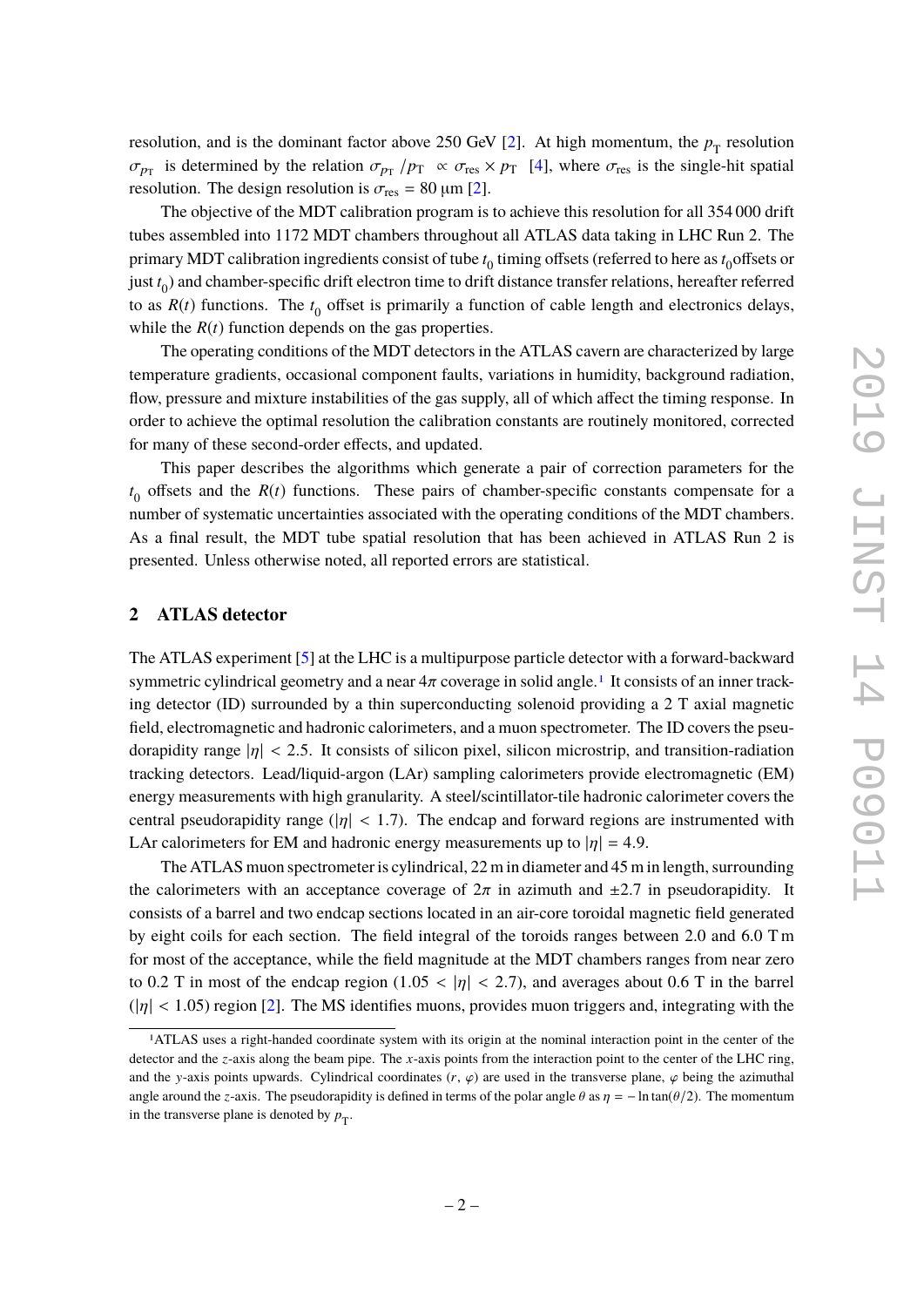resolution, and is the dominant factor above 250 GeV [2]. At high momentum, the $p_T$ resolution $\sigma_{p_T}$ is determined by the relation $\sigma_{p_T}/p_T \propto \sigma_{res} \times p_T$ [4], where $\sigma_{res}$ is the single-hit spatial resolution. The design resolution is $\sigma_{res} = 80$ µm [2].

The objective of the MDT calibration program is to achieve this resolution for all 354 000 drift tubes assembled into 1172 MDT chambers throughout all ATLAS data taking in LHC Run 2. The primary MDT calibration ingredients consist of tube $t_0$ timing offsets (referred to here as $t_0$offsets or just $t_0$) and chamber-specific drift electron time to drift distance transfer relations, hereafter referred to as $R(t)$ functions. The $t_0$ offset is primarily a function of cable length and electronics delays, while the $R(t)$ function depends on the gas properties.

The operating conditions of the MDT detectors in the ATLAS cavern are characterized by large temperature gradients, occasional component faults, variations in humidity, background radiation, flow, pressure and mixture instabilities of the gas supply, all of which affect the timing response. In order to achieve the optimal resolution the calibration constants are routinely monitored, corrected for many of these second-order effects, and updated.

This paper describes the algorithms which generate a pair of correction parameters for the $t_0$ offsets and the $R(t)$ functions. These pairs of chamber-specific constants compensate for a number of systematic uncertainties associated with the operating conditions of the MDT chambers. As a final result, the MDT tube spatial resolution that has been achieved in ATLAS Run 2 is presented. Unless otherwise noted, all reported errors are statistical.

## 2 ATLAS detector

The ATLAS experiment [5] at the LHC is a multipurpose particle detector with a forward-backward symmetric cylindrical geometry and a near $4\pi$ coverage in solid angle.[1] It consists of an inner tracking detector (ID) surrounded by a thin superconducting solenoid providing a 2 T axial magnetic field, electromagnetic and hadronic calorimeters, and a muon spectrometer. The ID covers the pseudorapidity range $|\eta| < 2.5$. It consists of silicon pixel, silicon microstrip, and transition-radiation tracking detectors. Lead/liquid-argon (LAr) sampling calorimeters provide electromagnetic (EM) energy measurements with high granularity. A steel/scintillator-tile hadronic calorimeter covers the central pseudorapidity range ($|\eta| < 1.7$). The endcap and forward regions are instrumented with LAr calorimeters for EM and hadronic energy measurements up to $|\eta| = 4.9$.

The ATLAS muon spectrometer is cylindrical, 22 m in diameter and 45 m in length, surrounding the calorimeters with an acceptance coverage of $2\pi$ in azimuth and $\pm 2.7$ in pseudorapidity. It consists of a barrel and two endcap sections located in an air-core toroidal magnetic field generated by eight coils for each section. The field integral of the toroids ranges between 2.0 and 6.0 T m for most of the acceptance, while the field magnitude at the MDT chambers ranges from near zero to 0.2 T in most of the endcap region ($1.05 < |\eta| < 2.7$), and averages about 0.6 T in the barrel ($|\eta| < 1.05$) region [2]. The MS identifies muons, provides muon triggers and, integrating with the

[1] ATLAS uses a right-handed coordinate system with its origin at the nominal interaction point in the center of the detector and the $z$-axis along the beam pipe. The $x$-axis points from the interaction point to the center of the LHC ring, and the $y$-axis points upwards. Cylindrical coordinates $(r, \varphi)$ are used in the transverse plane, $\varphi$ being the azimuthal angle around the $z$-axis. The pseudorapidity is defined in terms of the polar angle $\theta$ as $\eta = -\ln\tan(\theta/2)$. The momentum in the transverse plane is denoted by $p_T$.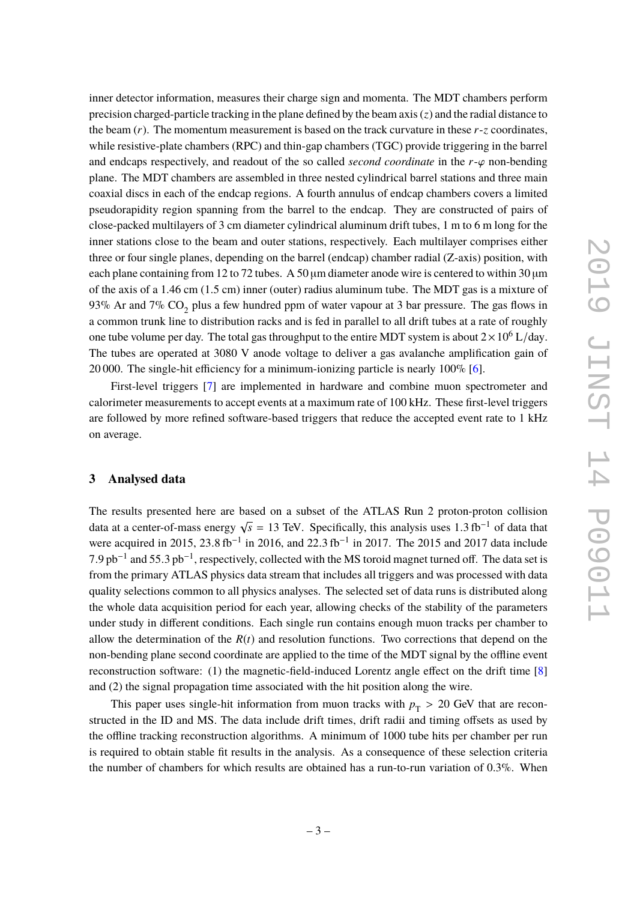inner detector information, measures their charge sign and momenta. The MDT chambers perform precision charged-particle tracking in the plane defined by the beam axis ($z$) and the radial distance to the beam ($r$). The momentum measurement is based on the track curvature in these $r$-$z$ coordinates, while resistive-plate chambers (RPC) and thin-gap chambers (TGC) provide triggering in the barrel and endcaps respectively, and readout of the so called *second coordinate* in the $r$-$\varphi$ non-bending plane. The MDT chambers are assembled in three nested cylindrical barrel stations and three main coaxial discs in each of the endcap regions. A fourth annulus of endcap chambers covers a limited pseudorapidity region spanning from the barrel to the endcap. They are constructed of pairs of close-packed multilayers of 3 cm diameter cylindrical aluminum drift tubes, 1 m to 6 m long for the inner stations close to the beam and outer stations, respectively. Each multilayer comprises either three or four single planes, depending on the barrel (endcap) chamber radial (Z-axis) position, with each plane containing from 12 to 72 tubes. A 50 µm diameter anode wire is centered to within 30 µm of the axis of a 1.46 cm (1.5 cm) inner (outer) radius aluminum tube. The MDT gas is a mixture of 93% Ar and 7% $CO_2$ plus a few hundred ppm of water vapour at 3 bar pressure. The gas flows in a common trunk line to distribution racks and is fed in parallel to all drift tubes at a rate of roughly one tube volume per day. The total gas throughput to the entire MDT system is about $2 \times 10^6$ L/day. The tubes are operated at 3080 V anode voltage to deliver a gas avalanche amplification gain of 20 000. The single-hit efficiency for a minimum-ionizing particle is nearly 100% [6].

First-level triggers [7] are implemented in hardware and combine muon spectrometer and calorimeter measurements to accept events at a maximum rate of 100 kHz. These first-level triggers are followed by more refined software-based triggers that reduce the accepted event rate to 1 kHz on average.

## 3 Analysed data

The results presented here are based on a subset of the ATLAS Run 2 proton-proton collision data at a center-of-mass energy $\sqrt{s}$ = 13 TeV. Specifically, this analysis uses 1.3 fb$^{-1}$ of data that were acquired in 2015, 23.8 fb$^{-1}$ in 2016, and 22.3 fb$^{-1}$ in 2017. The 2015 and 2017 data include 7.9 pb$^{-1}$ and 55.3 pb$^{-1}$, respectively, collected with the MS toroid magnet turned off. The data set is from the primary ATLAS physics data stream that includes all triggers and was processed with data quality selections common to all physics analyses. The selected set of data runs is distributed along the whole data acquisition period for each year, allowing checks of the stability of the parameters under study in different conditions. Each single run contains enough muon tracks per chamber to allow the determination of the $R(t)$ and resolution functions. Two corrections that depend on the non-bending plane second coordinate are applied to the time of the MDT signal by the offline event reconstruction software: (1) the magnetic-field-induced Lorentz angle effect on the drift time [8] and (2) the signal propagation time associated with the hit position along the wire.

This paper uses single-hit information from muon tracks with $p_{\mathrm{T}}$ > 20 GeV that are reconstructed in the ID and MS. The data include drift times, drift radii and timing offsets as used by the offline tracking reconstruction algorithms. A minimum of 1000 tube hits per chamber per run is required to obtain stable fit results in the analysis. As a consequence of these selection criteria the number of chambers for which results are obtained has a run-to-run variation of 0.3%. When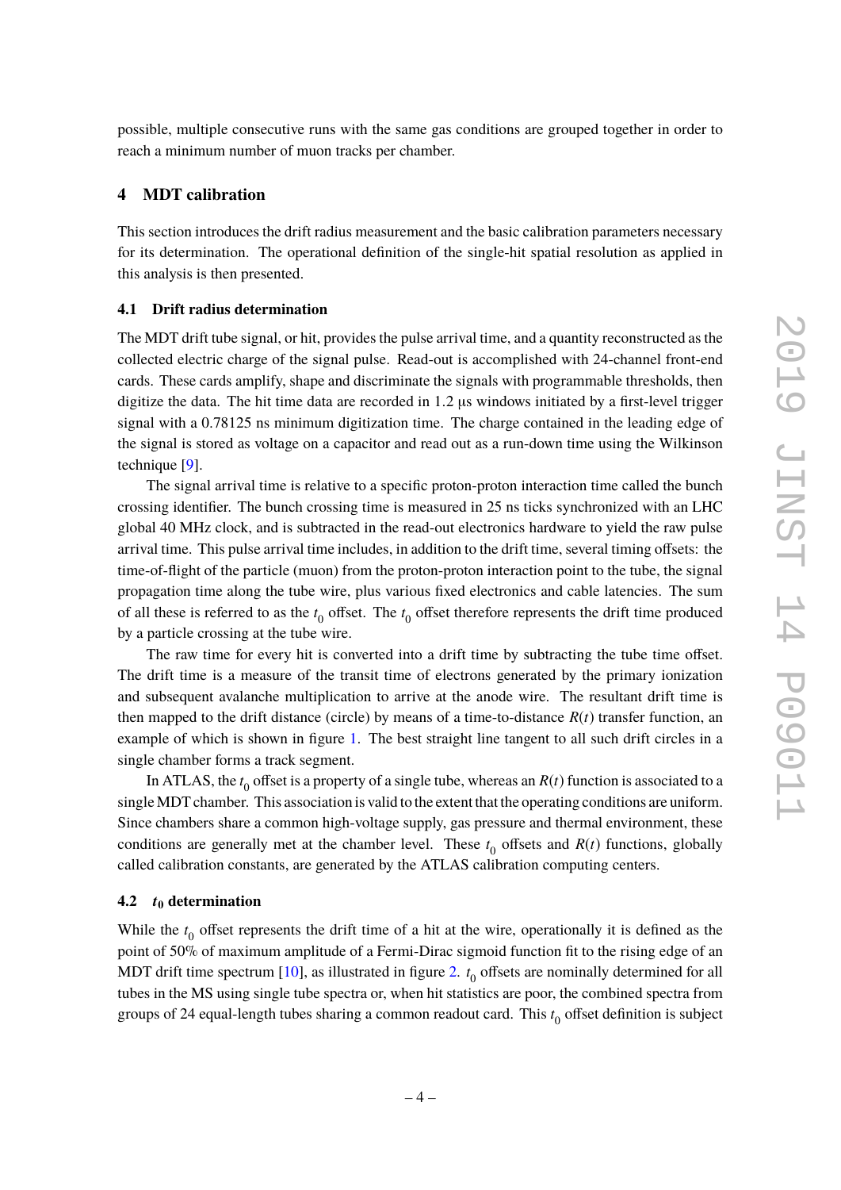possible, multiple consecutive runs with the same gas conditions are grouped together in order to reach a minimum number of muon tracks per chamber.

## 4 MDT calibration

This section introduces the drift radius measurement and the basic calibration parameters necessary for its determination. The operational definition of the single-hit spatial resolution as applied in this analysis is then presented.

### 4.1 Drift radius determination

The MDT drift tube signal, or hit, provides the pulse arrival time, and a quantity reconstructed as the collected electric charge of the signal pulse. Read-out is accomplished with 24-channel front-end cards. These cards amplify, shape and discriminate the signals with programmable thresholds, then digitize the data. The hit time data are recorded in 1.2 µs windows initiated by a first-level trigger signal with a 0.78125 ns minimum digitization time. The charge contained in the leading edge of the signal is stored as voltage on a capacitor and read out as a run-down time using the Wilkinson technique [9].

The signal arrival time is relative to a specific proton-proton interaction time called the bunch crossing identifier. The bunch crossing time is measured in 25 ns ticks synchronized with an LHC global 40 MHz clock, and is subtracted in the read-out electronics hardware to yield the raw pulse arrival time. This pulse arrival time includes, in addition to the drift time, several timing offsets: the time-of-flight of the particle (muon) from the proton-proton interaction point to the tube, the signal propagation time along the tube wire, plus various fixed electronics and cable latencies. The sum of all these is referred to as the $t_0$ offset. The $t_0$ offset therefore represents the drift time produced by a particle crossing at the tube wire.

The raw time for every hit is converted into a drift time by subtracting the tube time offset. The drift time is a measure of the transit time of electrons generated by the primary ionization and subsequent avalanche multiplication to arrive at the anode wire. The resultant drift time is then mapped to the drift distance (circle) by means of a time-to-distance $R(t)$ transfer function, an example of which is shown in figure 1. The best straight line tangent to all such drift circles in a single chamber forms a track segment.

In ATLAS, the $t_0$ offset is a property of a single tube, whereas an $R(t)$ function is associated to a single MDT chamber. This association is valid to the extent that the operating conditions are uniform. Since chambers share a common high-voltage supply, gas pressure and thermal environment, these conditions are generally met at the chamber level. These $t_0$ offsets and $R(t)$ functions, globally called calibration constants, are generated by the ATLAS calibration computing centers.

### 4.2 $t_0$ determination

While the $t_0$ offset represents the drift time of a hit at the wire, operationally it is defined as the point of 50% of maximum amplitude of a Fermi-Dirac sigmoid function fit to the rising edge of an MDT drift time spectrum [10], as illustrated in figure 2. $t_0$ offsets are nominally determined for all tubes in the MS using single tube spectra or, when hit statistics are poor, the combined spectra from groups of 24 equal-length tubes sharing a common readout card. This $t_0$ offset definition is subject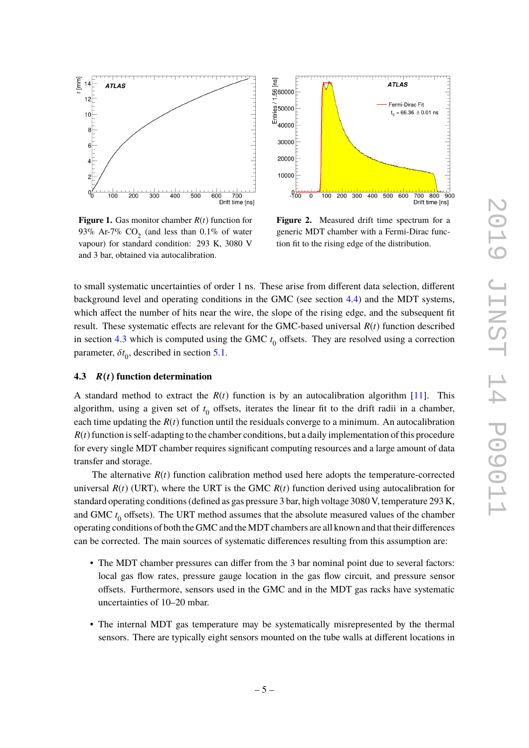**Figure 1.** Gas monitor chamber $R(t)$ function for 93% Ar-7% $CO_2$ (and less than 0.1% of water vapour) for standard condition: 293 K, 3080 V and 3 bar, obtained via autocalibration.

**Figure 2.** Measured drift time spectrum for a generic MDT chamber with a Fermi-Dirac function fit to the rising edge of the distribution.

to small systematic uncertainties of order 1 ns. These arise from different data selection, different background level and operating conditions in the GMC (see section 4.4) and the MDT systems, which affect the number of hits near the wire, the slope of the rising edge, and the subsequent fit result. These systematic effects are relevant for the GMC-based universal $R(t)$ function described in section 4.3 which is computed using the GMC $t_0$ offsets. They are resolved using a correction parameter, $\delta t_0$, described in section 5.1.

### 4.3 $R(t)$ function determination

A standard method to extract the $R(t)$ function is by an autocalibration algorithm [11]. This algorithm, using a given set of $t_0$ offsets, iterates the linear fit to the drift radii in a chamber, each time updating the $R(t)$ function until the residuals converge to a minimum. An autocalibration $R(t)$ function is self-adapting to the chamber conditions, but a daily implementation of this procedure for every single MDT chamber requires significant computing resources and a large amount of data transfer and storage.

The alternative $R(t)$ function calibration method used here adopts the temperature-corrected universal $R(t)$ (URT), where the URT is the GMC $R(t)$ function derived using autocalibration for standard operating conditions (defined as gas pressure 3 bar, high voltage 3080 V, temperature 293 K, and GMC $t_0$ offsets). The URT method assumes that the absolute measured values of the chamber operating conditions of both the GMC and the MDT chambers are all known and that their differences can be corrected. The main sources of systematic differences resulting from this assumption are:

- The MDT chamber pressures can differ from the 3 bar nominal point due to several factors: local gas flow rates, pressure gauge location in the gas flow circuit, and pressure sensor offsets. Furthermore, sensors used in the GMC and in the MDT gas racks have systematic uncertainties of 10–20 mbar.

- The internal MDT gas temperature may be systematically misrepresented by the thermal sensors. There are typically eight sensors mounted on the tube walls at different locations in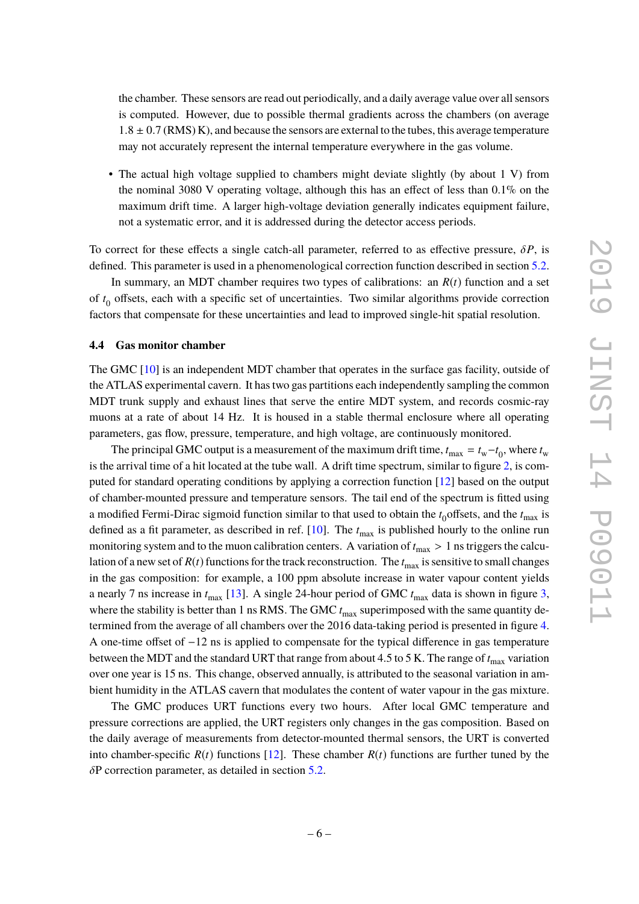the chamber. These sensors are read out periodically, and a daily average value over all sensors is computed. However, due to possible thermal gradients across the chambers (on average $1.8 \pm 0.7$ (RMS) K), and because the sensors are external to the tubes, this average temperature may not accurately represent the internal temperature everywhere in the gas volume.

- The actual high voltage supplied to chambers might deviate slightly (by about 1 V) from the nominal 3080 V operating voltage, although this has an effect of less than 0.1% on the maximum drift time. A larger high-voltage deviation generally indicates equipment failure, not a systematic error, and it is addressed during the detector access periods.

To correct for these effects a single catch-all parameter, referred to as effective pressure, $\delta P$, is defined. This parameter is used in a phenomenological correction function described in section 5.2.

In summary, an MDT chamber requires two types of calibrations: an $R(t)$ function and a set of $t_0$ offsets, each with a specific set of uncertainties. Two similar algorithms provide correction factors that compensate for these uncertainties and lead to improved single-hit spatial resolution.

### 4.4 Gas monitor chamber

The GMC [10] is an independent MDT chamber that operates in the surface gas facility, outside of the ATLAS experimental cavern. It has two gas partitions each independently sampling the common MDT trunk supply and exhaust lines that serve the entire MDT system, and records cosmic-ray muons at a rate of about 14 Hz. It is housed in a stable thermal enclosure where all operating parameters, gas flow, pressure, temperature, and high voltage, are continuously monitored.

The principal GMC output is a measurement of the maximum drift time, $t_{\text{max}} = t_{\text{w}} - t_0$, where $t_{\text{w}}$ is the arrival time of a hit located at the tube wall. A drift time spectrum, similar to figure 2, is computed for standard operating conditions by applying a correction function [12] based on the output of chamber-mounted pressure and temperature sensors. The tail end of the spectrum is fitted using a modified Fermi-Dirac sigmoid function similar to that used to obtain the $t_0$offsets, and the $t_{\text{max}}$ is defined as a fit parameter, as described in ref. [10]. The $t_{\text{max}}$ is published hourly to the online run monitoring system and to the muon calibration centers. A variation of $t_{\text{max}} > 1$ ns triggers the calculation of a new set of $R(t)$ functions for the track reconstruction. The $t_{\text{max}}$ is sensitive to small changes in the gas composition: for example, a 100 ppm absolute increase in water vapour content yields a nearly 7 ns increase in $t_{\text{max}}$ [13]. A single 24-hour period of GMC $t_{\text{max}}$ data is shown in figure 3, where the stability is better than 1 ns RMS. The GMC $t_{\text{max}}$ superimposed with the same quantity determined from the average of all chambers over the 2016 data-taking period is presented in figure 4. A one-time offset of $-12$ ns is applied to compensate for the typical difference in gas temperature between the MDT and the standard URT that range from about 4.5 to 5 K. The range of $t_{\text{max}}$ variation over one year is 15 ns. This change, observed annually, is attributed to the seasonal variation in ambient humidity in the ATLAS cavern that modulates the content of water vapour in the gas mixture.

The GMC produces URT functions every two hours. After local GMC temperature and pressure corrections are applied, the URT registers only changes in the gas composition. Based on the daily average of measurements from detector-mounted thermal sensors, the URT is converted into chamber-specific $R(t)$ functions [12]. These chamber $R(t)$ functions are further tuned by the $\delta$P correction parameter, as detailed in section 5.2.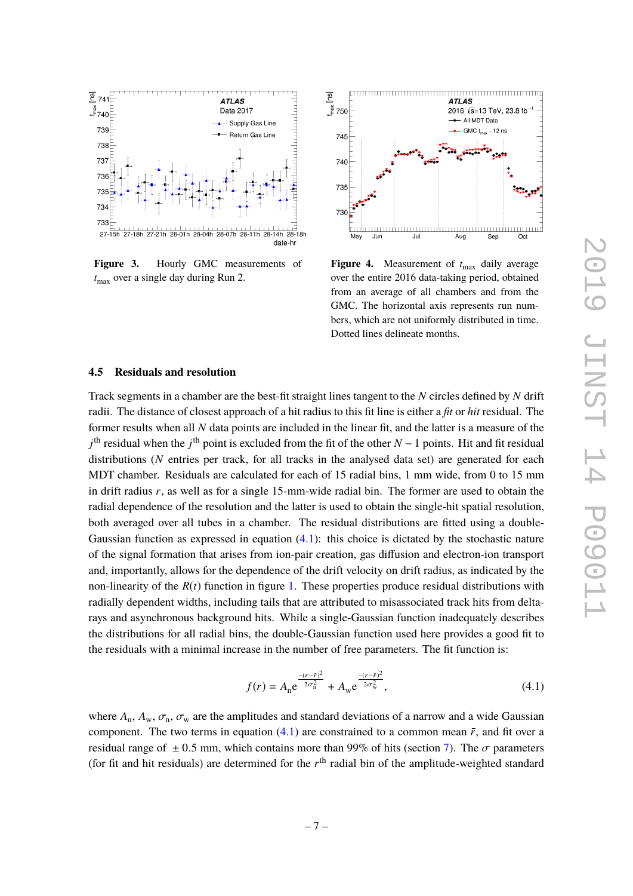**Figure 3.** Hourly GMC measurements of $t_{\text{max}}$ over a single day during Run 2.

**Figure 4.** Measurement of $t_{\text{max}}$ daily average over the entire 2016 data-taking period, obtained from an average of all chambers and from the GMC. The horizontal axis represents run numbers, which are not uniformly distributed in time. Dotted lines delineate months.

### 4.5 Residuals and resolution

Track segments in a chamber are the best-fit straight lines tangent to the $N$ circles defined by $N$ drift radii. The distance of closest approach of a hit radius to this fit line is either a *fit* or *hit* residual. The former results when all $N$ data points are included in the linear fit, and the latter is a measure of the $j^{\text{th}}$ residual when the $j^{\text{th}}$ point is excluded from the fit of the other $N-1$ points. Hit and fit residual distributions ($N$ entries per track, for all tracks in the analysed data set) are generated for each MDT chamber. Residuals are calculated for each of 15 radial bins, 1 mm wide, from 0 to 15 mm in drift radius $r$, as well as for a single 15-mm-wide radial bin. The former are used to obtain the radial dependence of the resolution and the latter is used to obtain the single-hit spatial resolution, both averaged over all tubes in a chamber. The residual distributions are fitted using a double-Gaussian function as expressed in equation (4.1): this choice is dictated by the stochastic nature of the signal formation that arises from ion-pair creation, gas diffusion and electron-ion transport and, importantly, allows for the dependence of the drift velocity on drift radius, as indicated by the non-linearity of the $R(t)$ function in figure 1. These properties produce residual distributions with radially dependent widths, including tails that are attributed to misassociated track hits from delta-rays and asynchronous background hits. While a single-Gaussian function inadequately describes the distributions for all radial bins, the double-Gaussian function used here provides a good fit to the residuals with a minimal increase in the number of free parameters. The fit function is:

$$f(r) = A_{\text{n}} \mathrm{e}^{\frac{-(r-\bar{r})^2}{2\sigma_{\text{n}}^2}} + A_{\text{w}} \mathrm{e}^{\frac{-(r-\bar{r})^2}{2\sigma_{\text{w}}^2}}, \tag{4.1}$$

where $A_{\text{n}}$, $A_{\text{w}}$, $\sigma_{\text{n}}$, $\sigma_{\text{w}}$ are the amplitudes and standard deviations of a narrow and a wide Gaussian component. The two terms in equation (4.1) are constrained to a common mean $\bar{r}$, and fit over a residual range of $\pm 0.5$ mm, which contains more than 99% of hits (section 7). The $\sigma$ parameters (for fit and hit residuals) are determined for the $r^{\text{th}}$ radial bin of the amplitude-weighted standard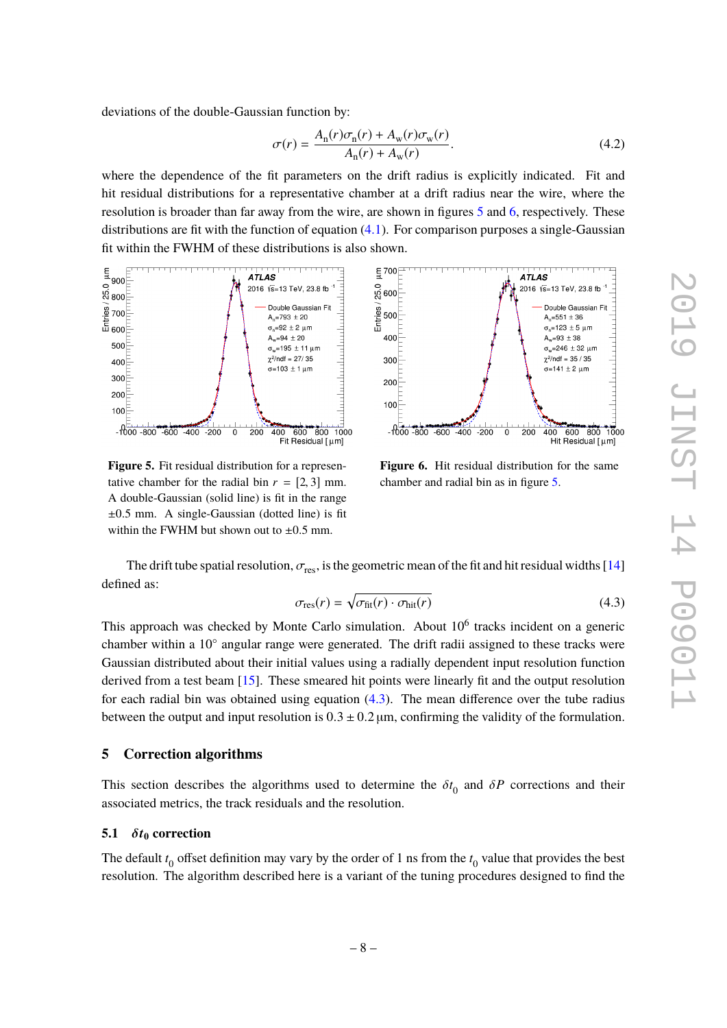deviations of the double-Gaussian function by:

$$\sigma(r) = \frac{A_n(r)\sigma_n(r) + A_w(r)\sigma_w(r)}{A_n(r) + A_w(r)}. \tag{4.2}$$

where the dependence of the fit parameters on the drift radius is explicitly indicated. Fit and hit residual distributions for a representative chamber at a drift radius near the wire, where the resolution is broader than far away from the wire, are shown in figures 5 and 6, respectively. These distributions are fit with the function of equation (4.1). For comparison purposes a single-Gaussian fit within the FWHM of these distributions is also shown.

**Figure 5.** Fit residual distribution for a representative chamber for the radial bin $r = [2, 3]$ mm. A double-Gaussian (solid line) is fit in the range $\pm 0.5$ mm. A single-Gaussian (dotted line) is fit within the FWHM but shown out to $\pm 0.5$ mm.

**Figure 6.** Hit residual distribution for the same chamber and radial bin as in figure 5.

The drift tube spatial resolution, $\sigma_{\text{res}}$, is the geometric mean of the fit and hit residual widths [14] defined as:

$$\sigma_{\text{res}}(r) = \sqrt{\sigma_{\text{fit}}(r) \cdot \sigma_{\text{hit}}(r)} \tag{4.3}$$

This approach was checked by Monte Carlo simulation. About $10^6$ tracks incident on a generic chamber within a $10^\circ$ angular range were generated. The drift radii assigned to these tracks were Gaussian distributed about their initial values using a radially dependent input resolution function derived from a test beam [15]. These smeared hit points were linearly fit and the output resolution for each radial bin was obtained using equation (4.3). The mean difference over the tube radius between the output and input resolution is $0.3 \pm 0.2\,\mu\text{m}$, confirming the validity of the formulation.

## 5 Correction algorithms

This section describes the algorithms used to determine the $\delta t_0$ and $\delta P$ corrections and their associated metrics, the track residuals and the resolution.

### 5.1 $\delta t_0$ correction

The default $t_0$ offset definition may vary by the order of 1 ns from the $t_0$ value that provides the best resolution. The algorithm described here is a variant of the tuning procedures designed to find the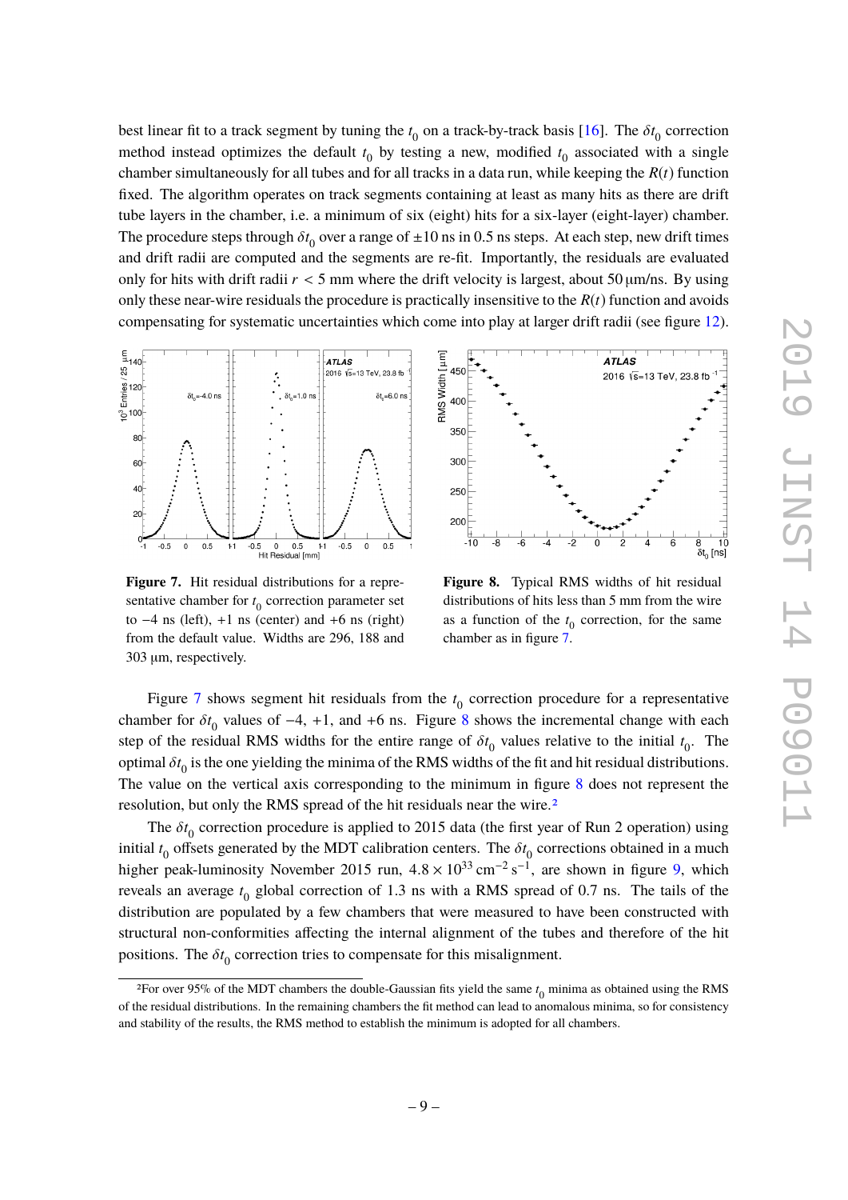best linear fit to a track segment by tuning the $t_0$ on a track-by-track basis [16]. The $\delta t_0$ correction method instead optimizes the default $t_0$ by testing a new, modified $t_0$ associated with a single chamber simultaneously for all tubes and for all tracks in a data run, while keeping the $R(t)$ function fixed. The algorithm operates on track segments containing at least as many hits as there are drift tube layers in the chamber, i.e. a minimum of six (eight) hits for a six-layer (eight-layer) chamber. The procedure steps through $\delta t_0$ over a range of $\pm 10$ ns in 0.5 ns steps. At each step, new drift times and drift radii are computed and the segments are re-fit. Importantly, the residuals are evaluated only for hits with drift radii $r < 5$ mm where the drift velocity is largest, about 50 µm/ns. By using only these near-wire residuals the procedure is practically insensitive to the $R(t)$ function and avoids compensating for systematic uncertainties which come into play at larger drift radii (see figure 12).

**Figure 7.** Hit residual distributions for a representative chamber for $t_0$ correction parameter set to $-4$ ns (left), $+1$ ns (center) and $+6$ ns (right) from the default value. Widths are 296, 188 and 303 µm, respectively.

**Figure 8.** Typical RMS widths of hit residual distributions of hits less than 5 mm from the wire as a function of the $t_0$ correction, for the same chamber as in figure 7.

Figure 7 shows segment hit residuals from the $t_0$ correction procedure for a representative chamber for $\delta t_0$ values of $-4$, $+1$, and $+6$ ns. Figure 8 shows the incremental change with each step of the residual RMS widths for the entire range of $\delta t_0$ values relative to the initial $t_0$. The optimal $\delta t_0$ is the one yielding the minima of the RMS widths of the fit and hit residual distributions. The value on the vertical axis corresponding to the minimum in figure 8 does not represent the resolution, but only the RMS spread of the hit residuals near the wire.[2]

The $\delta t_0$ correction procedure is applied to 2015 data (the first year of Run 2 operation) using initial $t_0$ offsets generated by the MDT calibration centers. The $\delta t_0$ corrections obtained in a much higher peak-luminosity November 2015 run, $4.8 \times 10^{33}$ cm$^{-2}$ s$^{-1}$, are shown in figure 9, which reveals an average $t_0$ global correction of 1.3 ns with a RMS spread of 0.7 ns. The tails of the distribution are populated by a few chambers that were measured to have been constructed with structural non-conformities affecting the internal alignment of the tubes and therefore of the hit positions. The $\delta t_0$ correction tries to compensate for this misalignment.

[2]For over 95% of the MDT chambers the double-Gaussian fits yield the same $t_0$ minima as obtained using the RMS of the residual distributions. In the remaining chambers the fit method can lead to anomalous minima, so for consistency and stability of the results, the RMS method to establish the minimum is adopted for all chambers.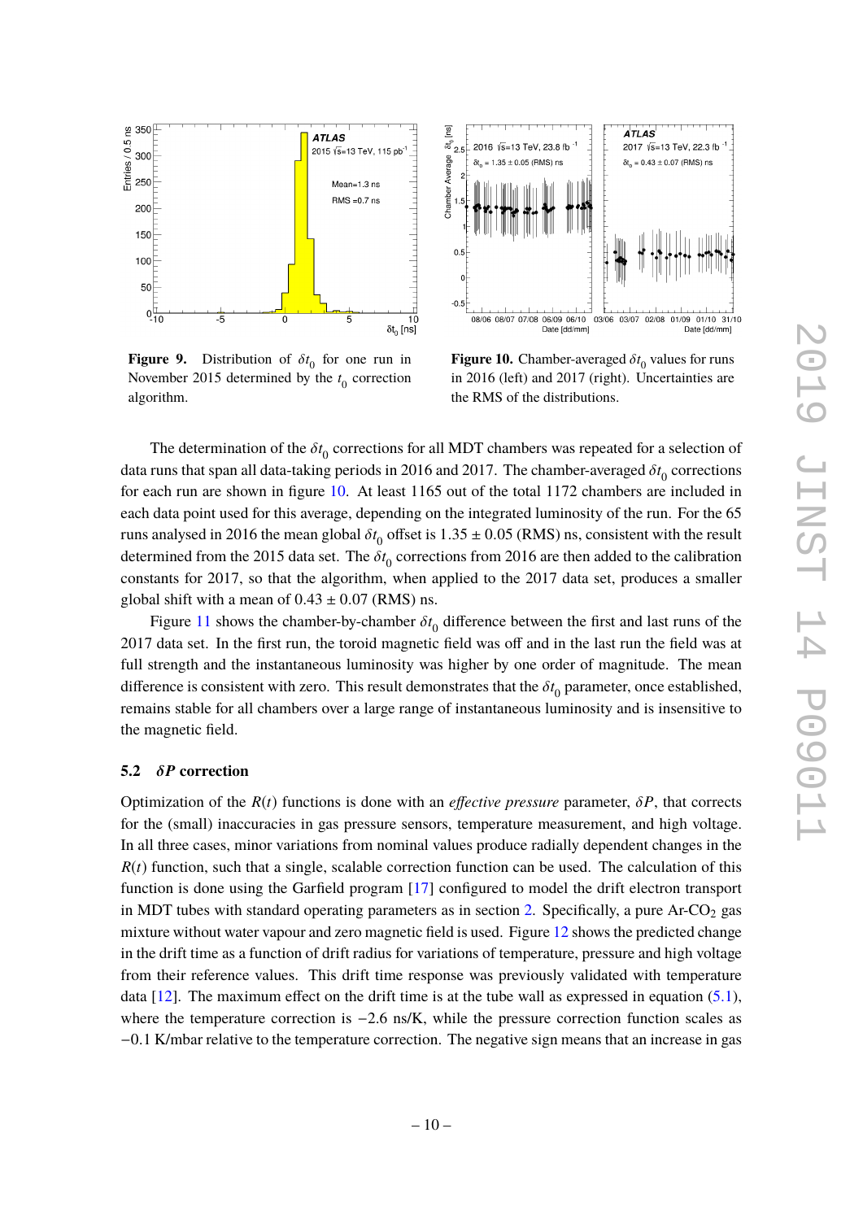**Figure 9.** Distribution of $\delta t_0$ for one run in November 2015 determined by the $t_0$ correction algorithm.

**Figure 10.** Chamber-averaged $\delta t_0$ values for runs in 2016 (left) and 2017 (right). Uncertainties are the RMS of the distributions.

The determination of the $\delta t_0$ corrections for all MDT chambers was repeated for a selection of data runs that span all data-taking periods in 2016 and 2017. The chamber-averaged $\delta t_0$ corrections for each run are shown in figure 10. At least 1165 out of the total 1172 chambers are included in each data point used for this average, depending on the integrated luminosity of the run. For the 65 runs analysed in 2016 the mean global $\delta t_0$ offset is $1.35 \pm 0.05$ (RMS) ns, consistent with the result determined from the 2015 data set. The $\delta t_0$ corrections from 2016 are then added to the calibration constants for 2017, so that the algorithm, when applied to the 2017 data set, produces a smaller global shift with a mean of $0.43 \pm 0.07$ (RMS) ns.

Figure 11 shows the chamber-by-chamber $\delta t_0$ difference between the first and last runs of the 2017 data set. In the first run, the toroid magnetic field was off and in the last run the field was at full strength and the instantaneous luminosity was higher by one order of magnitude. The mean difference is consistent with zero. This result demonstrates that the $\delta t_0$ parameter, once established, remains stable for all chambers over a large range of instantaneous luminosity and is insensitive to the magnetic field.

### 5.2 $\delta P$ correction

Optimization of the $R(t)$ functions is done with an *effective pressure* parameter, $\delta P$, that corrects for the (small) inaccuracies in gas pressure sensors, temperature measurement, and high voltage. In all three cases, minor variations from nominal values produce radially dependent changes in the $R(t)$ function, such that a single, scalable correction function can be used. The calculation of this function is done using the Garfield program [17] configured to model the drift electron transport in MDT tubes with standard operating parameters as in section 2. Specifically, a pure Ar-$CO_2$ gas mixture without water vapour and zero magnetic field is used. Figure 12 shows the predicted change in the drift time as a function of drift radius for variations of temperature, pressure and high voltage from their reference values. This drift time response was previously validated with temperature data [12]. The maximum effect on the drift time is at the tube wall as expressed in equation (5.1), where the temperature correction is $-2.6$ ns/K, while the pressure correction function scales as $-0.1$ K/mbar relative to the temperature correction. The negative sign means that an increase in gas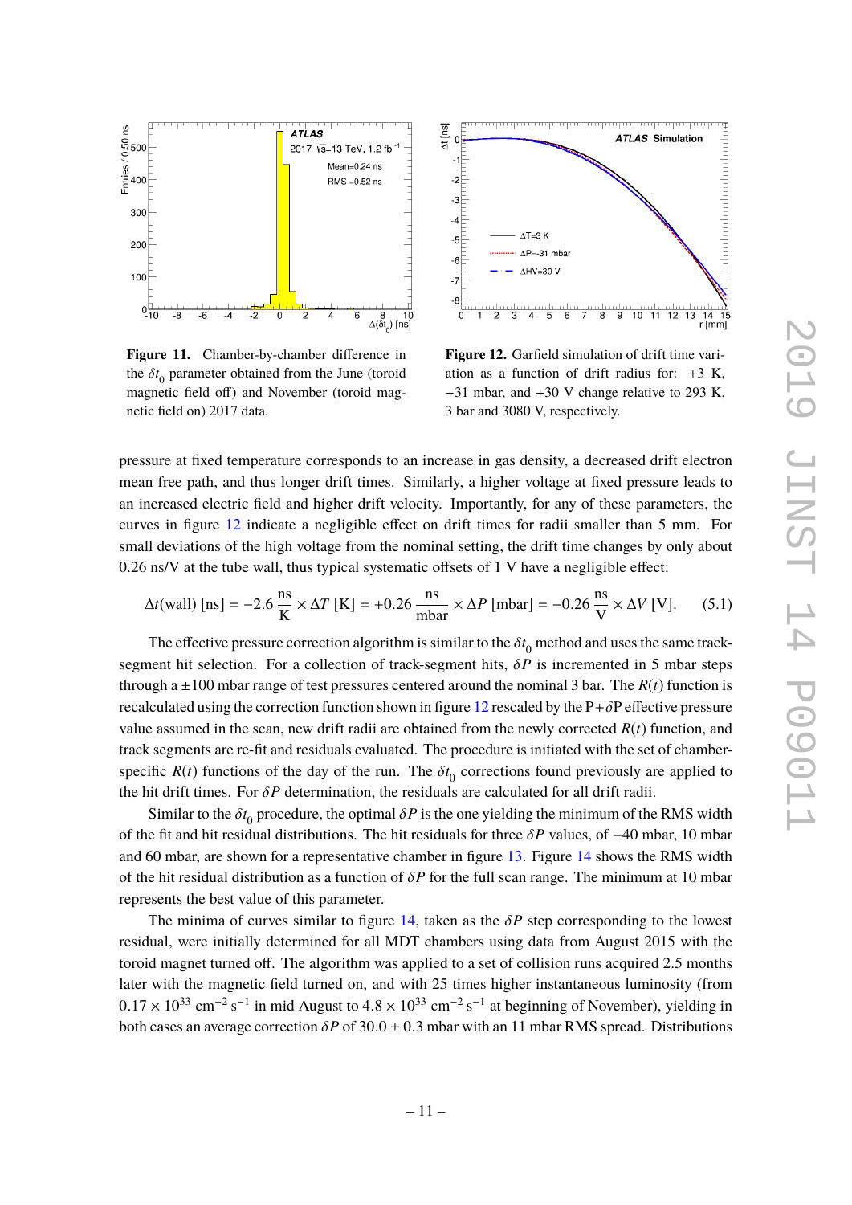**Figure 11.** Chamber-by-chamber difference in the $\delta t_0$ parameter obtained from the June (toroid magnetic field off) and November (toroid magnetic field on) 2017 data.

**Figure 12.** Garfield simulation of drift time variation as a function of drift radius for: +3 K, −31 mbar, and +30 V change relative to 293 K, 3 bar and 3080 V, respectively.

pressure at fixed temperature corresponds to an increase in gas density, a decreased drift electron mean free path, and thus longer drift times. Similarly, a higher voltage at fixed pressure leads to an increased electric field and higher drift velocity. Importantly, for any of these parameters, the curves in figure 12 indicate a negligible effect on drift times for radii smaller than 5 mm. For small deviations of the high voltage from the nominal setting, the drift time changes by only about 0.26 ns/V at the tube wall, thus typical systematic offsets of 1 V have a negligible effect:

$$\Delta t(\text{wall})\ [\text{ns}] = -2.6\ \frac{\text{ns}}{\text{K}} \times \Delta T\ [\text{K}] = +0.26\ \frac{\text{ns}}{\text{mbar}} \times \Delta P\ [\text{mbar}] = -0.26\ \frac{\text{ns}}{\text{V}} \times \Delta V\ [\text{V}]. \tag{5.1}$$

The effective pressure correction algorithm is similar to the $\delta t_0$ method and uses the same track-segment hit selection. For a collection of track-segment hits, $\delta P$ is incremented in 5 mbar steps through a ±100 mbar range of test pressures centered around the nominal 3 bar. The $R(t)$ function is recalculated using the correction function shown in figure 12 rescaled by the $\text{P}+\delta\text{P}$ effective pressure value assumed in the scan, new drift radii are obtained from the newly corrected $R(t)$ function, and track segments are re-fit and residuals evaluated. The procedure is initiated with the set of chamber-specific $R(t)$ functions of the day of the run. The $\delta t_0$ corrections found previously are applied to the hit drift times. For $\delta P$ determination, the residuals are calculated for all drift radii.

Similar to the $\delta t_0$ procedure, the optimal $\delta P$ is the one yielding the minimum of the RMS width of the fit and hit residual distributions. The hit residuals for three $\delta P$ values, of −40 mbar, 10 mbar and 60 mbar, are shown for a representative chamber in figure 13. Figure 14 shows the RMS width of the hit residual distribution as a function of $\delta P$ for the full scan range. The minimum at 10 mbar represents the best value of this parameter.

The minima of curves similar to figure 14, taken as the $\delta P$ step corresponding to the lowest residual, were initially determined for all MDT chambers using data from August 2015 with the toroid magnet turned off. The algorithm was applied to a set of collision runs acquired 2.5 months later with the magnetic field turned on, and with 25 times higher instantaneous luminosity (from $0.17 \times 10^{33}\ \text{cm}^{-2}\ \text{s}^{-1}$ in mid August to $4.8 \times 10^{33}\ \text{cm}^{-2}\ \text{s}^{-1}$ at beginning of November), yielding in both cases an average correction $\delta P$ of $30.0 \pm 0.3$ mbar with an 11 mbar RMS spread. Distributions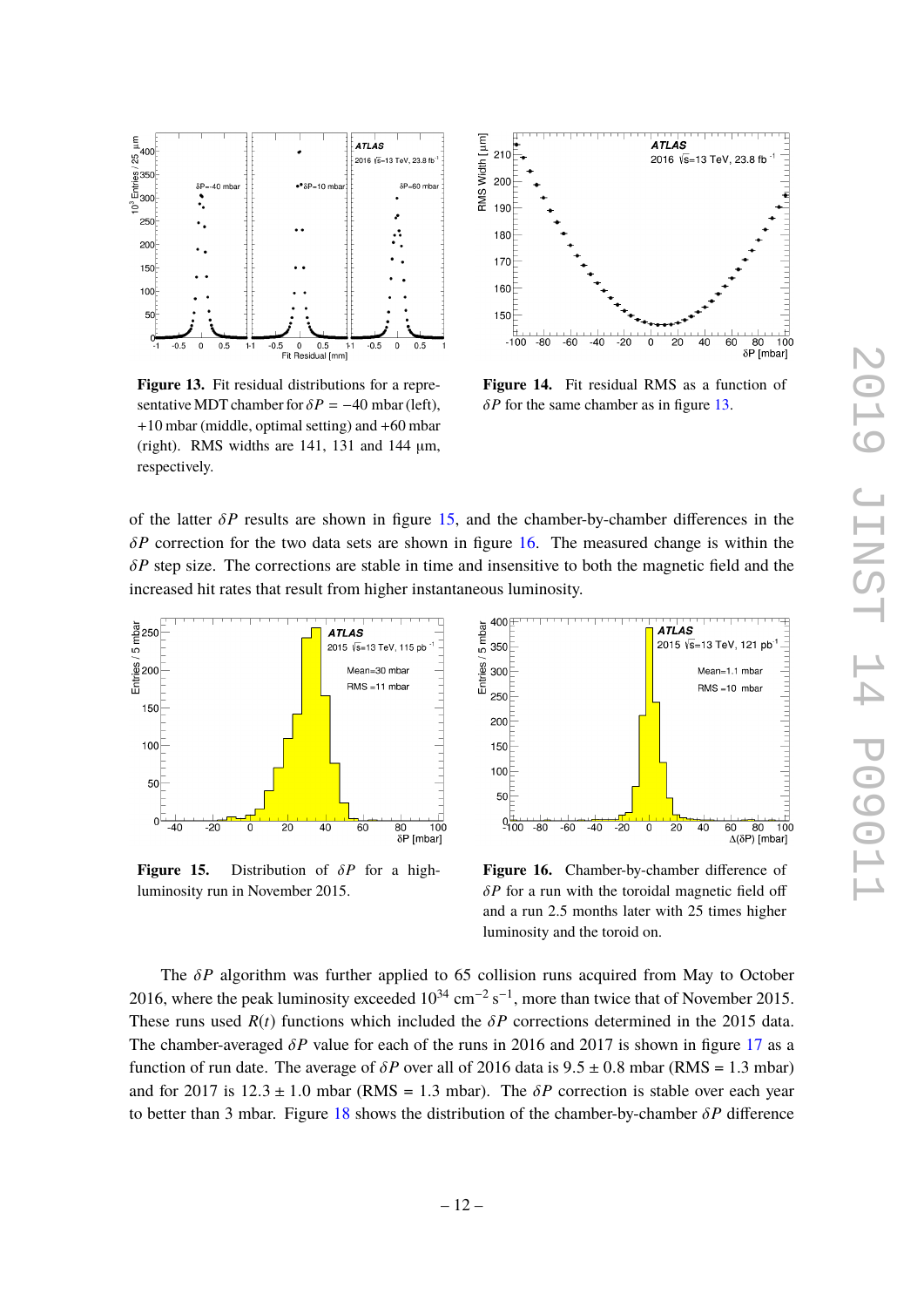**Figure 13.** Fit residual distributions for a representative MDT chamber for $\delta P = -40$ mbar (left), $+10$ mbar (middle, optimal setting) and $+60$ mbar (right). RMS widths are 141, 131 and 144 µm, respectively.

**Figure 14.** Fit residual RMS as a function of $\delta P$ for the same chamber as in figure 13.

of the latter $\delta P$ results are shown in figure 15, and the chamber-by-chamber differences in the $\delta P$ correction for the two data sets are shown in figure 16. The measured change is within the $\delta P$ step size. The corrections are stable in time and insensitive to both the magnetic field and the increased hit rates that result from higher instantaneous luminosity.

**Figure 15.** Distribution of $\delta P$ for a high-luminosity run in November 2015.

**Figure 16.** Chamber-by-chamber difference of $\delta P$ for a run with the toroidal magnetic field off and a run 2.5 months later with 25 times higher luminosity and the toroid on.

The $\delta P$ algorithm was further applied to 65 collision runs acquired from May to October 2016, where the peak luminosity exceeded $10^{34}$ cm$^{-2}$ s$^{-1}$, more than twice that of November 2015. These runs used $R(t)$ functions which included the $\delta P$ corrections determined in the 2015 data. The chamber-averaged $\delta P$ value for each of the runs in 2016 and 2017 is shown in figure 17 as a function of run date. The average of $\delta P$ over all of 2016 data is $9.5 \pm 0.8$ mbar (RMS = 1.3 mbar) and for 2017 is $12.3 \pm 1.0$ mbar (RMS = 1.3 mbar). The $\delta P$ correction is stable over each year to better than 3 mbar. Figure 18 shows the distribution of the chamber-by-chamber $\delta P$ difference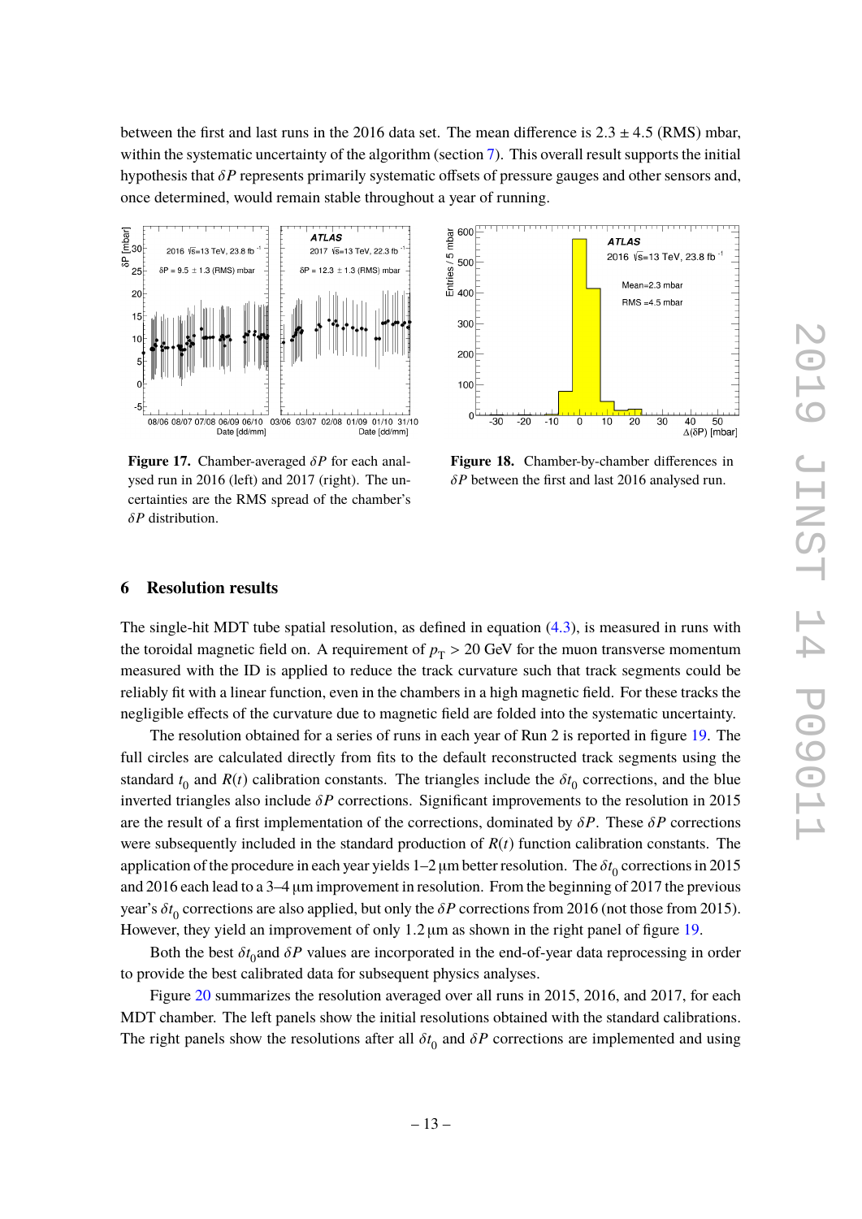between the first and last runs in the 2016 data set. The mean difference is $2.3 \pm 4.5$ (RMS) mbar, within the systematic uncertainty of the algorithm (section 7). This overall result supports the initial hypothesis that $\delta P$ represents primarily systematic offsets of pressure gauges and other sensors and, once determined, would remain stable throughout a year of running.

**Figure 17.** Chamber-averaged $\delta P$ for each analysed run in 2016 (left) and 2017 (right). The uncertainties are the RMS spread of the chamber's $\delta P$ distribution.

**Figure 18.** Chamber-by-chamber differences in $\delta P$ between the first and last 2016 analysed run.

## 6 Resolution results

The single-hit MDT tube spatial resolution, as defined in equation (4.3), is measured in runs with the toroidal magnetic field on. A requirement of $p_{\mathrm{T}} > 20$ GeV for the muon transverse momentum measured with the ID is applied to reduce the track curvature such that track segments could be reliably fit with a linear function, even in the chambers in a high magnetic field. For these tracks the negligible effects of the curvature due to magnetic field are folded into the systematic uncertainty.

The resolution obtained for a series of runs in each year of Run 2 is reported in figure 19. The full circles are calculated directly from fits to the default reconstructed track segments using the standard $t_0$ and $R(t)$ calibration constants. The triangles include the $\delta t_0$ corrections, and the blue inverted triangles also include $\delta P$ corrections. Significant improvements to the resolution in 2015 are the result of a first implementation of the corrections, dominated by $\delta P$. These $\delta P$ corrections were subsequently included in the standard production of $R(t)$ function calibration constants. The application of the procedure in each year yields 1–2 µm better resolution. The $\delta t_0$ corrections in 2015 and 2016 each lead to a 3–4 µm improvement in resolution. From the beginning of 2017 the previous year's $\delta t_0$ corrections are also applied, but only the $\delta P$ corrections from 2016 (not those from 2015). However, they yield an improvement of only 1.2 µm as shown in the right panel of figure 19.

Both the best $\delta t_0$and $\delta P$ values are incorporated in the end-of-year data reprocessing in order to provide the best calibrated data for subsequent physics analyses.

Figure 20 summarizes the resolution averaged over all runs in 2015, 2016, and 2017, for each MDT chamber. The left panels show the initial resolutions obtained with the standard calibrations. The right panels show the resolutions after all $\delta t_0$ and $\delta P$ corrections are implemented and using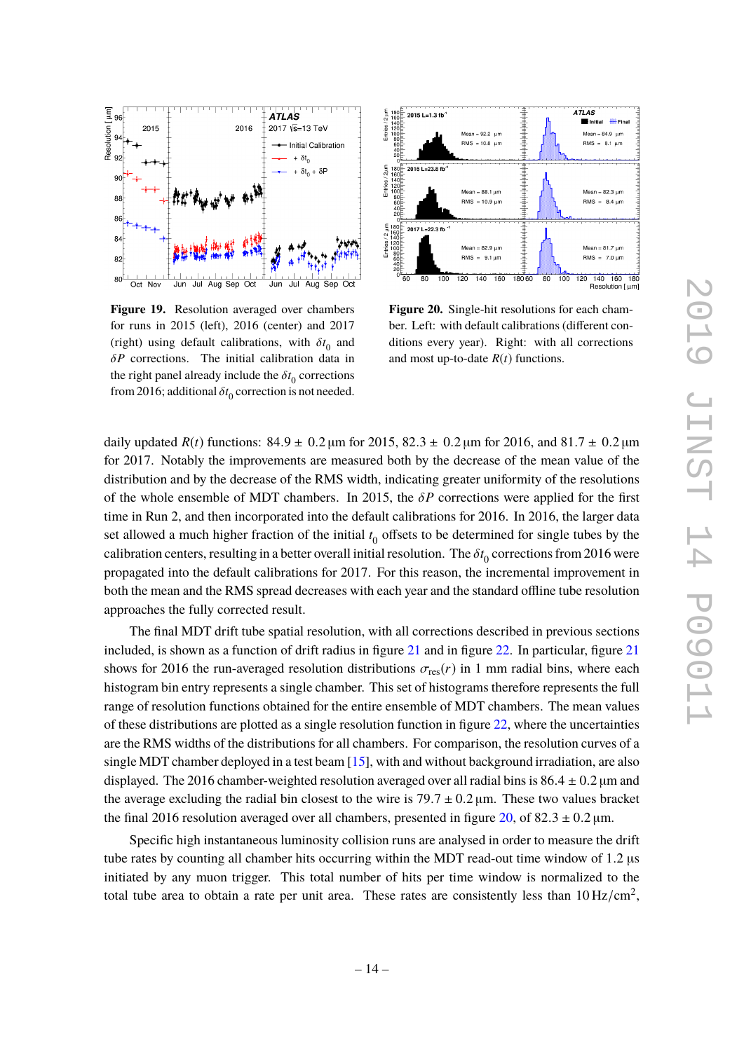**Figure 19.** Resolution averaged over chambers for runs in 2015 (left), 2016 (center) and 2017 (right) using default calibrations, with $\delta t_0$ and $\delta P$ corrections. The initial calibration data in the right panel already include the $\delta t_0$ corrections from 2016; additional $\delta t_0$ correction is not needed.

**Figure 20.** Single-hit resolutions for each chamber. Left: with default calibrations (different conditions every year). Right: with all corrections and most up-to-date $R(t)$ functions.

daily updated $R(t)$ functions: $84.9 \pm 0.2$ µm for 2015, $82.3 \pm 0.2$ µm for 2016, and $81.7 \pm 0.2$ µm for 2017. Notably the improvements are measured both by the decrease of the mean value of the distribution and by the decrease of the RMS width, indicating greater uniformity of the resolutions of the whole ensemble of MDT chambers. In 2015, the $\delta P$ corrections were applied for the first time in Run 2, and then incorporated into the default calibrations for 2016. In 2016, the larger data set allowed a much higher fraction of the initial $t_0$ offsets to be determined for single tubes by the calibration centers, resulting in a better overall initial resolution. The $\delta t_0$ corrections from 2016 were propagated into the default calibrations for 2017. For this reason, the incremental improvement in both the mean and the RMS spread decreases with each year and the standard offline tube resolution approaches the fully corrected result.

The final MDT drift tube spatial resolution, with all corrections described in previous sections included, is shown as a function of drift radius in figure 21 and in figure 22. In particular, figure 21 shows for 2016 the run-averaged resolution distributions $\sigma_{\text{res}}(r)$ in 1 mm radial bins, where each histogram bin entry represents a single chamber. This set of histograms therefore represents the full range of resolution functions obtained for the entire ensemble of MDT chambers. The mean values of these distributions are plotted as a single resolution function in figure 22, where the uncertainties are the RMS widths of the distributions for all chambers. For comparison, the resolution curves of a single MDT chamber deployed in a test beam [15], with and without background irradiation, are also displayed. The 2016 chamber-weighted resolution averaged over all radial bins is $86.4 \pm 0.2$ µm and the average excluding the radial bin closest to the wire is $79.7 \pm 0.2$ µm. These two values bracket the final 2016 resolution averaged over all chambers, presented in figure 20, of $82.3 \pm 0.2$ µm.

Specific high instantaneous luminosity collision runs are analysed in order to measure the drift tube rates by counting all chamber hits occurring within the MDT read-out time window of 1.2 µs initiated by any muon trigger. This total number of hits per time window is normalized to the total tube area to obtain a rate per unit area. These rates are consistently less than $10\,\text{Hz/cm}^2$,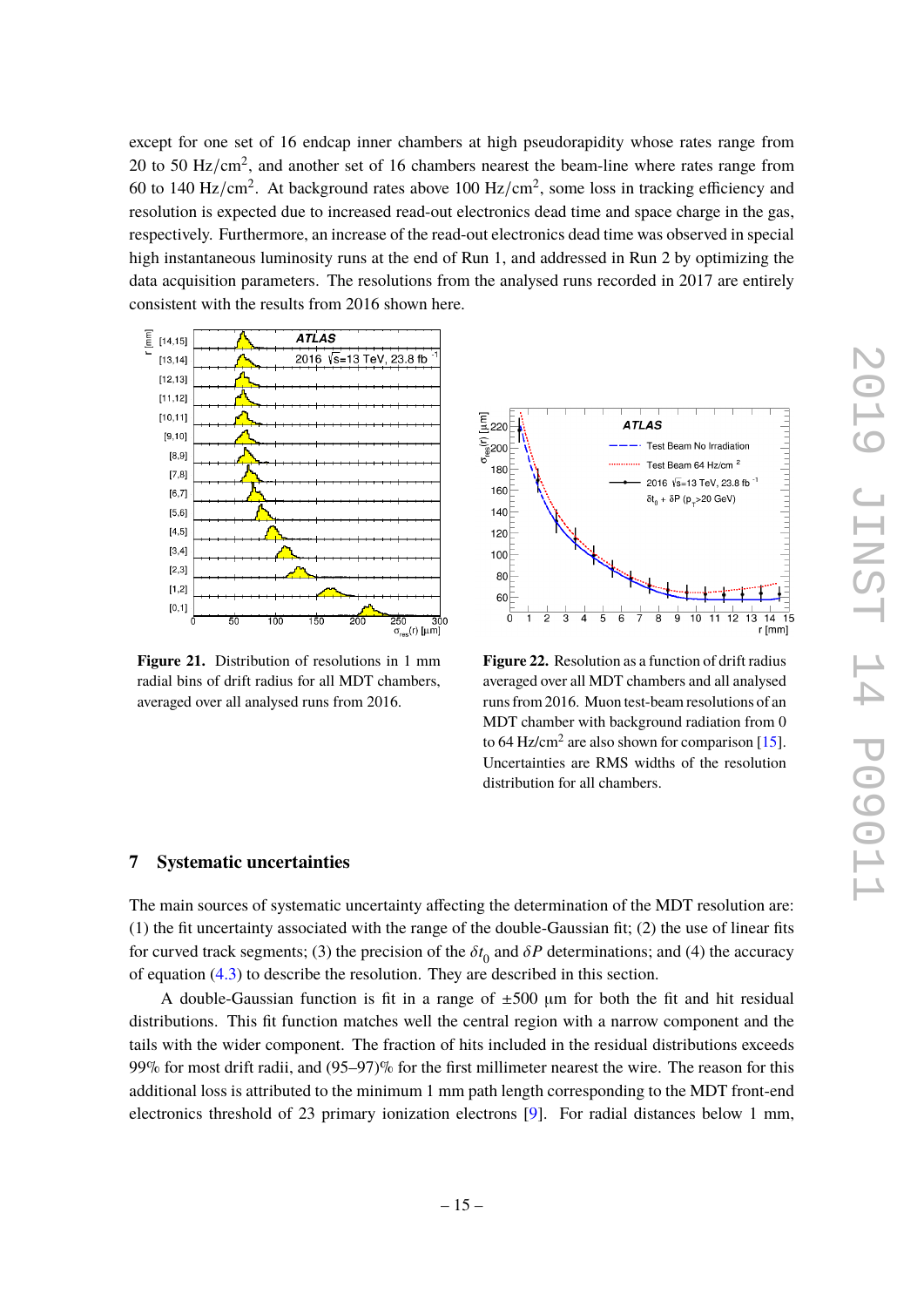except for one set of 16 endcap inner chambers at high pseudorapidity whose rates range from 20 to 50 Hz/cm$^2$, and another set of 16 chambers nearest the beam-line where rates range from 60 to 140 Hz/cm$^2$. At background rates above 100 Hz/cm$^2$, some loss in tracking efficiency and resolution is expected due to increased read-out electronics dead time and space charge in the gas, respectively. Furthermore, an increase of the read-out electronics dead time was observed in special high instantaneous luminosity runs at the end of Run 1, and addressed in Run 2 by optimizing the data acquisition parameters. The resolutions from the analysed runs recorded in 2017 are entirely consistent with the results from 2016 shown here.

**Figure 21.** Distribution of resolutions in 1 mm radial bins of drift radius for all MDT chambers, averaged over all analysed runs from 2016.

**Figure 22.** Resolution as a function of drift radius averaged over all MDT chambers and all analysed runs from 2016. Muon test-beam resolutions of an MDT chamber with background radiation from 0 to 64 Hz/cm$^2$ are also shown for comparison [15]. Uncertainties are RMS widths of the resolution distribution for all chambers.

## 7 Systematic uncertainties

The main sources of systematic uncertainty affecting the determination of the MDT resolution are: (1) the fit uncertainty associated with the range of the double-Gaussian fit; (2) the use of linear fits for curved track segments; (3) the precision of the $\delta t_0$ and $\delta P$ determinations; and (4) the accuracy of equation (4.3) to describe the resolution. They are described in this section.

A double-Gaussian function is fit in a range of $\pm 500$ µm for both the fit and hit residual distributions. This fit function matches well the central region with a narrow component and the tails with the wider component. The fraction of hits included in the residual distributions exceeds 99% for most drift radii, and (95–97)% for the first millimeter nearest the wire. The reason for this additional loss is attributed to the minimum 1 mm path length corresponding to the MDT front-end electronics threshold of 23 primary ionization electrons [9]. For radial distances below 1 mm,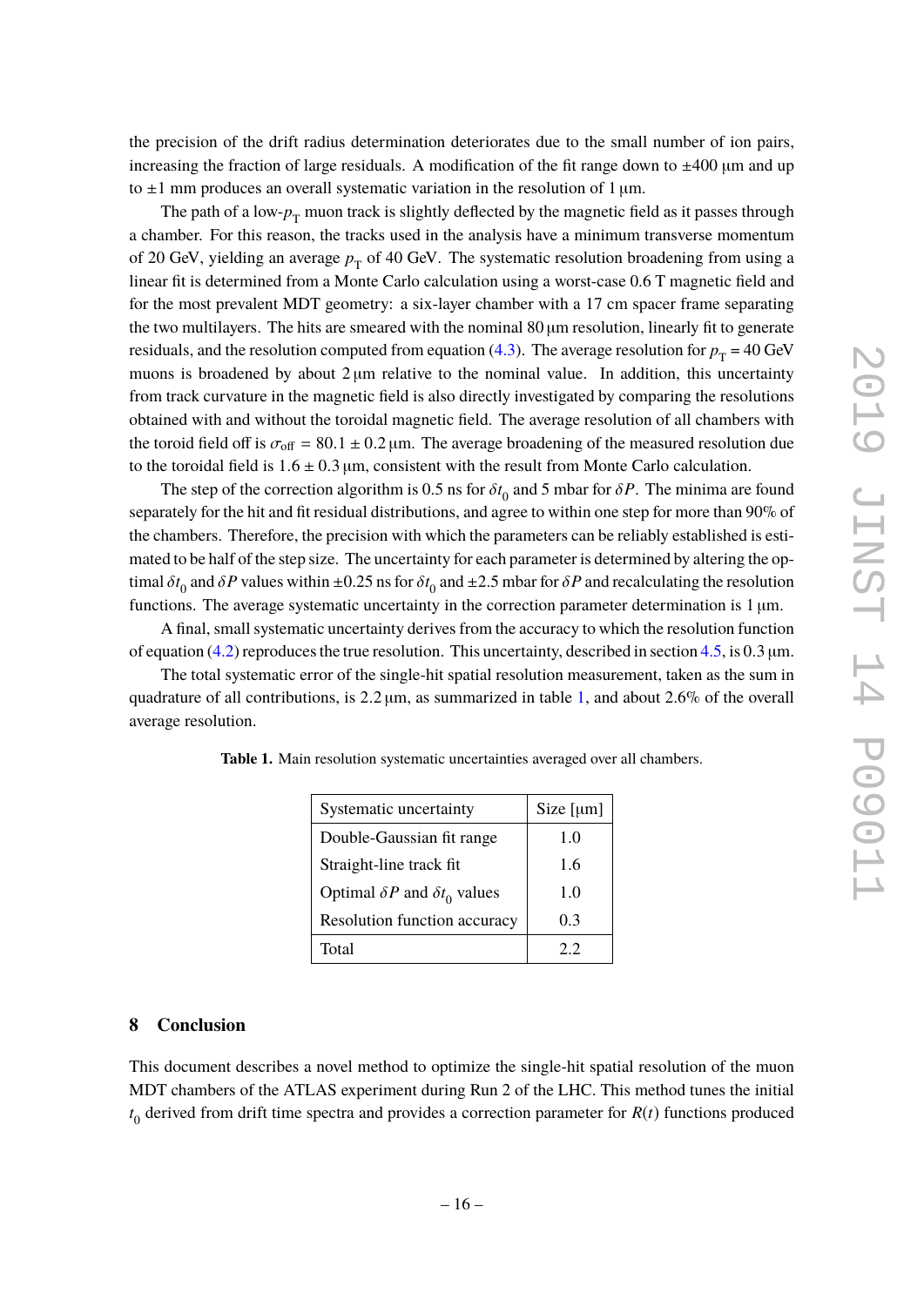the precision of the drift radius determination deteriorates due to the small number of ion pairs, increasing the fraction of large residuals. A modification of the fit range down to ±400 μm and up to ±1 mm produces an overall systematic variation in the resolution of 1 μm.

The path of a low-$p_T$ muon track is slightly deflected by the magnetic field as it passes through a chamber. For this reason, the tracks used in the analysis have a minimum transverse momentum of 20 GeV, yielding an average $p_T$ of 40 GeV. The systematic resolution broadening from using a linear fit is determined from a Monte Carlo calculation using a worst-case 0.6 T magnetic field and for the most prevalent MDT geometry: a six-layer chamber with a 17 cm spacer frame separating the two multilayers. The hits are smeared with the nominal 80 μm resolution, linearly fit to generate residuals, and the resolution computed from equation (4.3). The average resolution for $p_T = 40$ GeV muons is broadened by about 2 μm relative to the nominal value. In addition, this uncertainty from track curvature in the magnetic field is also directly investigated by comparing the resolutions obtained with and without the toroidal magnetic field. The average resolution of all chambers with the toroid field off is $\sigma_{\text{off}} = 80.1 \pm 0.2$ μm. The average broadening of the measured resolution due to the toroidal field is $1.6 \pm 0.3$ μm, consistent with the result from Monte Carlo calculation.

The step of the correction algorithm is 0.5 ns for $\delta t_0$ and 5 mbar for $\delta P$. The minima are found separately for the hit and fit residual distributions, and agree to within one step for more than 90% of the chambers. Therefore, the precision with which the parameters can be reliably established is estimated to be half of the step size. The uncertainty for each parameter is determined by altering the optimal $\delta t_0$ and $\delta P$ values within ±0.25 ns for $\delta t_0$ and ±2.5 mbar for $\delta P$ and recalculating the resolution functions. The average systematic uncertainty in the correction parameter determination is 1 μm.

A final, small systematic uncertainty derives from the accuracy to which the resolution function of equation (4.2) reproduces the true resolution. This uncertainty, described in section 4.5, is 0.3 μm.

The total systematic error of the single-hit spatial resolution measurement, taken as the sum in quadrature of all contributions, is 2.2 μm, as summarized in table 1, and about 2.6% of the overall average resolution.

**Table 1.** Main resolution systematic uncertainties averaged over all chambers.

| Systematic uncertainty | Size [μm] |
|---|---|
| Double-Gaussian fit range | 1.0 |
| Straight-line track fit | 1.6 |
| Optimal $\delta P$ and $\delta t_0$ values | 1.0 |
| Resolution function accuracy | 0.3 |
| Total | 2.2 |

## 8 Conclusion

This document describes a novel method to optimize the single-hit spatial resolution of the muon MDT chambers of the ATLAS experiment during Run 2 of the LHC. This method tunes the initial $t_0$ derived from drift time spectra and provides a correction parameter for $R(t)$ functions produced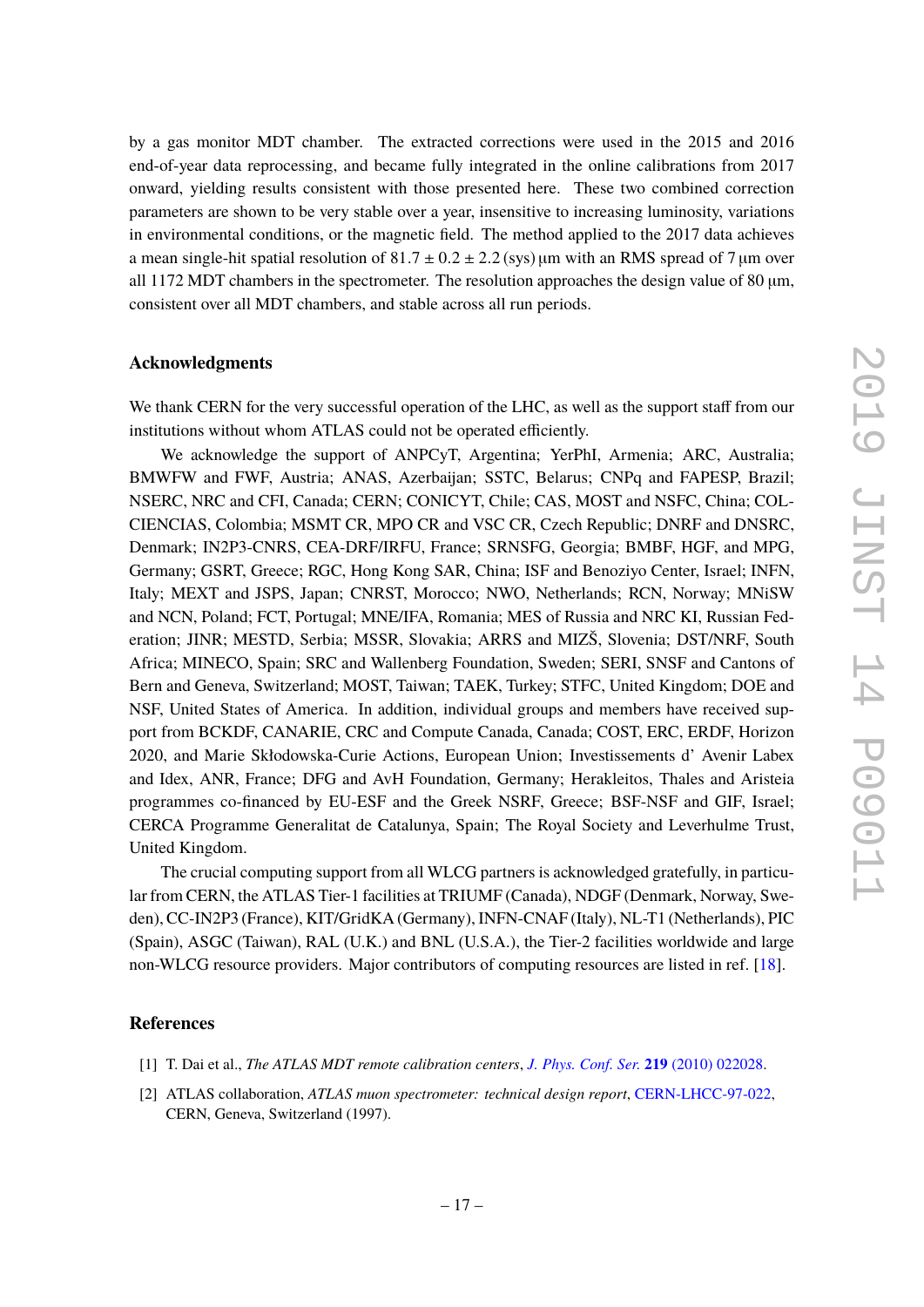by a gas monitor MDT chamber. The extracted corrections were used in the 2015 and 2016 end-of-year data reprocessing, and became fully integrated in the online calibrations from 2017 onward, yielding results consistent with those presented here. These two combined correction parameters are shown to be very stable over a year, insensitive to increasing luminosity, variations in environmental conditions, or the magnetic field. The method applied to the 2017 data achieves a mean single-hit spatial resolution of $81.7 \pm 0.2 \pm 2.2\,(\text{sys})\,\mu\text{m}$ with an RMS spread of $7\,\mu\text{m}$ over all 1172 MDT chambers in the spectrometer. The resolution approaches the design value of $80\,\mu\text{m}$, consistent over all MDT chambers, and stable across all run periods.

## Acknowledgments

We thank CERN for the very successful operation of the LHC, as well as the support staff from our institutions without whom ATLAS could not be operated efficiently.

We acknowledge the support of ANPCyT, Argentina; YerPhI, Armenia; ARC, Australia; BMWFW and FWF, Austria; ANAS, Azerbaijan; SSTC, Belarus; CNPq and FAPESP, Brazil; NSERC, NRC and CFI, Canada; CERN; CONICYT, Chile; CAS, MOST and NSFC, China; COLCIENCIAS, Colombia; MSMT CR, MPO CR and VSC CR, Czech Republic; DNRF and DNSRC, Denmark; IN2P3-CNRS, CEA-DRF/IRFU, France; SRNSFG, Georgia; BMBF, HGF, and MPG, Germany; GSRT, Greece; RGC, Hong Kong SAR, China; ISF and Benoziyo Center, Israel; INFN, Italy; MEXT and JSPS, Japan; CNRST, Morocco; NWO, Netherlands; RCN, Norway; MNiSW and NCN, Poland; FCT, Portugal; MNE/IFA, Romania; MES of Russia and NRC KI, Russian Federation; JINR; MESTD, Serbia; MSSR, Slovakia; ARRS and MIZŠ, Slovenia; DST/NRF, South Africa; MINECO, Spain; SRC and Wallenberg Foundation, Sweden; SERI, SNSF and Cantons of Bern and Geneva, Switzerland; MOST, Taiwan; TAEK, Turkey; STFC, United Kingdom; DOE and NSF, United States of America. In addition, individual groups and members have received support from BCKDF, CANARIE, CRC and Compute Canada, Canada; COST, ERC, ERDF, Horizon 2020, and Marie Skłodowska-Curie Actions, European Union; Investissements d' Avenir Labex and Idex, ANR, France; DFG and AvH Foundation, Germany; Herakleitos, Thales and Aristeia programmes co-financed by EU-ESF and the Greek NSRF, Greece; BSF-NSF and GIF, Israel; CERCA Programme Generalitat de Catalunya, Spain; The Royal Society and Leverhulme Trust, United Kingdom.

The crucial computing support from all WLCG partners is acknowledged gratefully, in particular from CERN, the ATLAS Tier-1 facilities at TRIUMF (Canada), NDGF (Denmark, Norway, Sweden), CC-IN2P3 (France), KIT/GridKA (Germany), INFN-CNAF (Italy), NL-T1 (Netherlands), PIC (Spain), ASGC (Taiwan), RAL (U.K.) and BNL (U.S.A.), the Tier-2 facilities worldwide and large non-WLCG resource providers. Major contributors of computing resources are listed in ref. [18].

## References

[1] T. Dai et al., *The ATLAS MDT remote calibration centers*, *J. Phys. Conf. Ser.* **219** (2010) 022028.

[2] ATLAS collaboration, *ATLAS muon spectrometer: technical design report*, CERN-LHCC-97-022, CERN, Geneva, Switzerland (1997).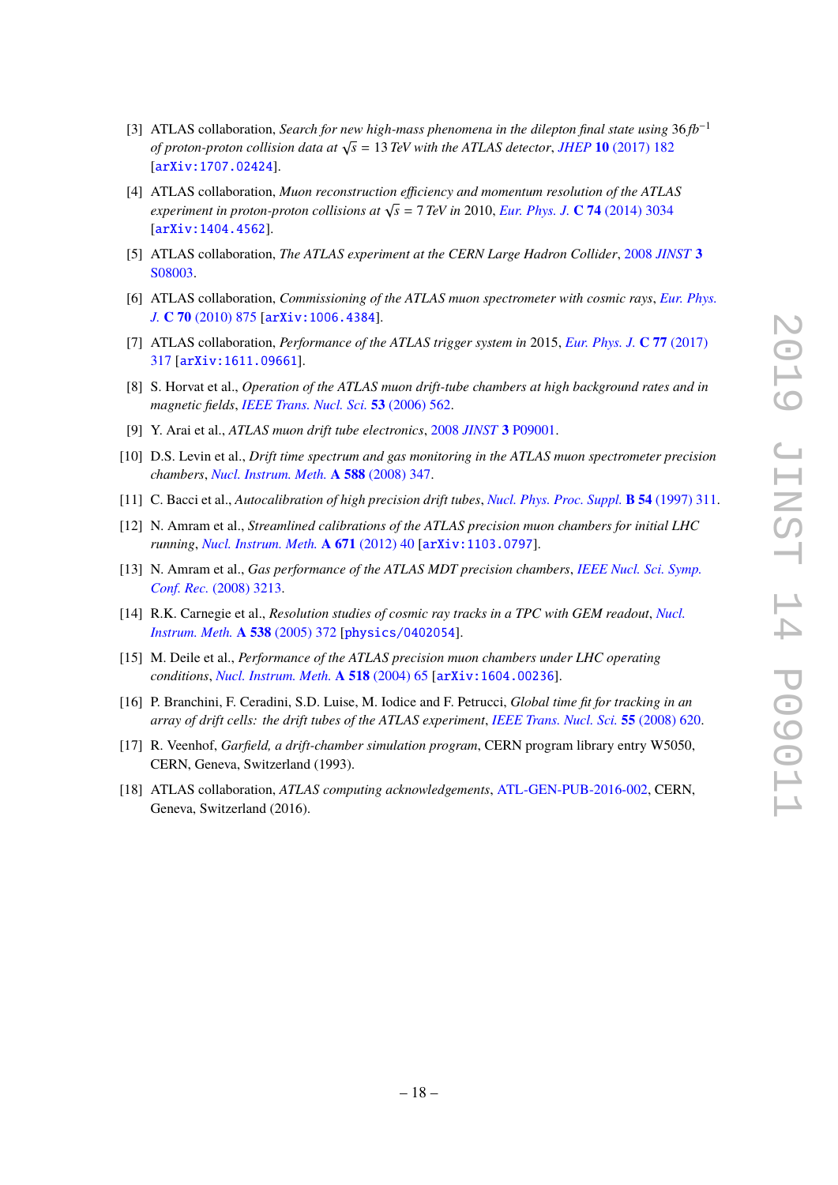[3] ATLAS collaboration, *Search for new high-mass phenomena in the dilepton final state using 36 fb$^{-1}$ of proton-proton collision data at $\sqrt{s} = 13$ TeV with the ATLAS detector*, *JHEP* **10** (2017) 182 [arXiv:1707.02424].

[4] ATLAS collaboration, *Muon reconstruction efficiency and momentum resolution of the ATLAS experiment in proton-proton collisions at $\sqrt{s} = 7$ TeV in 2010*, *Eur. Phys. J.* **C 74** (2014) 3034 [arXiv:1404.4562].

[5] ATLAS collaboration, *The ATLAS experiment at the CERN Large Hadron Collider*, 2008 *JINST* **3** S08003.

[6] ATLAS collaboration, *Commissioning of the ATLAS muon spectrometer with cosmic rays*, *Eur. Phys. J.* **C 70** (2010) 875 [arXiv:1006.4384].

[7] ATLAS collaboration, *Performance of the ATLAS trigger system in 2015*, *Eur. Phys. J.* **C 77** (2017) 317 [arXiv:1611.09661].

[8] S. Horvat et al., *Operation of the ATLAS muon drift-tube chambers at high background rates and in magnetic fields*, *IEEE Trans. Nucl. Sci.* **53** (2006) 562.

[9] Y. Arai et al., *ATLAS muon drift tube electronics*, 2008 *JINST* **3** P09001.

[10] D.S. Levin et al., *Drift time spectrum and gas monitoring in the ATLAS muon spectrometer precision chambers*, *Nucl. Instrum. Meth.* **A 588** (2008) 347.

[11] C. Bacci et al., *Autocalibration of high precision drift tubes*, *Nucl. Phys. Proc. Suppl.* **B 54** (1997) 311.

[12] N. Amram et al., *Streamlined calibrations of the ATLAS precision muon chambers for initial LHC running*, *Nucl. Instrum. Meth.* **A 671** (2012) 40 [arXiv:1103.0797].

[13] N. Amram et al., *Gas performance of the ATLAS MDT precision chambers*, *IEEE Nucl. Sci. Symp. Conf. Rec.* (2008) 3213.

[14] R.K. Carnegie et al., *Resolution studies of cosmic ray tracks in a TPC with GEM readout*, *Nucl. Instrum. Meth.* **A 538** (2005) 372 [physics/0402054].

[15] M. Deile et al., *Performance of the ATLAS precision muon chambers under LHC operating conditions*, *Nucl. Instrum. Meth.* **A 518** (2004) 65 [arXiv:1604.00236].

[16] P. Branchini, F. Ceradini, S.D. Luise, M. Iodice and F. Petrucci, *Global time fit for tracking in an array of drift cells: the drift tubes of the ATLAS experiment*, *IEEE Trans. Nucl. Sci.* **55** (2008) 620.

[17] R. Veenhof, *Garfield, a drift-chamber simulation program*, CERN program library entry W5050, CERN, Geneva, Switzerland (1993).

[18] ATLAS collaboration, *ATLAS computing acknowledgements*, ATL-GEN-PUB-2016-002, CERN, Geneva, Switzerland (2016).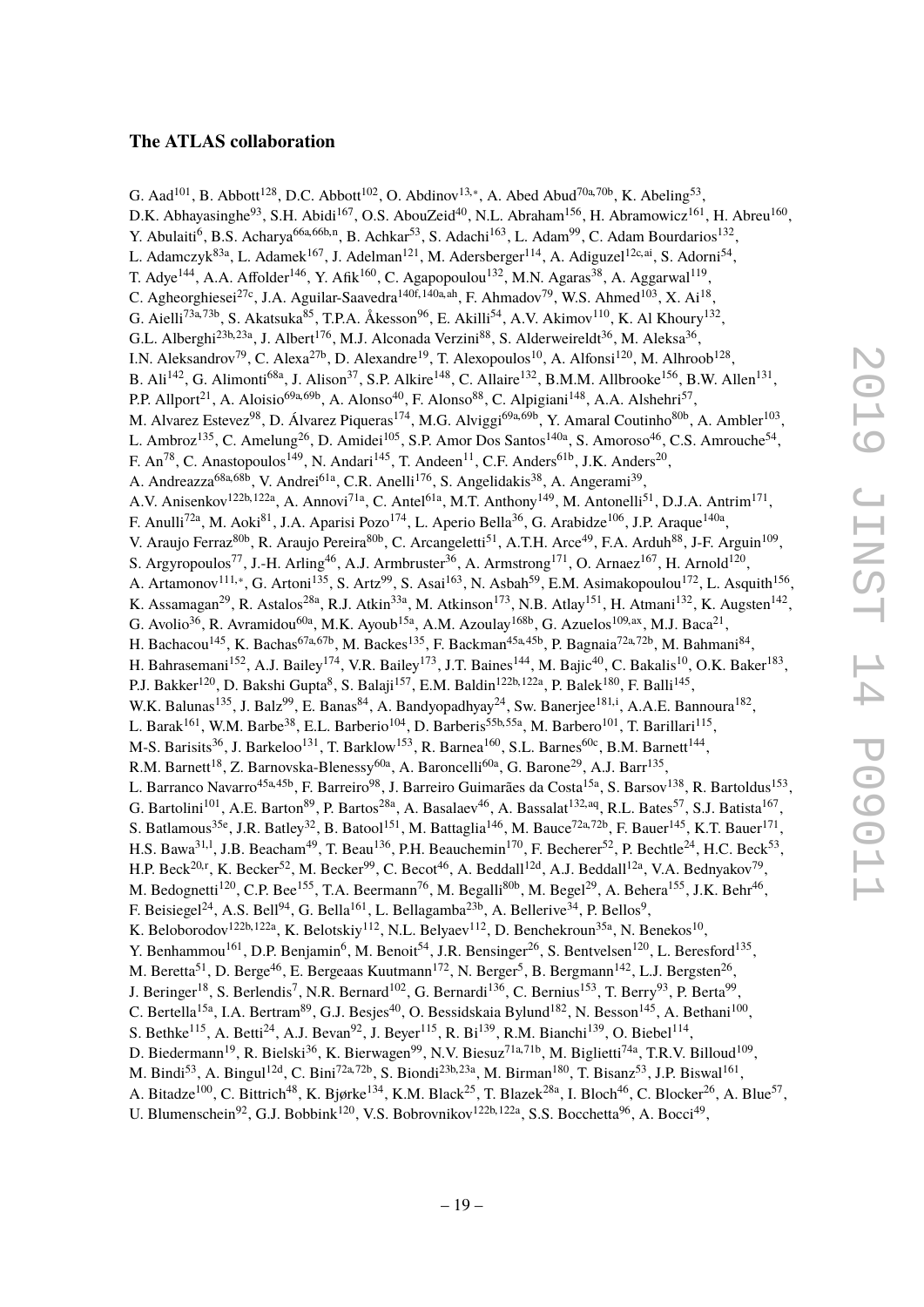### The ATLAS collaboration

G. Aad[101], B. Abbott[128], D.C. Abbott[102], O. Abdinov[13,*], A. Abed Abud[70a,70b], K. Abeling[53], D.K. Abhayasinghe[93], S.H. Abidi[167], O.S. AbouZeid[40], N.L. Abraham[156], H. Abramowicz[161], H. Abreu[160], Y. Abulaiti[6], B.S. Acharya[66a,66b,n], B. Achkar[53], S. Adachi[163], L. Adam[99], C. Adam Bourdarios[132], L. Adamczyk[83a], L. Adamek[167], J. Adelman[121], M. Adersberger[114], A. Adiguzel[12c,ai], S. Adorni[54], T. Adye[144], A.A. Affolder[146], Y. Afik[160], C. Agapopoulou[132], M.N. Agaras[38], A. Aggarwal[119], C. Agheorghiesei[27c], J.A. Aguilar-Saavedra[140f,140a,ah], F. Ahmadov[79], W.S. Ahmed[103], X. Ai[18], G. Aielli[73a,73b], S. Akatsuka[85], T.P.A. Åkesson[96], E. Akilli[54], A.V. Akimov[110], K. Al Khoury[132], G.L. Alberghi[23b,23a], J. Albert[176], M.J. Alconada Verzini[88], S. Alderweireldt[36], M. Aleksa[36], I.N. Aleksandrov[79], C. Alexa[27b], D. Alexandre[19], T. Alexopoulos[10], A. Alfonsi[120], M. Alhroob[128], B. Ali[142], G. Alimonti[68a], J. Alison[37], S.P. Alkire[148], C. Allaire[132], B.M.M. Allbrooke[156], B.W. Allen[131], P.P. Allport[21], A. Aloisio[69a,69b], A. Alonso[40], F. Alonso[88], C. Alpigiani[148], A.A. Alshehri[57], M. Alvarez Estevez[98], D. Álvarez Piqueras[174], M.G. Alviggi[69a,69b], Y. Amaral Coutinho[80b], A. Ambler[103], L. Ambroz[135], C. Amelung[26], D. Amidei[105], S.P. Amor Dos Santos[140a], S. Amoroso[46], C.S. Amrouche[54], F. An[78], C. Anastopoulos[149], N. Andari[145], T. Andeen[11], C.F. Anders[61b], J.K. Anders[20], A. Andreazza[68a,68b], V. Andrei[61a], C.R. Anelli[176], S. Angelidakis[38], A. Angerami[39], A.V. Anisenkov[122b,122a], A. Annovi[71a], C. Antel[61a], M.T. Anthony[149], M. Antonelli[51], D.J.A. Antrim[171], F. Anulli[72a], M. Aoki[81], J.A. Aparisi Pozo[174], L. Aperio Bella[36], G. Arabidze[106], J.P. Araque[140a], V. Araujo Ferraz[80b], R. Araujo Pereira[80b], C. Arcangeletti[51], A.T.H. Arce[49], F.A. Arduh[88], J-F. Arguin[109], S. Argyropoulos[77], J.-H. Arling[46], A.J. Armbruster[36], A. Armstrong[171], O. Arnaez[167], H. Arnold[120], A. Artamonov[111,*], G. Artoni[135], S. Artz[99], S. Asai[163], N. Asbah[59], E.M. Asimakopoulou[172], L. Asquith[156], K. Assamagan[29], R. Astalos[28a], R.J. Atkin[33a], M. Atkinson[173], N.B. Atlay[151], H. Atmani[132], K. Augsten[142], G. Avolio[36], R. Avramidou[60a], M.K. Ayoub[15a], A.M. Azoulay[168b], G. Azuelos[109,ax], M.J. Baca[21], H. Bachacou[145], K. Bachas[67a,67b], M. Backes[135], F. Backman[45a,45b], P. Bagnaia[72a,72b], M. Bahmani[84], H. Bahrasemani[152], A.J. Bailey[174], V.R. Bailey[173], J.T. Baines[144], M. Bajic[40], C. Bakalis[10], O.K. Baker[183], P.J. Bakker[120], D. Bakshi Gupta[8], S. Balaji[157], E.M. Baldin[122b,122a], P. Balek[180], F. Balli[145], W.K. Balunas[135], J. Balz[99], E. Banas[84], A. Bandyopadhyay[24], Sw. Banerjee[181,i], A.A.E. Bannoura[182], L. Barak[161], W.M. Barbe[38], E.L. Barberio[104], D. Barberis[55b,55a], M. Barbero[101], T. Barillari[115], M-S. Barisits[36], J. Barkeloo[131], T. Barklow[153], R. Barnea[160], S.L. Barnes[60c], B.M. Barnett[144], R.M. Barnett[18], Z. Barnovska-Blenessy[60a], A. Baroncelli[60a], G. Barone[29], A.J. Barr[135], L. Barranco Navarro[45a,45b], F. Barreiro[98], J. Barreiro Guimarães da Costa[15a], S. Barsov[138], R. Bartoldus[153], G. Bartolini[101], A.E. Barton[89], P. Bartos[28a], A. Basalaev[46], A. Bassalat[132,aq], R.L. Bates[57], S.J. Batista[167], S. Batlamous[35e], J.R. Batley[32], B. Batool[151], M. Battaglia[146], M. Bauce[72a,72b], F. Bauer[145], K.T. Bauer[171], H.S. Bawa[31,l], J.B. Beacham[49], T. Beau[136], P.H. Beauchemin[170], F. Becherer[52], P. Bechtle[24], H.C. Beck[53], H.P. Beck[20,r], K. Becker[52], M. Becker[99], C. Becot[46], A. Beddall[12d], A.J. Beddall[12a], V.A. Bednyakov[79], M. Bedognetti[120], C.P. Bee[155], T.A. Beermann[76], M. Begalli[80b], M. Begel[29], A. Behera[155], J.K. Behr[46], F. Beisiegel[24], A.S. Bell[94], G. Bella[161], L. Bellagamba[23b], A. Bellerive[34], P. Bellos[9], K. Beloborodov[122b,122a], K. Belotskiy[112], N.L. Belyaev[112], D. Benchekroun[35a], N. Benekos[10], Y. Benhammou[161], D.P. Benjamin[6], M. Benoit[54], J.R. Bensinger[26], S. Bentvelsen[120], L. Beresford[135], M. Beretta[51], D. Berge[46], E. Bergeaas Kuutmann[172], N. Berger[5], B. Bergmann[142], L.J. Bergsten[26], J. Beringer[18], S. Berlendis[7], N.R. Bernard[102], G. Bernardi[136], C. Bernius[153], T. Berry[93], P. Berta[99], C. Bertella[15a], I.A. Bertram[89], G.J. Besjes[40], O. Bessidskaia Bylund[182], N. Besson[145], A. Bethani[100], S. Bethke[115], A. Betti[24], A.J. Bevan[92], J. Beyer[115], R. Bi[139], R.M. Bianchi[139], O. Biebel[114], D. Biedermann[19], R. Bielski[36], K. Bierwagen[99], N.V. Biesuz[71a,71b], M. Biglietti[74a], T.R.V. Billoud[109], M. Bindi[53], A. Bingul[12d], C. Bini[72a,72b], S. Biondi[23b,23a], M. Birman[180], T. Bisanz[53], J.P. Biswal[161], A. Bitadze[100], C. Bittrich[48], K. Bjørke[134], K.M. Black[25], T. Blazek[28a], I. Bloch[46], C. Blocker[26], A. Blue[57], U. Blumenschein[92], G.J. Bobbink[120], V.S. Bobrovnikov[122b,122a], S.S. Bocchetta[96], A. Bocci[49],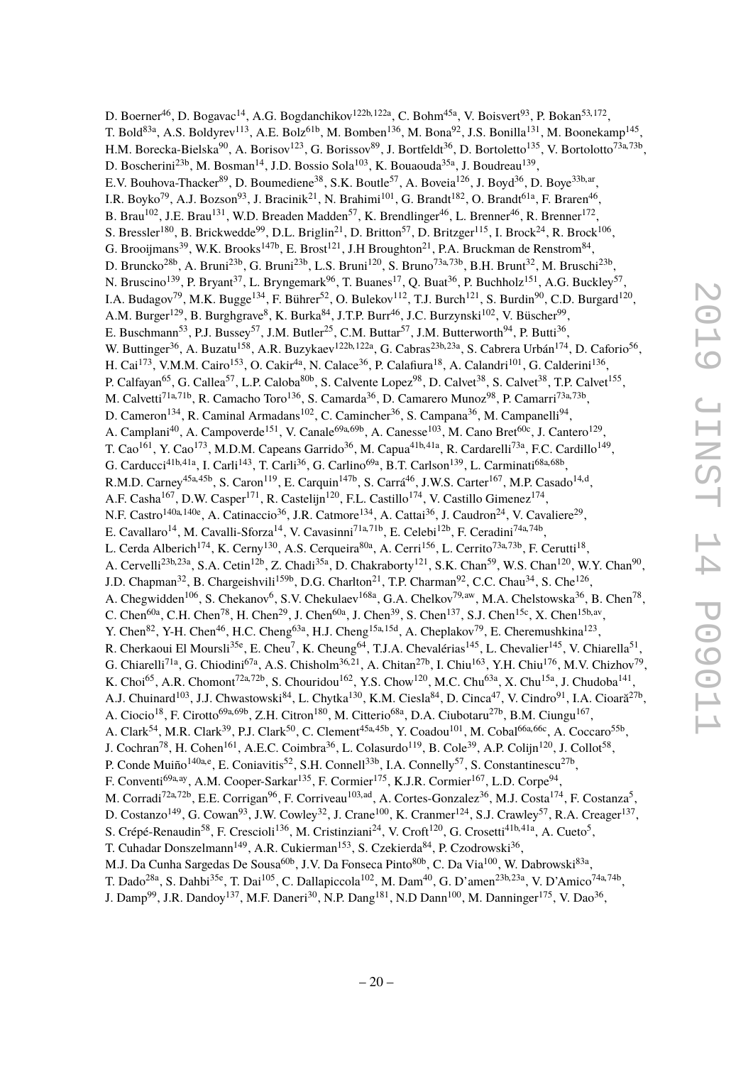D. Boerner[46], D. Bogavac[14], A.G. Bogdanchikov[122b,122a], C. Bohm[45a], V. Boisvert[93], P. Bokan[53,172], T. Bold[83a], A.S. Boldyrev[113], A.E. Bolz[61b], M. Bomben[136], M. Bona[92], J.S. Bonilla[131], M. Boonekamp[145], H.M. Borecka-Bielska[90], A. Borisov[123], G. Borissov[89], J. Bortfeldt[36], D. Bortoletto[135], V. Bortolotto[73a,73b], D. Boscherini[23b], M. Bosman[14], J.D. Bossio Sola[103], K. Bouaouda[35a], J. Boudreau[139], E.V. Bouhova-Thacker[89], D. Boumediene[38], S.K. Boutle[57], A. Boveia[126], J. Boyd[36], D. Boye[33b,ar], I.R. Boyko[79], A.J. Bozson[93], J. Bracinik[21], N. Brahimi[101], G. Brandt[182], O. Brandt[61a], F. Braren[46], B. Brau[102], J.E. Brau[131], W.D. Breaden Madden[57], K. Brendlinger[46], L. Brenner[46], R. Brenner[172], S. Bressler[180], B. Brickwedde[99], D.L. Briglin[21], D. Britton[57], D. Britzger[115], I. Brock[24], R. Brock[106], G. Brooijmans[39], W.K. Brooks[147b], E. Brost[121], J.H Broughton[21], P.A. Bruckman de Renstrom[84], D. Bruncko[28b], A. Bruni[23b], G. Bruni[23b], L.S. Bruni[120], S. Bruno[73a,73b], B.H. Brunt[32], M. Bruschi[23b], N. Bruscino[139], P. Bryant[37], L. Bryngemark[96], T. Buanes[17], Q. Buat[36], P. Buchholz[151], A.G. Buckley[57], I.A. Budagov[79], M.K. Bugge[134], F. Bührer[52], O. Bulekov[112], T.J. Burch[121], S. Burdin[90], C.D. Burgard[120], A.M. Burger[129], B. Burghgrave[8], K. Burka[84], J.T.P. Burr[46], J.C. Burzynski[102], V. Büscher[99], E. Buschmann[53], P.J. Bussey[57], J.M. Butler[25], C.M. Buttar[57], J.M. Butterworth[94], P. Butti[36], W. Buttinger[36], A. Buzatu[158], A.R. Buzykaev[122b,122a], G. Cabras[23b,23a], S. Cabrera Urbán[174], D. Caforio[56], H. Cai[173], V.M.M. Cairo[153], O. Cakir[4a], N. Calace[36], P. Calafiura[18], A. Calandri[101], G. Calderini[136], P. Calfayan[65], G. Callea[57], L.P. Caloba[80b], S. Calvente Lopez[98], D. Calvet[38], S. Calvet[38], T.P. Calvet[155], M. Calvetti[71a,71b], R. Camacho Toro[136], S. Camarda[36], D. Camarero Munoz[98], P. Camarri[73a,73b], D. Cameron[134], R. Caminal Armadans[102], C. Camincher[36], S. Campana[36], M. Campanelli[94], A. Camplani[40], A. Campoverde[151], V. Canale[69a,69b], A. Canesse[103], M. Cano Bret[60c], J. Cantero[129], T. Cao[161], Y. Cao[173], M.D.M. Capeans Garrido[36], M. Capua[41b,41a], R. Cardarelli[73a], F.C. Cardillo[149], G. Carducci[41b,41a], I. Carli[143], T. Carli[36], G. Carlino[69a], B.T. Carlson[139], L. Carminati[68a,68b], R.M.D. Carney[45a,45b], S. Caron[119], E. Carquin[147b], S. Carrá[46], J.W.S. Carter[167], M.P. Casado[14,d], A.F. Casha[167], D.W. Casper[171], R. Castelijn[120], F.L. Castillo[174], V. Castillo Gimenez[174], N.F. Castro[140a,140e], A. Catinaccio[36], J.R. Catmore[134], A. Cattai[36], J. Caudron[24], V. Cavaliere[29], E. Cavallaro[14], M. Cavalli-Sforza[14], V. Cavasinni[71a,71b], E. Celebi[12b], F. Ceradini[74a,74b], L. Cerda Alberich[174], K. Cerny[130], A.S. Cerqueira[80a], A. Cerri[156], L. Cerrito[73a,73b], F. Cerutti[18], A. Cervelli[23b,23a], S.A. Cetin[12b], Z. Chadi[35a], D. Chakraborty[121], S.K. Chan[59], W.S. Chan[120], W.Y. Chan[90], J.D. Chapman[32], B. Chargeishvili[159b], D.G. Charlton[21], T.P. Charman[92], C.C. Chau[34], S. Che[126], A. Chegwidden[106], S. Chekanov[6], S.V. Chekulaev[168a], G.A. Chelkov[79,aw], M.A. Chelstowska[36], B. Chen[78], C. Chen[60a], C.H. Chen[78], H. Chen[29], J. Chen[60a], J. Chen[39], S. Chen[137], S.J. Chen[15c], X. Chen[15b,av], Y. Chen[82], Y-H. Chen[46], H.C. Cheng[63a], H.J. Cheng[15a,15d], A. Cheplakov[79], E. Cheremushkina[123], R. Cherkaoui El Moursli[35e], E. Cheu[7], K. Cheung[64], T.J.A. Chevalérias[145], L. Chevalier[145], V. Chiarella[51], G. Chiarelli[71a], G. Chiodini[67a], A.S. Chisholm[36,21], A. Chitan[27b], I. Chiu[163], Y.H. Chiu[176], M.V. Chizhov[79], K. Choi[65], A.R. Chomont[72a,72b], S. Chouridou[162], Y.S. Chow[120], M.C. Chu[63a], X. Chu[15a], J. Chudoba[141], A.J. Chuinard[103], J.J. Chwastowski[84], L. Chytka[130], K.M. Ciesla[84], D. Cinca[47], V. Cindro[91], I.A. Cioară[27b], A. Ciocio[18], F. Cirotto[69a,69b], Z.H. Citron[180], M. Citterio[68a], D.A. Ciubotaru[27b], B.M. Ciungu[167], A. Clark[54], M.R. Clark[39], P.J. Clark[50], C. Clement[45a,45b], Y. Coadou[101], M. Cobal[66a,66c], A. Coccaro[55b], J. Cochran[78], H. Cohen[161], A.E.C. Coimbra[36], L. Colasurdo[119], B. Cole[39], A.P. Colijn[120], J. Collot[58], P. Conde Muiño[140a,e], E. Coniavitis[52], S.H. Connell[33b], I.A. Connelly[57], S. Constantinescu[27b], F. Conventi[69a,ay], A.M. Cooper-Sarkar[135], F. Cormier[175], K.J.R. Cormier[167], L.D. Corpe[94], M. Corradi[72a,72b], E.E. Corrigan[96], F. Corriveau[103,ad], A. Cortes-Gonzalez[36], M.J. Costa[174], F. Costanza[5], D. Costanzo[149], G. Cowan[93], J.W. Cowley[32], J. Crane[100], K. Cranmer[124], S.J. Crawley[57], R.A. Creager[137], S. Crépé-Renaudin[58], F. Crescioli[136], M. Cristinziani[24], V. Croft[120], G. Crosetti[41b,41a], A. Cueto[5], T. Cuhadar Donszelmann[149], A.R. Cukierman[153], S. Czekierda[84], P. Czodrowski[36], M.J. Da Cunha Sargedas De Sousa[60b], J.V. Da Fonseca Pinto[80b], C. Da Via[100], W. Dabrowski[83a], T. Dado[28a], S. Dahbi[35e], T. Dai[105], C. Dallapiccola[102], M. Dam[40], G. D'amen[23b,23a], V. D'Amico[74a,74b], J. Damp[99], J.R. Dandoy[137], M.F. Daneri[30], N.P. Dang[181], N.D Dann[100], M. Danninger[175], V. Dao[36],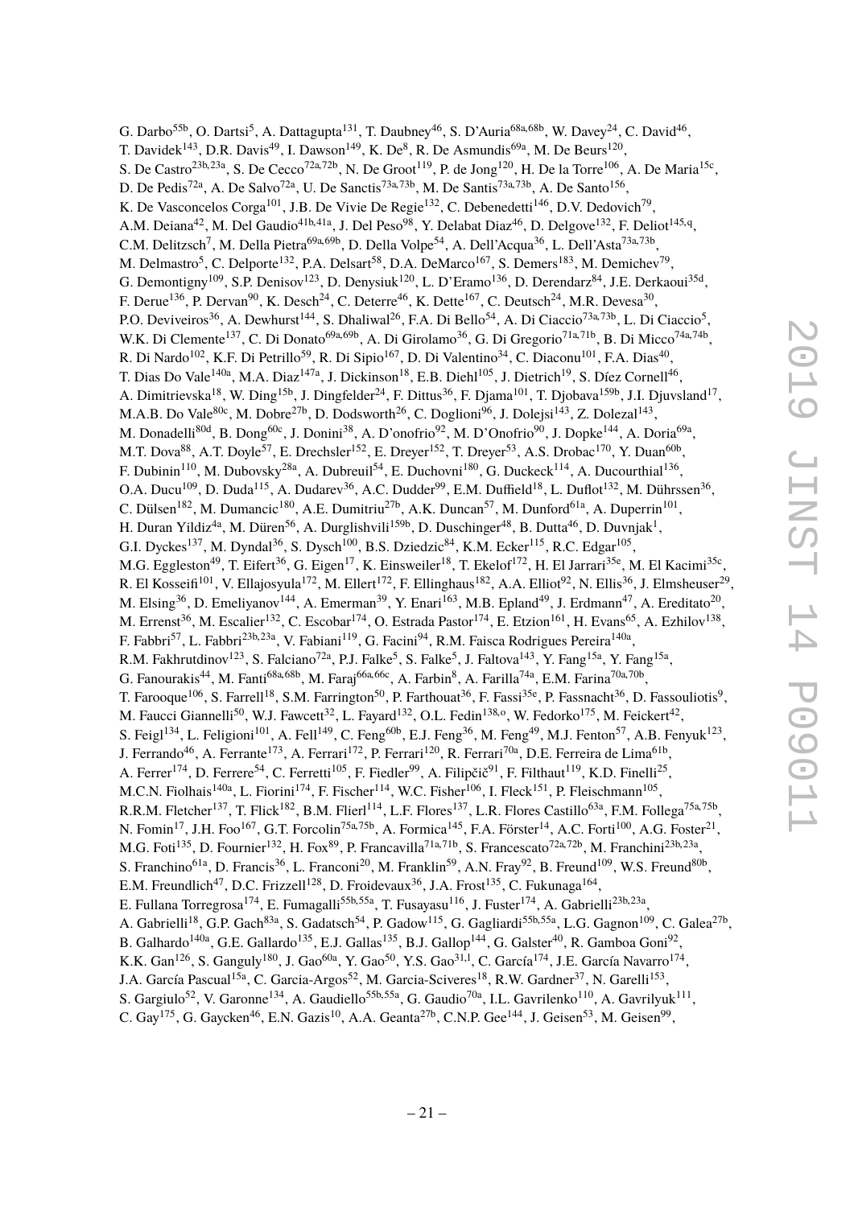G. Darbo[55b], O. Dartsi[5], A. Dattagupta[131], T. Daubney[46], S. D'Auria[68a,68b], W. Davey[24], C. David[46], T. Davidek[143], D.R. Davis[49], I. Dawson[149], K. De[8], R. De Asmundis[69a], M. De Beurs[120], S. De Castro[23b,23a], S. De Cecco[72a,72b], N. De Groot[119], P. de Jong[120], H. De la Torre[106], A. De Maria[15c], D. De Pedis[72a], A. De Salvo[72a], U. De Sanctis[73a,73b], M. De Santis[73a,73b], A. De Santo[156], K. De Vasconcelos Corga[101], J.B. De Vivie De Regie[132], C. Debenedetti[146], D.V. Dedovich[79], A.M. Deiana[42], M. Del Gaudio[41b,41a], J. Del Peso[98], Y. Delabat Diaz[46], D. Delgove[132], F. Deliot[145,q], C.M. Delitzsch[7], M. Della Pietra[69a,69b], D. Della Volpe[54], A. Dell'Acqua[36], L. Dell'Asta[73a,73b], M. Delmastro[5], C. Delporte[132], P.A. Delsart[58], D.A. DeMarco[167], S. Demers[183], M. Demichev[79], G. Demontigny[109], S.P. Denisov[123], D. Denysiuk[120], L. D'Eramo[136], D. Derendarz[84], J.E. Derkaoui[35d], F. Derue[136], P. Dervan[90], K. Desch[24], C. Deterre[46], K. Dette[167], C. Deutsch[24], M.R. Devesa[30], P.O. Deviveiros[36], A. Dewhurst[144], S. Dhaliwal[26], F.A. Di Bello[54], A. Di Ciaccio[73a,73b], L. Di Ciaccio[5], W.K. Di Clemente[137], C. Di Donato[69a,69b], A. Di Girolamo[36], G. Di Gregorio[71a,71b], B. Di Micco[74a,74b], R. Di Nardo[102], K.F. Di Petrillo[59], R. Di Sipio[167], D. Di Valentino[34], C. Diaconu[101], F.A. Dias[40], T. Dias Do Vale[140a], M.A. Diaz[147a], J. Dickinson[18], E.B. Diehl[105], J. Dietrich[19], S. Díez Cornell[46], A. Dimitrievska[18], W. Ding[15b], J. Dingfelder[24], F. Dittus[36], F. Djama[101], T. Djobava[159b], J.I. Djuvsland[17], M.A.B. Do Vale[80c], M. Dobre[27b], D. Dodsworth[26], C. Doglioni[96], J. Dolejsi[143], Z. Dolezal[143], M. Donadelli[80d], B. Dong[60c], J. Donini[38], A. D'onofrio[92], M. D'Onofrio[90], J. Dopke[144], A. Doria[69a], M.T. Dova[88], A.T. Doyle[57], E. Drechsler[152], E. Dreyer[152], T. Dreyer[53], A.S. Drobac[170], Y. Duan[60b], F. Dubinin[110], M. Dubovsky[28a], A. Dubreuil[54], E. Duchovni[180], G. Duckeck[114], A. Ducourthial[136], O.A. Ducu[109], D. Duda[115], A. Dudarev[36], A.C. Dudder[99], E.M. Duffield[18], L. Duflot[132], M. Dührssen[36], C. Dülsen[182], M. Dumancic[180], A.E. Dumitriu[27b], A.K. Duncan[57], M. Dunford[61a], A. Duperrin[101], H. Duran Yildiz[4a], M. Düren[56], A. Durglishvili[159b], D. Duschinger[48], B. Dutta[46], D. Duvnjak[1], G.I. Dyckes[137], M. Dyndal[36], S. Dysch[100], B.S. Dziedzic[84], K.M. Ecker[115], R.C. Edgar[105], M.G. Eggleston[49], T. Eifert[36], G. Eigen[17], K. Einsweiler[18], T. Ekelof[172], H. El Jarrari[35e], M. El Kacimi[35c], R. El Kosseifi[101], V. Ellajosyula[172], M. Ellert[172], F. Ellinghaus[182], A.A. Elliot[92], N. Ellis[36], J. Elmsheuser[29], M. Elsing[36], D. Emeliyanov[144], A. Emerman[39], Y. Enari[163], M.B. Epland[49], J. Erdmann[47], A. Ereditato[20], M. Errenst[36], M. Escalier[132], C. Escobar[174], O. Estrada Pastor[174], E. Etzion[161], H. Evans[65], A. Ezhilov[138], F. Fabbri[57], L. Fabbri[23b,23a], V. Fabiani[119], G. Facini[94], R.M. Faisca Rodrigues Pereira[140a], R.M. Fakhrutdinov[123], S. Falciano[72a], P.J. Falke[5], S. Falke[5], J. Faltova[143], Y. Fang[15a], Y. Fang[15a], G. Fanourakis[44], M. Fanti[68a,68b], M. Faraj[66a,66c], A. Farbin[8], A. Farilla[74a], E.M. Farina[70a,70b], T. Farooque[106], S. Farrell[18], S.M. Farrington[50], P. Farthouat[36], F. Fassi[35e], P. Fassnacht[36], D. Fassouliotis[9], M. Faucci Giannelli[50], W.J. Fawcett[32], L. Fayard[132], O.L. Fedin[138,o], W. Fedorko[175], M. Feickert[42], S. Feigl[134], L. Feligioni[101], A. Fell[149], C. Feng[60b], E.J. Feng[36], M. Feng[49], M.J. Fenton[57], A.B. Fenyuk[123], J. Ferrando[46], A. Ferrante[173], A. Ferrari[172], P. Ferrari[120], R. Ferrari[70a], D.E. Ferreira de Lima[61b], A. Ferrer[174], D. Ferrere[54], C. Ferretti[105], F. Fiedler[99], A. Filipčič[91], F. Filthaut[119], K.D. Finelli[25], M.C.N. Fiolhais[140a], L. Fiorini[174], F. Fischer[114], W.C. Fisher[106], I. Fleck[151], P. Fleischmann[105], R.R.M. Fletcher[137], T. Flick[182], B.M. Flierl[114], L.F. Flores[137], L.R. Flores Castillo[63a], F.M. Follega[75a,75b], N. Fomin[17], J.H. Foo[167], G.T. Forcolin[75a,75b], A. Formica[145], F.A. Förster[14], A.C. Forti[100], A.G. Foster[21], M.G. Foti[135], D. Fournier[132], H. Fox[89], P. Francavilla[71a,71b], S. Francescato[72a,72b], M. Franchini[23b,23a], S. Franchino[61a], D. Francis[36], L. Franconi[20], M. Franklin[59], A.N. Fray[92], B. Freund[109], W.S. Freund[80b], E.M. Freundlich[47], D.C. Frizzell[128], D. Froidevaux[36], J.A. Frost[135], C. Fukunaga[164], E. Fullana Torregrosa[174], E. Fumagalli[55b,55a], T. Fusayasu[116], J. Fuster[174], A. Gabrielli[23b,23a], A. Gabrielli[18], G.P. Gach[83a], S. Gadatsch[54], P. Gadow[115], G. Gagliardi[55b,55a], L.G. Gagnon[109], C. Galea[27b], B. Galhardo[140a], G.E. Gallardo[135], E.J. Gallas[135], B.J. Gallop[144], G. Galster[40], R. Gamboa Goni[92], K.K. Gan[126], S. Ganguly[180], J. Gao[60a], Y. Gao[50], Y.S. Gao[31,l], C. García[174], J.E. García Navarro[174], J.A. García Pascual[15a], C. Garcia-Argos[52], M. Garcia-Sciveres[18], R.W. Gardner[37], N. Garelli[153], S. Gargiulo[52], V. Garonne[134], A. Gaudiello[55b,55a], G. Gaudio[70a], I.L. Gavrilenko[110], A. Gavrilyuk[111], C. Gay[175], G. Gaycken[46], E.N. Gazis[10], A.A. Geanta[27b], C.N.P. Gee[144], J. Geisen[53], M. Geisen[99],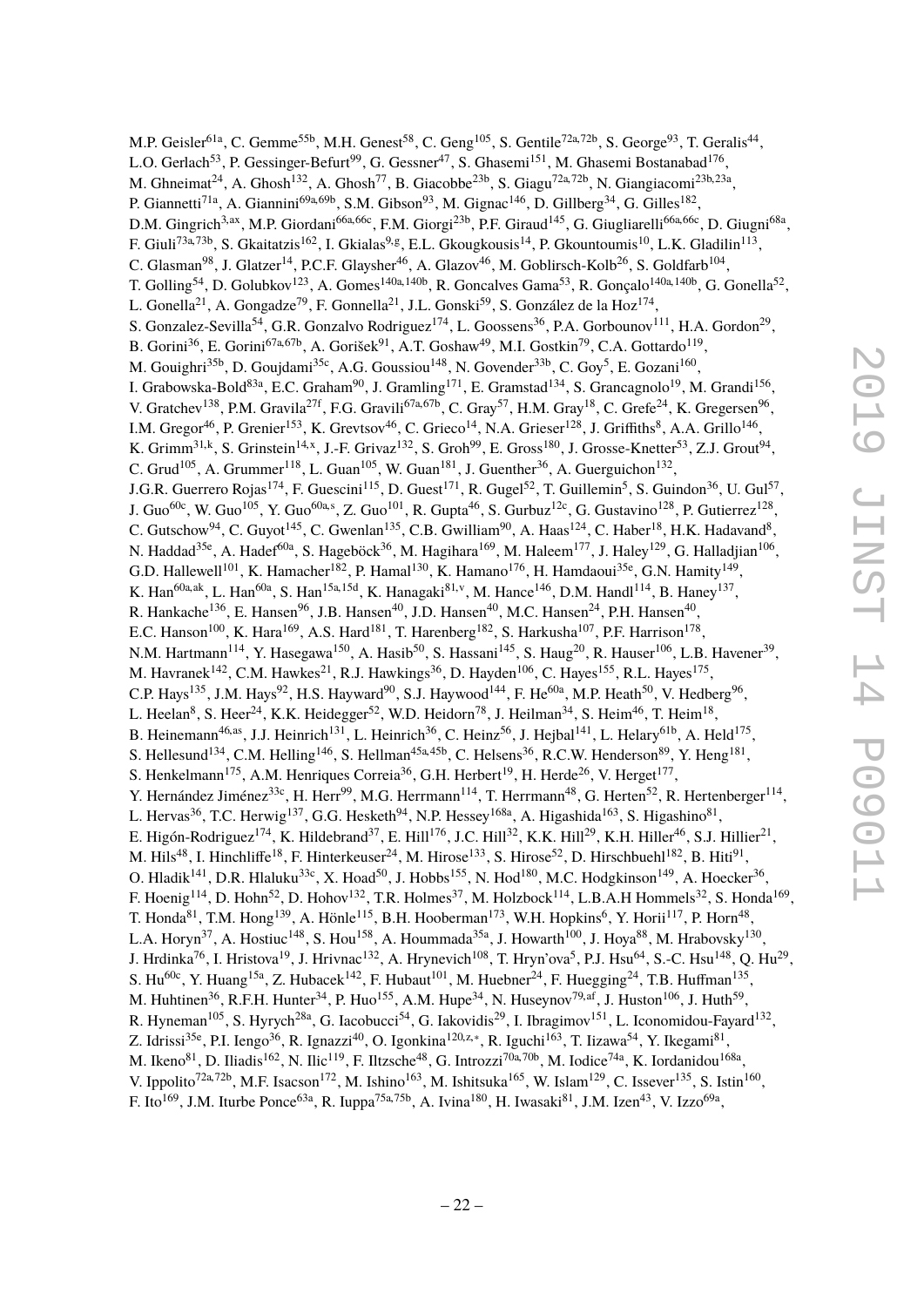M.P. Geisler[61a], C. Gemme[55b], M.H. Genest[58], C. Geng[105], S. Gentile[72a,72b], S. George[93], T. Geralis[44], L.O. Gerlach[53], P. Gessinger-Befurt[99], G. Gessner[47], S. Ghasemi[151], M. Ghasemi Bostanabad[176], M. Ghneimat[24], A. Ghosh[132], A. Ghosh[77], B. Giacobbe[23b], S. Giagu[72a,72b], N. Giangiacomi[23b,23a], P. Giannetti[71a], A. Giannini[69a,69b], S.M. Gibson[93], M. Gignac[146], D. Gillberg[34], G. Gilles[182], D.M. Gingrich[3,ax], M.P. Giordani[66a,66c], F.M. Giorgi[23b], P.F. Giraud[145], G. Giugliarelli[66a,66c], D. Giugni[68a], F. Giuli[73a,73b], S. Gkaitatzis[162], I. Gkialas[9,g], E.L. Gkougkousis[14], P. Gkountoumis[10], L.K. Gladilin[113], C. Glasman[98], J. Glatzer[14], P.C.F. Glaysher[46], A. Glazov[46], M. Goblirsch-Kolb[26], S. Goldfarb[104], T. Golling[54], D. Golubkov[123], A. Gomes[140a,140b], R. Goncalves Gama[53], R. Gonçalo[140a,140b], G. Gonella[52], L. Gonella[21], A. Gongadze[79], F. Gonnella[21], J.L. Gonski[59], S. González de la Hoz[174], S. Gonzalez-Sevilla[54], G.R. Gonzalvo Rodriguez[174], L. Goossens[36], P.A. Gorbounov[111], H.A. Gordon[29], B. Gorini[36], E. Gorini[67a,67b], A. Gorišek[91], A.T. Goshaw[49], M.I. Gostkin[79], C.A. Gottardo[119], M. Gouighri[35b], D. Goujdami[35c], A.G. Goussiou[148], N. Govender[33b], C. Goy[5], E. Gozani[160], I. Grabowska-Bold[83a], E.C. Graham[90], J. Gramling[171], E. Gramstad[134], S. Grancagnolo[19], M. Grandi[156], V. Gratchev[138], P.M. Gravila[27f], F.G. Gravili[67a,67b], C. Gray[57], H.M. Gray[18], C. Grefe[24], K. Gregersen[96], I.M. Gregor[46], P. Grenier[153], K. Grevtsov[46], C. Grieco[14], N.A. Grieser[128], J. Griffiths[8], A.A. Grillo[146], K. Grimm[31,k], S. Grinstein[14,x], J.-F. Grivaz[132], S. Groh[99], E. Gross[180], J. Grosse-Knetter[53], Z.J. Grout[94], C. Grud[105], A. Grummer[118], L. Guan[105], W. Guan[181], J. Guenther[36], A. Guerguichon[132], J.G.R. Guerrero Rojas[174], F. Guescini[115], D. Guest[171], R. Gugel[52], T. Guillemin[5], S. Guindon[36], U. Gul[57], J. Guo[60c], W. Guo[105], Y. Guo[60a,s], Z. Guo[101], R. Gupta[46], S. Gurbuz[12c], G. Gustavino[128], P. Gutierrez[128], C. Gutschow[94], C. Guyot[145], C. Gwenlan[135], C.B. Gwilliam[90], A. Haas[124], C. Haber[18], H.K. Hadavand[8], N. Haddad[35e], A. Hadef[60a], S. Hageböck[36], M. Hagihara[169], M. Haleem[177], J. Haley[129], G. Halladjian[106], G.D. Hallewell[101], K. Hamacher[182], P. Hamal[130], K. Hamano[176], H. Hamdaoui[35e], G.N. Hamity[149], K. Han[60a,ak], L. Han[60a], S. Han[15a,15d], K. Hanagaki[81,v], M. Hance[146], D.M. Handl[114], B. Haney[137], R. Hankache[136], E. Hansen[96], J.B. Hansen[40], J.D. Hansen[40], M.C. Hansen[24], P.H. Hansen[40], E.C. Hanson[100], K. Hara[169], A.S. Hard[181], T. Harenberg[182], S. Harkusha[107], P.F. Harrison[178], N.M. Hartmann[114], Y. Hasegawa[150], A. Hasib[50], S. Hassani[145], S. Haug[20], R. Hauser[106], L.B. Havener[39], M. Havranek[142], C.M. Hawkes[21], R.J. Hawkings[36], D. Hayden[106], C. Hayes[155], R.L. Hayes[175], C.P. Hays[135], J.M. Hays[92], H.S. Hayward[90], S.J. Haywood[144], F. He[60a], M.P. Heath[50], V. Hedberg[96], L. Heelan[8], S. Heer[24], K.K. Heidegger[52], W.D. Heidorn[78], J. Heilman[34], S. Heim[46], T. Heim[18], B. Heinemann[46,as], J.J. Heinrich[131], L. Heinrich[36], C. Heinz[56], J. Hejbal[141], L. Helary[61b], A. Held[175], S. Hellesund[134], C.M. Helling[146], S. Hellman[45a,45b], C. Helsens[36], R.C.W. Henderson[89], Y. Heng[181], S. Henkelmann[175], A.M. Henriques Correia[36], G.H. Herbert[19], H. Herde[26], V. Herget[177], Y. Hernández Jiménez[33c], H. Herr[99], M.G. Herrmann[114], T. Herrmann[48], G. Herten[52], R. Hertenberger[114], L. Hervas[36], T.C. Herwig[137], G.G. Hesketh[94], N.P. Hessey[168a], A. Higashida[163], S. Higashino[81], E. Higón-Rodriguez[174], K. Hildebrand[37], E. Hill[176], J.C. Hill[32], K.K. Hill[29], K.H. Hiller[46], S.J. Hillier[21], M. Hils[48], I. Hinchliffe[18], F. Hinterkeuser[24], M. Hirose[133], S. Hirose[52], D. Hirschbuehl[182], B. Hiti[91], O. Hladik[141], D.R. Hlaluku[33c], X. Hoad[50], J. Hobbs[155], N. Hod[180], M.C. Hodgkinson[149], A. Hoecker[36], F. Hoenig[114], D. Hohn[52], D. Hohov[132], T.R. Holmes[37], M. Holzbock[114], L.B.A.H Hommels[32], S. Honda[169], T. Honda[81], T.M. Hong[139], A. Hönle[115], B.H. Hooberman[173], W.H. Hopkins[6], Y. Horii[117], P. Horn[48], L.A. Horyn[37], A. Hostiuc[148], S. Hou[158], A. Hoummada[35a], J. Howarth[100], J. Hoya[88], M. Hrabovsky[130], J. Hrdinka[76], I. Hristova[19], J. Hrivnac[132], A. Hrynevich[108], T. Hryn'ova[5], P.J. Hsu[64], S.-C. Hsu[148], Q. Hu[29], S. Hu[60c], Y. Huang[15a], Z. Hubacek[142], F. Hubaut[101], M. Huebner[24], F. Huegging[24], T.B. Huffman[135], M. Huhtinen[36], R.F.H. Hunter[34], P. Huo[155], A.M. Hupe[34], N. Huseynov[79,af], J. Huston[106], J. Huth[59], R. Hyneman[105], S. Hyrych[28a], G. Iacobucci[54], G. Iakovidis[29], I. Ibragimov[151], L. Iconomidou-Fayard[132], Z. Idrissi[35e], P.I. Iengo[36], R. Ignazzi[40], O. Igonkina[120,z,*], R. Iguchi[163], T. Iizawa[54], Y. Ikegami[81], M. Ikeno[81], D. Iliadis[162], N. Ilic[119], F. Iltzsche[48], G. Introzzi[70a,70b], M. Iodice[74a], K. Iordanidou[168a], V. Ippolito[72a,72b], M.F. Isacson[172], M. Ishino[163], M. Ishitsuka[165], W. Islam[129], C. Issever[135], S. Istin[160], F. Ito[169], J.M. Iturbe Ponce[63a], R. Iuppa[75a,75b], A. Ivina[180], H. Iwasaki[81], J.M. Izen[43], V. Izzo[69a],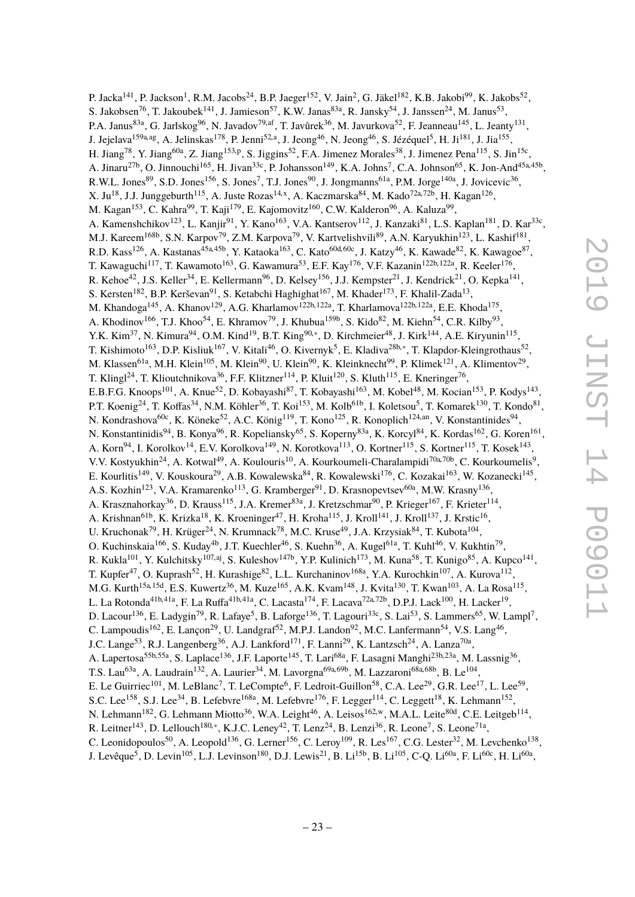P. Jacka[141], P. Jackson[1], R.M. Jacobs[24], B.P. Jaeger[152], V. Jain[2], G. Jäkel[182], K.B. Jakobi[99], K. Jakobs[52], S. Jakobsen[76], T. Jakoubek[141], J. Jamieson[57], K.W. Janas[83a], R. Jansky[54], J. Janssen[24], M. Janus[53], P.A. Janus[83a], G. Jarlskog[96], N. Javadov[79,af], T. Javůrek[36], M. Javurkova[52], F. Jeanneau[145], L. Jeanty[131], J. Jejelava[159a,ag], A. Jelinskas[178], P. Jenni[52,a], J. Jeong[46], N. Jeong[46], S. Jézéquel[5], H. Ji[181], J. Jia[155], H. Jiang[78], Y. Jiang[60a], Z. Jiang[153,p], S. Jiggins[52], F.A. Jimenez Morales[38], J. Jimenez Pena[115], S. Jin[15c], A. Jinaru[27b], O. Jinnouchi[165], H. Jivan[33c], P. Johansson[149], K.A. Johns[7], C.A. Johnson[65], K. Jon-And[45a,45b], R.W.L. Jones[89], S.D. Jones[156], S. Jones[7], T.J. Jones[90], J. Jongmanns[61a], P.M. Jorge[140a], J. Jovicevic[36], X. Ju[18], J.J. Junggeburth[115], A. Juste Rozas[14,x], A. Kaczmarska[84], M. Kado[72a,72b], H. Kagan[126], M. Kagan[153], C. Kahra[99], T. Kaji[179], E. Kajomovitz[160], C.W. Kalderon[96], A. Kaluza[99], A. Kamenshchikov[123], L. Kanjir[91], Y. Kano[163], V.A. Kantserov[112], J. Kanzaki[81], L.S. Kaplan[181], D. Kar[33c], M.J. Kareem[168b], S.N. Karpov[79], Z.M. Karpova[79], V. Kartvelishvili[89], A.N. Karyukhin[123], L. Kashif[181], R.D. Kass[126], A. Kastanas[45a,45b], Y. Kataoka[163], C. Kato[60d,60c], J. Katzy[46], K. Kawade[82], K. Kawagoe[87], T. Kawaguchi[117], T. Kawamoto[163], G. Kawamura[53], E.F. Kay[176], V.F. Kazanin[122b,122a], R. Keeler[176], R. Kehoe[42], J.S. Keller[34], E. Kellermann[96], D. Kelsey[156], J.J. Kempster[21], J. Kendrick[21], O. Kepka[141], S. Kersten[182], B.P. Kerševan[91], S. Ketabchi Haghighat[167], M. Khader[173], F. Khalil-Zada[13], M. Khandoga[145], A. Khanov[129], A.G. Kharlamov[122b,122a], T. Kharlamova[122b,122a], E.E. Khoda[175], A. Khodinov[166], T.J. Khoo[54], E. Khramov[79], J. Khubua[159b], S. Kido[82], M. Kiehn[54], C.R. Kilby[93], Y.K. Kim[37], N. Kimura[94], O.M. Kind[19], B.T. King[90,*], D. Kirchmeier[48], J. Kirk[144], A.E. Kiryunin[115], T. Kishimoto[163], D.P. Kisliuk[167], V. Kitali[46], O. Kivernyk[5], E. Kladiva[28b,*], T. Klapdor-Kleingrothaus[52], M. Klassen[61a], M.H. Klein[105], M. Klein[90], U. Klein[90], K. Kleinknecht[99], P. Klimek[121], A. Klimentov[29], T. Klingl[24], T. Klioutchnikova[36], F.F. Klitzner[114], P. Kluit[120], S. Kluth[115], E. Kneringer[76], E.B.F.G. Knoops[101], A. Knue[52], D. Kobayashi[87], T. Kobayashi[163], M. Kobel[48], M. Kocian[153], P. Kodys[143], P.T. Koenig[24], T. Koffas[34], N.M. Köhler[36], T. Koi[153], M. Kolb[61b], I. Koletsou[5], T. Komarek[130], T. Kondo[81], N. Kondrashova[60c], K. Köneke[52], A.C. König[119], T. Kono[125], R. Konoplich[124,an], V. Konstantinides[94], N. Konstantinidis[94], B. Konya[96], R. Kopeliansky[65], S. Koperny[83a], K. Korcyl[84], K. Kordas[162], G. Koren[161], A. Korn[94], I. Korolkov[14], E.V. Korolkova[149], N. Korotkova[113], O. Kortner[115], S. Kortner[115], T. Kosek[143], V.V. Kostyukhin[24], A. Kotwal[49], A. Koulouris[10], A. Kourkoumeli-Charalampidi[70a,70b], C. Kourkoumelis[9], E. Kourlitis[149], V. Kouskoura[29], A.B. Kowalewska[84], R. Kowalewski[176], C. Kozakai[163], W. Kozanecki[145], A.S. Kozhin[123], V.A. Kramarenko[113], G. Kramberger[91], D. Krasnopevtsev[60a], M.W. Krasny[136], A. Krasznahorkay[36], D. Krauss[115], J.A. Kremer[83a], J. Kretzschmar[90], P. Krieger[167], F. Krieter[114], A. Krishnan[61b], K. Krizka[18], K. Kroeninger[47], H. Kroha[115], J. Kroll[141], J. Kroll[137], J. Krstic[16], U. Kruchonak[79], H. Krüger[24], N. Krumnack[78], M.C. Kruse[49], J.A. Krzysiak[84], T. Kubota[104], O. Kuchinskaia[166], S. Kuday[4b], J.T. Kuechler[46], S. Kuehn[36], A. Kugel[61a], T. Kuhl[46], V. Kukhtin[79], R. Kukla[101], Y. Kulchitsky[107,aj], S. Kuleshov[147b], Y.P. Kulinich[173], M. Kuna[58], T. Kunigo[85], A. Kupco[141], T. Kupfer[47], O. Kuprash[52], H. Kurashige[82], L.L. Kurchaninov[168a], Y.A. Kurochkin[107], A. Kurova[112], M.G. Kurth[15a,15d], E.S. Kuwertz[36], M. Kuze[165], A.K. Kvam[148], J. Kvita[130], T. Kwan[103], A. La Rosa[115], L. La Rotonda[41b,41a], F. La Ruffa[41b,41a], C. Lacasta[174], F. Lacava[72a,72b], D.P.J. Lack[100], H. Lacker[19], D. Lacour[136], E. Ladygin[79], R. Lafaye[5], B. Laforge[136], T. Lagouri[33c], S. Lai[53], S. Lammers[65], W. Lampl[7], C. Lampoudis[162], E. Lançon[29], U. Landgraf[52], M.P.J. Landon[92], M.C. Lanfermann[54], V.S. Lang[46], J.C. Lange[53], R.J. Langenberg[36], A.J. Lankford[171], F. Lanni[29], K. Lantzsch[24], A. Lanza[70a], A. Lapertosa[55b,55a], S. Laplace[136], J.F. Laporte[145], T. Lari[68a], F. Lasagni Manghi[23b,23a], M. Lassnig[36], T.S. Lau[63a], A. Laudrain[132], A. Laurier[34], M. Lavorgna[69a,69b], M. Lazzaroni[68a,68b], B. Le[104], E. Le Guirriec[101], M. LeBlanc[7], T. LeCompte[6], F. Ledroit-Guillon[58], C.A. Lee[29], G.R. Lee[17], L. Lee[59], S.C. Lee[158], S.J. Lee[34], B. Lefebvre[168a], M. Lefebvre[176], F. Legger[114], C. Leggett[18], K. Lehmann[152], N. Lehmann[182], G. Lehmann Miotto[36], W.A. Leight[46], A. Leisos[162,w], M.A.L. Leite[80d], C.E. Leitgeb[114], R. Leitner[143], D. Lellouch[180,*], K.J.C. Leney[42], T. Lenz[24], B. Lenzi[36], R. Leone[7], S. Leone[71a], C. Leonidopoulos[50], A. Leopold[136], G. Lerner[156], C. Leroy[109], R. Les[167], C.G. Lester[32], M. Levchenko[138], J. Levêque[5], D. Levin[105], L.J. Levinson[180], D.J. Lewis[21], B. Li[15b], B. Li[105], C-Q. Li[60a], F. Li[60c], H. Li[60a],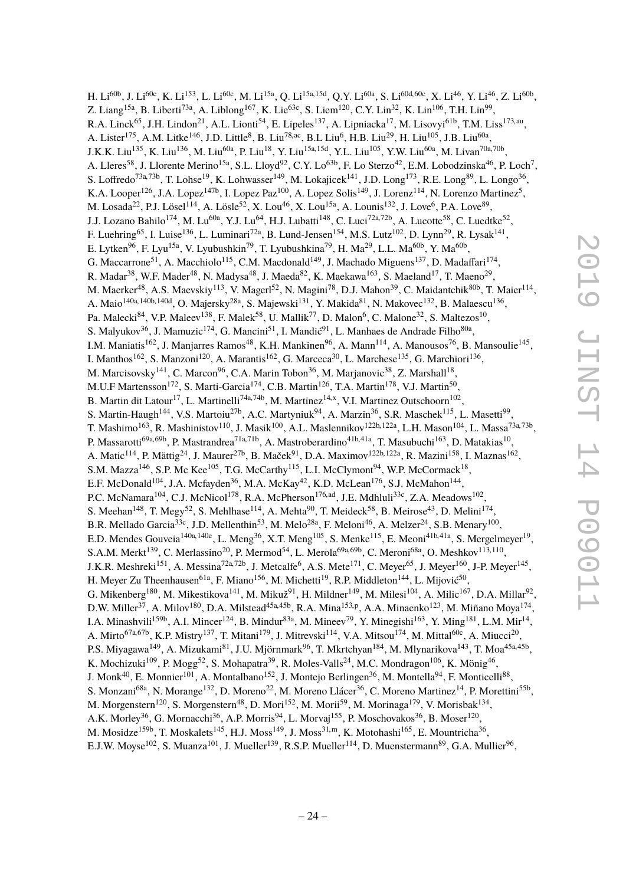H. Li[60b], J. Li[60c], K. Li[153], L. Li[60c], M. Li[15a], Q. Li[15a,15d], Q.Y. Li[60a], S. Li[60d,60c], X. Li[46], Y. Li[46], Z. Li[60b], Z. Liang[15a], B. Liberti[73a], A. Liblong[167], K. Lie[63c], S. Liem[120], C.Y. Lin[32], K. Lin[106], T.H. Lin[99], R.A. Linck[65], J.H. Lindon[21], A.L. Lionti[54], E. Lipeles[137], A. Lipniacka[17], M. Lisovyi[61b], T.M. Liss[173,au], A. Lister[175], A.M. Litke[146], J.D. Little[8], B. Liu[78,ac], B.L Liu[6], H.B. Liu[29], H. Liu[105], J.B. Liu[60a], J.K.K. Liu[135], K. Liu[136], M. Liu[60a], P. Liu[18], Y. Liu[15a,15d], Y.L. Liu[105], Y.W. Liu[60a], M. Livan[70a,70b], A. Lleres[58], J. Llorente Merino[15a], S.L. Lloyd[92], C.Y. Lo[63b], F. Lo Sterzo[42], E.M. Lobodzinska[46], P. Loch[7], S. Loffredo[73a,73b], T. Lohse[19], K. Lohwasser[149], M. Lokajicek[141], J.D. Long[173], R.E. Long[89], L. Longo[36], K.A. Looper[126], J.A. Lopez[147b], I. Lopez Paz[100], A. Lopez Solis[149], J. Lorenz[114], N. Lorenzo Martinez[5], M. Losada[22], P.J. Lösel[114], A. Lösle[52], X. Lou[46], X. Lou[15a], A. Lounis[132], J. Love[6], P.A. Love[89], J.J. Lozano Bahilo[174], M. Lu[60a], Y.J. Lu[64], H.J. Lubatti[148], C. Luci[72a,72b], A. Lucotte[58], C. Luedtke[52], F. Luehring[65], I. Luise[136], L. Luminari[72a], B. Lund-Jensen[154], M.S. Lutz[102], D. Lynn[29], R. Lysak[141], E. Lytken[96], F. Lyu[15a], V. Lyubushkin[79], T. Lyubushkina[79], H. Ma[29], L.L. Ma[60b], Y. Ma[60b], G. Maccarrone[51], A. Macchiolo[115], C.M. Macdonald[149], J. Machado Miguens[137], D. Madaffari[174], R. Madar[38], W.F. Mader[48], N. Madysa[48], J. Maeda[82], K. Maekawa[163], S. Maeland[17], T. Maeno[29], M. Maerker[48], A.S. Maevskiy[113], V. Magerl[52], N. Magini[78], D.J. Mahon[39], C. Maidantchik[80b], T. Maier[114], A. Maio[140a,140b,140d], O. Majersky[28a], S. Majewski[131], Y. Makida[81], N. Makovec[132], B. Malaescu[136], Pa. Malecki[84], V.P. Maleev[138], F. Malek[58], U. Mallik[77], D. Malon[6], C. Malone[32], S. Maltezos[10], S. Malyukov[36], J. Mamuzic[174], G. Mancini[51], I. Mandić[91], L. Manhaes de Andrade Filho[80a], I.M. Maniatis[162], J. Manjarres Ramos[48], K.H. Mankinen[96], A. Mann[114], A. Manousos[76], B. Mansoulie[145], I. Manthos[162], S. Manzoni[120], A. Marantis[162], G. Marceca[30], L. Marchese[135], G. Marchiori[136], M. Marcisovsky[141], C. Marcon[96], C.A. Marin Tobon[36], M. Marjanovic[38], Z. Marshall[18], M.U.F Martensson[172], S. Marti-Garcia[174], C.B. Martin[126], T.A. Martin[178], V.J. Martin[50], B. Martin dit Latour[17], L. Martinelli[74a,74b], M. Martinez[14,x], V.I. Martinez Outschoorn[102], S. Martin-Haugh[144], V.S. Martoiu[27b], A.C. Martyniuk[94], A. Marzin[36], S.R. Maschek[115], L. Masetti[99], T. Mashimo[163], R. Mashinistov[110], J. Masik[100], A.L. Maslennikov[122b,122a], L.H. Mason[104], L. Massa[73a,73b], P. Massarotti[69a,69b], P. Mastrandrea[71a,71b], A. Mastroberardino[41b,41a], T. Masubuchi[163], D. Matakias[10], A. Matic[114], P. Mättig[24], J. Maurer[27b], B. Maček[91], D.A. Maximov[122b,122a], R. Mazini[158], I. Maznas[162], S.M. Mazza[146], S.P. Mc Kee[105], T.G. McCarthy[115], L.I. McClymont[94], W.P. McCormack[18], E.F. McDonald[104], J.A. Mcfayden[36], M.A. McKay[42], K.D. McLean[176], S.J. McMahon[144], P.C. McNamara[104], C.J. McNicol[178], R.A. McPherson[176,ad], J.E. Mdhluli[33c], Z.A. Meadows[102], S. Meehan[148], T. Megy[52], S. Mehlhase[114], A. Mehta[90], T. Meideck[58], B. Meirose[43], D. Melini[174], B.R. Mellado Garcia[33c], J.D. Mellenthin[53], M. Melo[28a], F. Meloni[46], A. Melzer[24], S.B. Menary[100], E.D. Mendes Gouveia[140a,140e], L. Meng[36], X.T. Meng[105], S. Menke[115], E. Meoni[41b,41a], S. Mergelmeyer[19], S.A.M. Merkt[139], C. Merlassino[20], P. Mermod[54], L. Merola[69a,69b], C. Meroni[68a], O. Meshkov[113,110], J.K.R. Meshreki[151], A. Messina[72a,72b], J. Metcalfe[6], A.S. Mete[171], C. Meyer[65], J. Meyer[160], J-P. Meyer[145], H. Meyer Zu Theenhausen[61a], F. Miano[156], M. Michetti[19], R.P. Middleton[144], L. Mijović[50], G. Mikenberg[180], M. Mikestikova[141], M. Mikuž[91], H. Mildner[149], M. Milesi[104], A. Milic[167], D.A. Millar[92], D.W. Miller[37], A. Milov[180], D.A. Milstead[45a,45b], R.A. Mina[153,p], A.A. Minaenko[123], M. Miñano Moya[174], I.A. Minashvili[159b], A.I. Mincer[124], B. Mindur[83a], M. Mineev[79], Y. Minegishi[163], Y. Ming[181], L.M. Mir[14], A. Mirto[67a,67b], K.P. Mistry[137], T. Mitani[179], J. Mitrevski[114], V.A. Mitsou[174], M. Mittal[60c], A. Miucci[20], P.S. Miyagawa[149], A. Mizukami[81], J.U. Mjörnmark[96], T. Mkrtchyan[184], M. Mlynarikova[143], T. Moa[45a,45b], K. Mochizuki[109], P. Mogg[52], S. Mohapatra[39], R. Moles-Valls[24], M.C. Mondragon[106], K. Mönig[46], J. Monk[40], E. Monnier[101], A. Montalbano[152], J. Montejo Berlingen[36], M. Montella[94], F. Monticelli[88], S. Monzani[68a], N. Morange[132], D. Moreno[22], M. Moreno Llácer[36], C. Moreno Martinez[14], P. Morettini[55b], M. Morgenstern[120], S. Morgenstern[48], D. Mori[152], M. Morii[59], M. Morinaga[179], V. Morisbak[134], A.K. Morley[36], G. Mornacchi[36], A.P. Morris[94], L. Morvaj[155], P. Moschovakos[36], B. Moser[120], M. Mosidze[159b], T. Moskalets[145], H.J. Moss[149], J. Moss[31,m], K. Motohashi[165], E. Mountricha[36], E.J.W. Moyse[102], S. Muanza[101], J. Mueller[139], R.S.P. Mueller[114], D. Muenstermann[89], G.A. Mullier[96],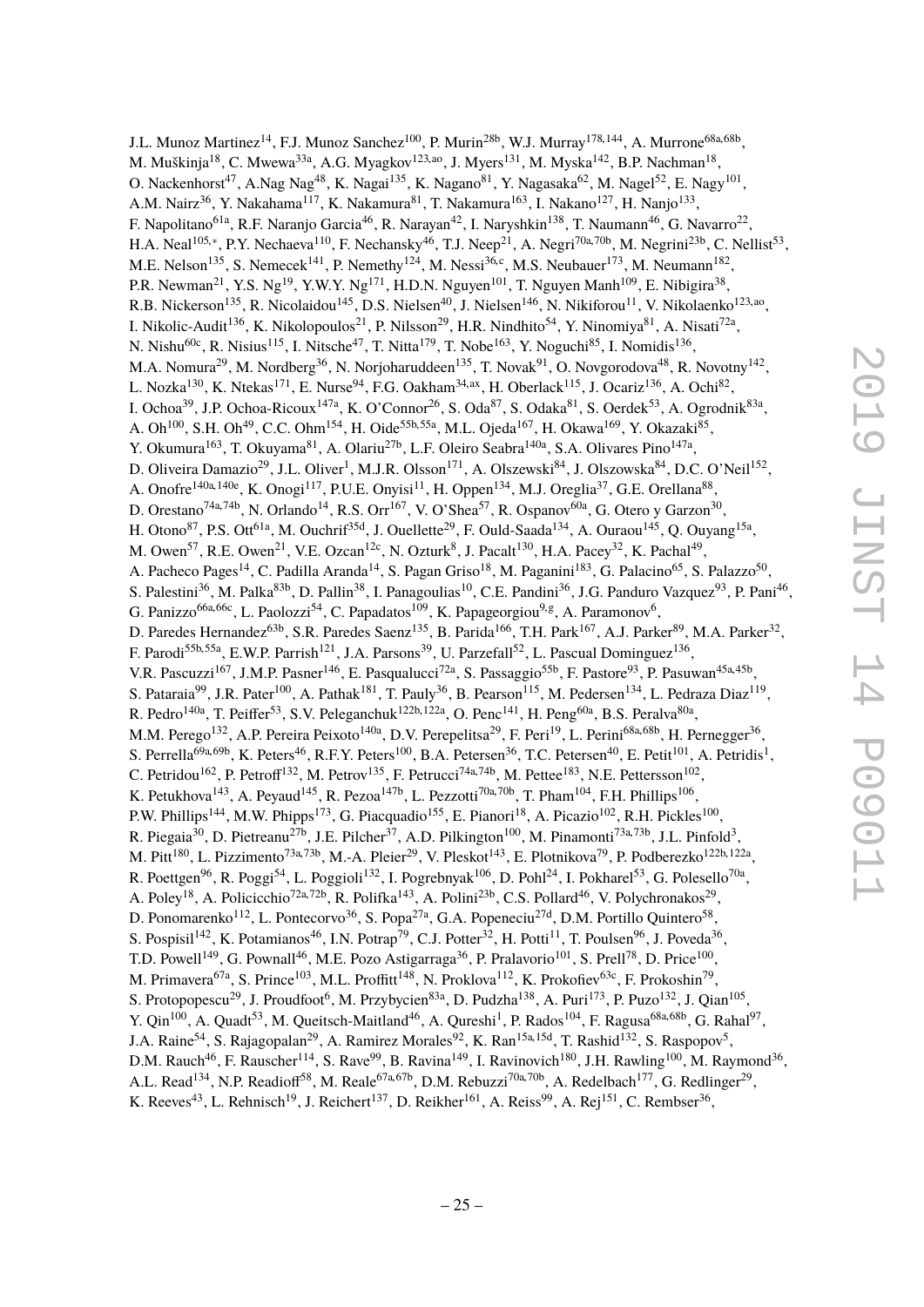J.L. Munoz Martinez[14], F.J. Munoz Sanchez[100], P. Murin[28b], W.J. Murray[178,144], A. Murrone[68a,68b], M. Muškinja[18], C. Mwewa[33a], A.G. Myagkov[123,ao], J. Myers[131], M. Myska[142], B.P. Nachman[18], O. Nackenhorst[47], A.Nag Nag[48], K. Nagai[135], K. Nagano[81], Y. Nagasaka[62], M. Nagel[52], E. Nagy[101], A.M. Nairz[36], Y. Nakahama[117], K. Nakamura[81], T. Nakamura[163], I. Nakano[127], H. Nanjo[133], F. Napolitano[61a], R.F. Naranjo Garcia[46], R. Narayan[42], I. Naryshkin[138], T. Naumann[46], G. Navarro[22], H.A. Neal[105,*], P.Y. Nechaeva[110], F. Nechansky[46], T.J. Neep[21], A. Negri[70a,70b], M. Negrini[23b], C. Nellist[53], M.E. Nelson[135], S. Nemecek[141], P. Nemethy[124], M. Nessi[36,c], M.S. Neubauer[173], M. Neumann[182], P.R. Newman[21], Y.S. Ng[19], Y.W.Y. Ng[171], H.D.N. Nguyen[101], T. Nguyen Manh[109], E. Nibigira[38], R.B. Nickerson[135], R. Nicolaidou[145], D.S. Nielsen[40], J. Nielsen[146], N. Nikiforou[11], V. Nikolaenko[123,ao], I. Nikolic-Audit[136], K. Nikolopoulos[21], P. Nilsson[29], H.R. Nindhito[54], Y. Ninomiya[81], A. Nisati[72a], N. Nishu[60c], R. Nisius[115], I. Nitsche[47], T. Nitta[179], T. Nobe[163], Y. Noguchi[85], I. Nomidis[136], M.A. Nomura[29], M. Nordberg[36], N. Norjoharuddeen[135], T. Novak[91], O. Novgorodova[48], R. Novotny[142], L. Nozka[130], K. Ntekas[171], E. Nurse[94], F.G. Oakham[34,ax], H. Oberlack[115], J. Ocariz[136], A. Ochi[82], I. Ochoa[39], J.P. Ochoa-Ricoux[147a], K. O'Connor[26], S. Oda[87], S. Odaka[81], S. Oerdek[53], A. Ogrodnik[83a], A. Oh[100], S.H. Oh[49], C.C. Ohm[154], H. Oide[55b,55a], M.L. Ojeda[167], H. Okawa[169], Y. Okazaki[85], Y. Okumura[163], T. Okuyama[81], A. Olariu[27b], L.F. Oleiro Seabra[140a], S.A. Olivares Pino[147a], D. Oliveira Damazio[29], J.L. Oliver[1], M.J.R. Olsson[171], A. Olszewski[84], J. Olszowska[84], D.C. O'Neil[152], A. Onofre[140a,140e], K. Onogi[117], P.U.E. Onyisi[11], H. Oppen[134], M.J. Oreglia[37], G.E. Orellana[88], D. Orestano[74a,74b], N. Orlando[14], R.S. Orr[167], V. O'Shea[57], R. Ospanov[60a], G. Otero y Garzon[30], H. Otono[87], P.S. Ott[61a], M. Ouchrif[35d], J. Ouellette[29], F. Ould-Saada[134], A. Ouraou[145], Q. Ouyang[15a], M. Owen[57], R.E. Owen[21], V.E. Ozcan[12c], N. Ozturk[8], J. Pacalt[130], H.A. Pacey[32], K. Pachal[49], A. Pacheco Pages[14], C. Padilla Aranda[14], S. Pagan Griso[18], M. Paganini[183], G. Palacino[65], S. Palazzo[50], S. Palestini[36], M. Palka[83b], D. Pallin[38], I. Panagoulias[10], C.E. Pandini[36], J.G. Panduro Vazquez[93], P. Pani[46], G. Panizzo[66a,66c], L. Paolozzi[54], C. Papadatos[109], K. Papageorgiou[9,g], A. Paramonov[6], D. Paredes Hernandez[63b], S.R. Paredes Saenz[135], B. Parida[166], T.H. Park[167], A.J. Parker[89], M.A. Parker[32], F. Parodi[55b,55a], E.W.P. Parrish[121], J.A. Parsons[39], U. Parzefall[52], L. Pascual Dominguez[136], V.R. Pascuzzi[167], J.M.P. Pasner[146], E. Pasqualucci[72a], S. Passaggio[55b], F. Pastore[93], P. Pasuwan[45a,45b], S. Pataraia[99], J.R. Pater[100], A. Pathak[181], T. Pauly[36], B. Pearson[115], M. Pedersen[134], L. Pedraza Diaz[119], R. Pedro[140a], T. Peiffer[53], S.V. Peleganchuk[122b,122a], O. Penc[141], H. Peng[60a], B.S. Peralva[80a], M.M. Perego[132], A.P. Pereira Peixoto[140a], D.V. Perepelitsa[29], F. Peri[19], L. Perini[68a,68b], H. Pernegger[36], S. Perrella[69a,69b], K. Peters[46], R.F.Y. Peters[100], B.A. Petersen[36], T.C. Petersen[40], E. Petit[101], A. Petridis[1], C. Petridou[162], P. Petroff[132], M. Petrov[135], F. Petrucci[74a,74b], M. Pettee[183], N.E. Pettersson[102], K. Petukhova[143], A. Peyaud[145], R. Pezoa[147b], L. Pezzotti[70a,70b], T. Pham[104], F.H. Phillips[106], P.W. Phillips[144], M.W. Phipps[173], G. Piacquadio[155], E. Pianori[18], A. Picazio[102], R.H. Pickles[100], R. Piegaia[30], D. Pietreanu[27b], J.E. Pilcher[37], A.D. Pilkington[100], M. Pinamonti[73a,73b], J.L. Pinfold[3], M. Pitt[180], L. Pizzimento[73a,73b], M.-A. Pleier[29], V. Pleskot[143], E. Plotnikova[79], P. Podberezko[122b,122a], R. Poettgen[96], R. Poggi[54], L. Poggioli[132], I. Pogrebnyak[106], D. Pohl[24], I. Pokharel[53], G. Polesello[70a], A. Poley[18], A. Policicchio[72a,72b], R. Polifka[143], A. Polini[23b], C.S. Pollard[46], V. Polychronakos[29], D. Ponomarenko[112], L. Pontecorvo[36], S. Popa[27a], G.A. Popeneciu[27d], D.M. Portillo Quintero[58], S. Pospisil[142], K. Potamianos[46], I.N. Potrap[79], C.J. Potter[32], H. Potti[11], T. Poulsen[96], J. Poveda[36], T.D. Powell[149], G. Pownall[46], M.E. Pozo Astigarraga[36], P. Pralavorio[101], S. Prell[78], D. Price[100], M. Primavera[67a], S. Prince[103], M.L. Proffitt[148], N. Proklova[112], K. Prokofiev[63c], F. Prokoshin[79], S. Protopopescu[29], J. Proudfoot[6], M. Przybycien[83a], D. Pudzha[138], A. Puri[173], P. Puzo[132], J. Qian[105], Y. Qin[100], A. Quadt[53], M. Queitsch-Maitland[46], A. Qureshi[1], P. Rados[104], F. Ragusa[68a,68b], G. Rahal[97], J.A. Raine[54], S. Rajagopalan[29], A. Ramirez Morales[92], K. Ran[15a,15d], T. Rashid[132], S. Raspopov[5], D.M. Rauch[46], F. Rauscher[114], S. Rave[99], B. Ravina[149], I. Ravinovich[180], J.H. Rawling[100], M. Raymond[36], A.L. Read[134], N.P. Readioff[58], M. Reale[67a,67b], D.M. Rebuzzi[70a,70b], A. Redelbach[177], G. Redlinger[29], K. Reeves[43], L. Rehnisch[19], J. Reichert[137], D. Reikher[161], A. Reiss[99], A. Rej[151], C. Rembser[36],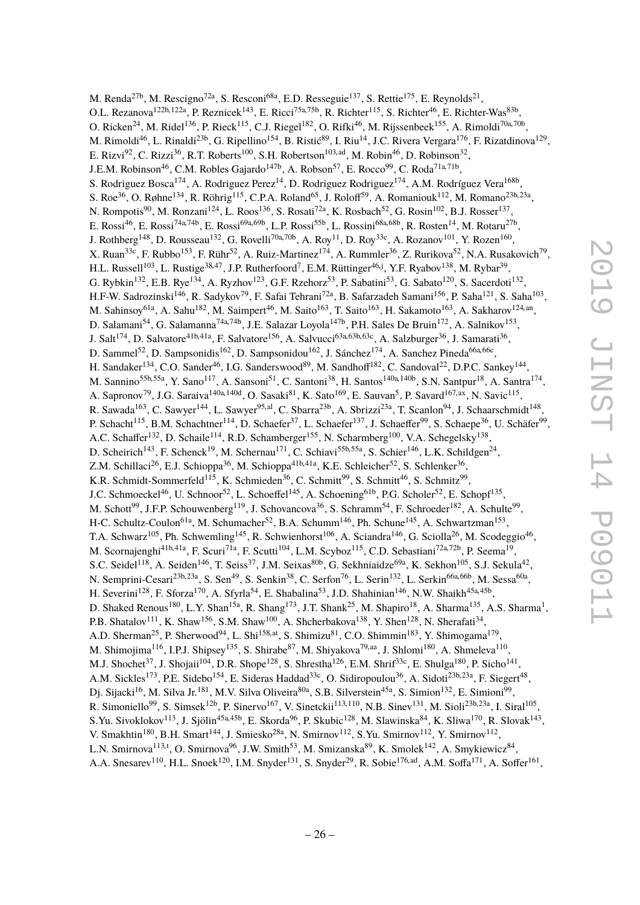M. Renda[27b], M. Rescigno[72a], S. Resconi[68a], E.D. Resseguie[137], S. Rettie[175], E. Reynolds[21], O.L. Rezanova[122b,122a], P. Reznicek[143], E. Ricci[75a,75b], R. Richter[115], S. Richter[46], E. Richter-Was[83b], O. Ricken[24], M. Ridel[136], P. Rieck[115], C.J. Riegel[182], O. Rifki[46], M. Rijssenbeek[155], A. Rimoldi[70a,70b], M. Rimoldi[46], L. Rinaldi[23b], G. Ripellino[154], B. Ristić[89], I. Riu[14], J.C. Rivera Vergara[176], F. Rizatdinova[129], E. Rizvi[92], C. Rizzi[36], R.T. Roberts[100], S.H. Robertson[103,ad], M. Robin[46], D. Robinson[32], J.E.M. Robinson[46], C.M. Robles Gajardo[147b], A. Robson[57], E. Rocco[99], C. Roda[71a,71b], S. Rodriguez Bosca[174], A. Rodriguez Perez[14], D. Rodriguez Rodriguez[174], A.M. Rodríguez Vera[168b], S. Roe[36], O. Røhne[134], R. Röhrig[115], C.P.A. Roland[65], J. Roloff[59], A. Romaniouk[112], M. Romano[23b,23a], N. Rompotis[90], M. Ronzani[124], L. Roos[136], S. Rosati[72a], K. Rosbach[52], G. Rosin[102], B.J. Rosser[137], E. Rossi[46], E. Rossi[74a,74b], E. Rossi[69a,69b], L.P. Rossi[55b], L. Rossini[68a,68b], R. Rosten[14], M. Rotaru[27b], J. Rothberg[148], D. Rousseau[132], G. Rovelli[70a,70b], A. Roy[11], D. Roy[33c], A. Rozanov[101], Y. Rozen[160], X. Ruan[33c], F. Rubbo[153], F. Rühr[52], A. Ruiz-Martinez[174], A. Rummler[36], Z. Rurikova[52], N.A. Rusakovich[79], H.L. Russell[103], L. Rustige[38,47], J.P. Rutherfoord[7], E.M. Rüttinger[46,j], Y.F. Ryabov[138], M. Rybar[39], G. Rybkin[132], E.B. Rye[134], A. Ryzhov[123], G.F. Rzehorz[53], P. Sabatini[53], G. Sabato[120], S. Sacerdoti[132], H.F-W. Sadrozinski[146], R. Sadykov[79], F. Safai Tehrani[72a], B. Safarzadeh Samani[156], P. Saha[121], S. Saha[103], M. Sahinsoy[61a], A. Sahu[182], M. Saimpert[46], M. Saito[163], T. Saito[163], H. Sakamoto[163], A. Sakharov[124,an], D. Salamani[54], G. Salamanna[74a,74b], J.E. Salazar Loyola[147b], P.H. Sales De Bruin[172], A. Salnikov[153], J. Salt[174], D. Salvatore[41b,41a], F. Salvatore[156], A. Salvucci[63a,63b,63c], A. Salzburger[36], J. Samarati[36], D. Sammel[52], D. Sampsonidis[162], D. Sampsonidou[162], J. Sánchez[174], A. Sanchez Pineda[66a,66c], H. Sandaker[134], C.O. Sander[46], I.G. Sanderswood[89], M. Sandhoff[182], C. Sandoval[22], D.P.C. Sankey[144], M. Sannino[55b,55a], Y. Sano[117], A. Sansoni[51], C. Santoni[38], H. Santos[140a,140b], S.N. Santpur[18], A. Santra[174], A. Sapronov[79], J.G. Saraiva[140a,140d], O. Sasaki[81], K. Sato[169], E. Sauvan[5], P. Savard[167,ax], N. Savic[115], R. Sawada[163], C. Sawyer[144], L. Sawyer[95,al], C. Sbarra[23b], A. Sbrizzi[23a], T. Scanlon[94], J. Schaarschmidt[148], P. Schacht[115], B.M. Schachtner[114], D. Schaefer[37], L. Schaefer[137], J. Schaeffer[99], S. Schaepe[36], U. Schäfer[99], A.C. Schaffer[132], D. Schaile[114], R.D. Schamberger[155], N. Scharmberg[100], V.A. Schegelsky[138], D. Scheirich[143], F. Schenck[19], M. Schernau[171], C. Schiavi[55b,55a], S. Schier[146], L.K. Schildgen[24], Z.M. Schillaci[26], E.J. Schioppa[36], M. Schioppa[41b,41a], K.E. Schleicher[52], S. Schlenker[36], K.R. Schmidt-Sommerfeld[115], K. Schmieden[36], C. Schmitt[99], S. Schmitt[46], S. Schmitz[99], J.C. Schmoeckel[46], U. Schnoor[52], L. Schoeffel[145], A. Schoening[61b], P.G. Scholer[52], E. Schopf[135], M. Schott[99], J.F.P. Schouwenberg[119], J. Schovancova[36], S. Schramm[54], F. Schroeder[182], A. Schulte[99], H-C. Schultz-Coulon[61a], M. Schumacher[52], B.A. Schumm[146], Ph. Schune[145], A. Schwartzman[153], T.A. Schwarz[105], Ph. Schwemling[145], R. Schwienhorst[106], A. Sciandra[146], G. Sciolla[26], M. Scodeggio[46], M. Scornajenghi[41b,41a], F. Scuri[71a], F. Scutti[104], L.M. Scyboz[115], C.D. Sebastiani[72a,72b], P. Seema[19], S.C. Seidel[118], A. Seiden[146], T. Seiss[37], J.M. Seixas[80b], G. Sekhniaidze[69a], K. Sekhon[105], S.J. Sekula[42], N. Semprini-Cesari[23b,23a], S. Sen[49], S. Senkin[38], C. Serfon[76], L. Serin[132], L. Serkin[66a,66b], M. Sessa[60a], H. Severini[128], F. Sforza[170], A. Sfyrla[54], E. Shabalina[53], J.D. Shahinian[146], N.W. Shaikh[45a,45b], D. Shaked Renous[180], L.Y. Shan[15a], R. Shang[173], J.T. Shank[25], M. Shapiro[18], A. Sharma[135], A.S. Sharma[1], P.B. Shatalov[111], K. Shaw[156], S.M. Shaw[100], A. Shcherbakova[138], Y. Shen[128], N. Sherafati[34], A.D. Sherman[25], P. Sherwood[94], L. Shi[158,at], S. Shimizu[81], C.O. Shimmin[183], Y. Shimogama[179], M. Shimojima[116], I.P.J. Shipsey[135], S. Shirabe[87], M. Shiyakova[79,aa], J. Shlomi[180], A. Shmeleva[110], M.J. Shochet[37], J. Shojaii[104], D.R. Shope[128], S. Shrestha[126], E.M. Shrif[33c], E. Shulga[180], P. Sicho[141], A.M. Sickles[173], P.E. Sidebo[154], E. Sideras Haddad[33c], O. Sidiropoulou[36], A. Sidoti[23b,23a], F. Siegert[48], Dj. Sijacki[16], M. Silva Jr.[181], M.V. Silva Oliveira[80a], S.B. Silverstein[45a], S. Simion[132], E. Simioni[99], R. Simoniello[99], S. Simsek[12b], P. Sinervo[167], V. Sinetckii[113,110], N.B. Sinev[131], M. Sioli[23b,23a], I. Siral[105], S.Yu. Sivoklokov[113], J. Sjölin[45a,45b], E. Skorda[96], P. Skubic[128], M. Slawinska[84], K. Sliwa[170], R. Slovak[143], V. Smakhtin[180], B.H. Smart[144], J. Smiesko[28a], N. Smirnov[112], S.Yu. Smirnov[112], Y. Smirnov[112], L.N. Smirnova[113,t], O. Smirnova[96], J.W. Smith[53], M. Smizanska[89], K. Smolek[142], A. Smykiewicz[84], A.A. Snesarev[110], H.L. Snoek[120], I.M. Snyder[131], S. Snyder[29], R. Sobie[176,ad], A.M. Soffa[171], A. Soffer[161],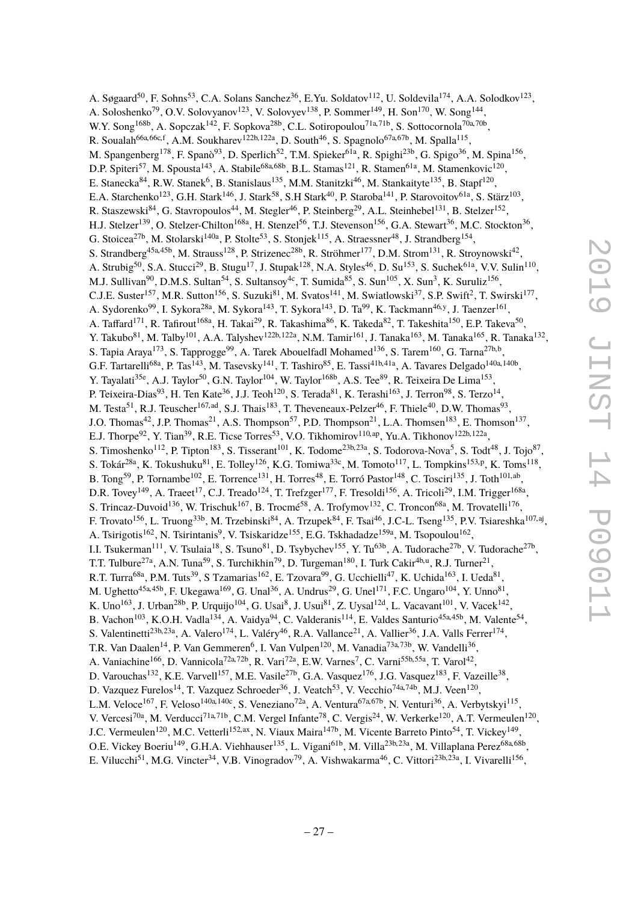A. Søgaard[50], F. Sohns[53], C.A. Solans Sanchez[36], E.Yu. Soldatov[112], U. Soldevila[174], A.A. Solodkov[123], A. Soloshenko[79], O.V. Solovyanov[123], V. Solovyev[138], P. Sommer[149], H. Son[170], W. Song[144], W.Y. Song[168b], A. Sopczak[142], F. Sopkova[28b], C.L. Sotiropoulou[71a,71b], S. Sottocornola[70a,70b], R. Soualah[66a,66c,f], A.M. Soukharev[122b,122a], D. South[46], S. Spagnolo[67a,67b], M. Spalla[115], M. Spangenberg[178], F. Spanò[93], D. Sperlich[52], T.M. Spieker[61a], R. Spighi[23b], G. Spigo[36], M. Spina[156], D.P. Spiteri[57], M. Spousta[143], A. Stabile[68a,68b], B.L. Stamas[121], R. Stamen[61a], M. Stamenkovic[120], E. Stanecka[84], R.W. Stanek[6], B. Stanislaus[135], M.M. Stanitzki[46], M. Stankaityte[135], B. Stapf[120], E.A. Starchenko[123], G.H. Stark[146], J. Stark[58], S.H Stark[40], P. Staroba[141], P. Starovoitov[61a], S. Stärz[103], R. Staszewski[84], G. Stavropoulos[44], M. Stegler[46], P. Steinberg[29], A.L. Steinhebel[131], B. Stelzer[152], H.J. Stelzer[139], O. Stelzer-Chilton[168a], H. Stenzel[56], T.J. Stevenson[156], G.A. Stewart[36], M.C. Stockton[36], G. Stoicea[27b], M. Stolarski[140a], P. Stolte[53], S. Stonjek[115], A. Straessner[48], J. Strandberg[154], S. Strandberg[45a,45b], M. Strauss[128], P. Strizenec[28b], R. Ströhmer[177], D.M. Strom[131], R. Stroynowski[42], A. Strubig[50], S.A. Stucci[29], B. Stugu[17], J. Stupak[128], N.A. Styles[46], D. Su[153], S. Suchek[61a], V.V. Sulin[110], M.J. Sullivan[90], D.M.S. Sultan[54], S. Sultansoy[4c], T. Sumida[85], S. Sun[105], X. Sun[3], K. Suruliz[156], C.J.E. Suster[157], M.R. Sutton[156], S. Suzuki[81], M. Svatos[141], M. Swiatlowski[37], S.P. Swift[2], T. Swirski[177], A. Sydorenko[99], I. Sykora[28a], M. Sykora[143], T. Sykora[143], D. Ta[99], K. Tackmann[46,y], J. Taenzer[161], A. Taffard[171], R. Tafirout[168a], H. Takai[29], R. Takashima[86], K. Takeda[82], T. Takeshita[150], E.P. Takeva[50], Y. Takubo[81], M. Talby[101], A.A. Talyshev[122b,122a], N.M. Tamir[161], J. Tanaka[163], M. Tanaka[165], R. Tanaka[132], S. Tapia Araya[173], S. Tapprogge[99], A. Tarek Abouelfadl Mohamed[136], S. Tarem[160], G. Tarna[27b,b], G.F. Tartarelli[68a], P. Tas[143], M. Tasevsky[141], T. Tashiro[85], E. Tassi[41b,41a], A. Tavares Delgado[140a,140b], Y. Tayalati[35e], A.J. Taylor[50], G.N. Taylor[104], W. Taylor[168b], A.S. Tee[89], R. Teixeira De Lima[153], P. Teixeira-Dias[93], H. Ten Kate[36], J.J. Teoh[120], S. Terada[81], K. Terashi[163], J. Terron[98], S. Terzo[14], M. Testa[51], R.J. Teuscher[167,ad], S.J. Thais[183], T. Theveneaux-Pelzer[46], F. Thiele[40], D.W. Thomas[93], J.O. Thomas[42], J.P. Thomas[21], A.S. Thompson[57], P.D. Thompson[21], L.A. Thomsen[183], E. Thomson[137], E.J. Thorpe[92], Y. Tian[39], R.E. Ticse Torres[53], V.O. Tikhomirov[110,ap], Yu.A. Tikhonov[122b,122a], S. Timoshenko[112], P. Tipton[183], S. Tisserant[101], K. Todome[23b,23a], S. Todorova-Nova[5], S. Todt[48], J. Tojo[87], S. Tokár[28a], K. Tokushuku[81], E. Tolley[126], K.G. Tomiwa[33c], M. Tomoto[117], L. Tompkins[153,p], K. Toms[118], B. Tong[59], P. Tornambe[102], E. Torrence[131], H. Torres[48], E. Torró Pastor[148], C. Tosciri[135], J. Toth[101,ab], D.R. Tovey[149], A. Traeet[17], C.J. Treado[124], T. Trefzger[177], F. Tresoldi[156], A. Tricoli[29], I.M. Trigger[168a], S. Trincaz-Duvoid[136], W. Trischuk[167], B. Trocmé[58], A. Trofymov[132], C. Troncon[68a], M. Trovatelli[176], F. Trovato[156], L. Truong[33b], M. Trzebinski[84], A. Trzupek[84], F. Tsai[46], J-C-L. Tseng[135], P.V. Tsiareshka[107,aj], A. Tsirigotis[162], N. Tsirintanis[9], V. Tsiskaridze[155], E.G. Tskhadadze[159a], M. Tsopoulou[162], I.I. Tsukerman[111], V. Tsulaia[18], S. Tsuno[81], D. Tsybychev[155], Y. Tu[63b], A. Tudorache[27b], V. Tudorache[27b], T.T. Tulbure[27a], A.N. Tuna[59], S. Turchikhin[79], D. Turgeman[180], I. Turk Cakir[4b,u], R.J. Turner[21], R.T. Turra[68a], P.M. Tuts[39], S Tzamarias[162], E. Tzovara[99], G. Ucchielli[47], K. Uchida[163], I. Ueda[81], M. Ughetto[45a,45b], F. Ukegawa[169], G. Unal[36], A. Undrus[29], G. Unel[171], F.C. Ungaro[104], Y. Unno[81], K. Uno[163], J. Urban[28b], P. Urquijo[104], G. Usai[8], J. Usui[81], Z. Uysal[12d], L. Vacavant[101], V. Vacek[142], B. Vachon[103], K.O.H. Vadla[134], A. Vaidya[94], C. Valderanis[114], E. Valdes Santurio[45a,45b], M. Valente[54], S. Valentinetti[23b,23a], A. Valero[174], L. Valéry[46], R.A. Vallance[21], A. Vallier[36], J.A. Valls Ferrer[174], T.R. Van Daalen[14], P. Van Gemmeren[6], I. Van Vulpen[120], M. Vanadia[73a,73b], W. Vandelli[36], A. Vaniachine[166], D. Vannicola[72a,72b], R. Vari[72a], E.W. Varnes[7], C. Varni[55b,55a], T. Varol[42], D. Varouchas[132], K.E. Varvell[157], M.E. Vasile[27b], G.A. Vasquez[176], J.G. Vasquez[183], F. Vazeille[38], D. Vazquez Furelos[14], T. Vazquez Schroeder[36], J. Veatch[53], V. Vecchio[74a,74b], M.J. Veen[120], L.M. Veloce[167], F. Veloso[140a,140c], S. Veneziano[72a], A. Ventura[67a,67b], N. Venturi[36], A. Verbytskyi[115], V. Vercesi[70a], M. Verducci[71a,71b], C.M. Vergel Infante[78], C. Vergis[24], W. Verkerke[120], A.T. Vermeulen[120], J.C. Vermeulen[120], M.C. Vetterli[152,ax], N. Viaux Maira[147b], M. Vicente Barreto Pinto[54], T. Vickey[149], O.E. Vickey Boeriu[149], G.H.A. Viehhauser[135], L. Vigani[61b], M. Villa[23b,23a], M. Villaplana Perez[68a,68b], E. Vilucchi[51], M.G. Vincter[34], V.B. Vinogradov[79], A. Vishwakarma[46], C. Vittori[23b,23a], I. Vivarelli[156],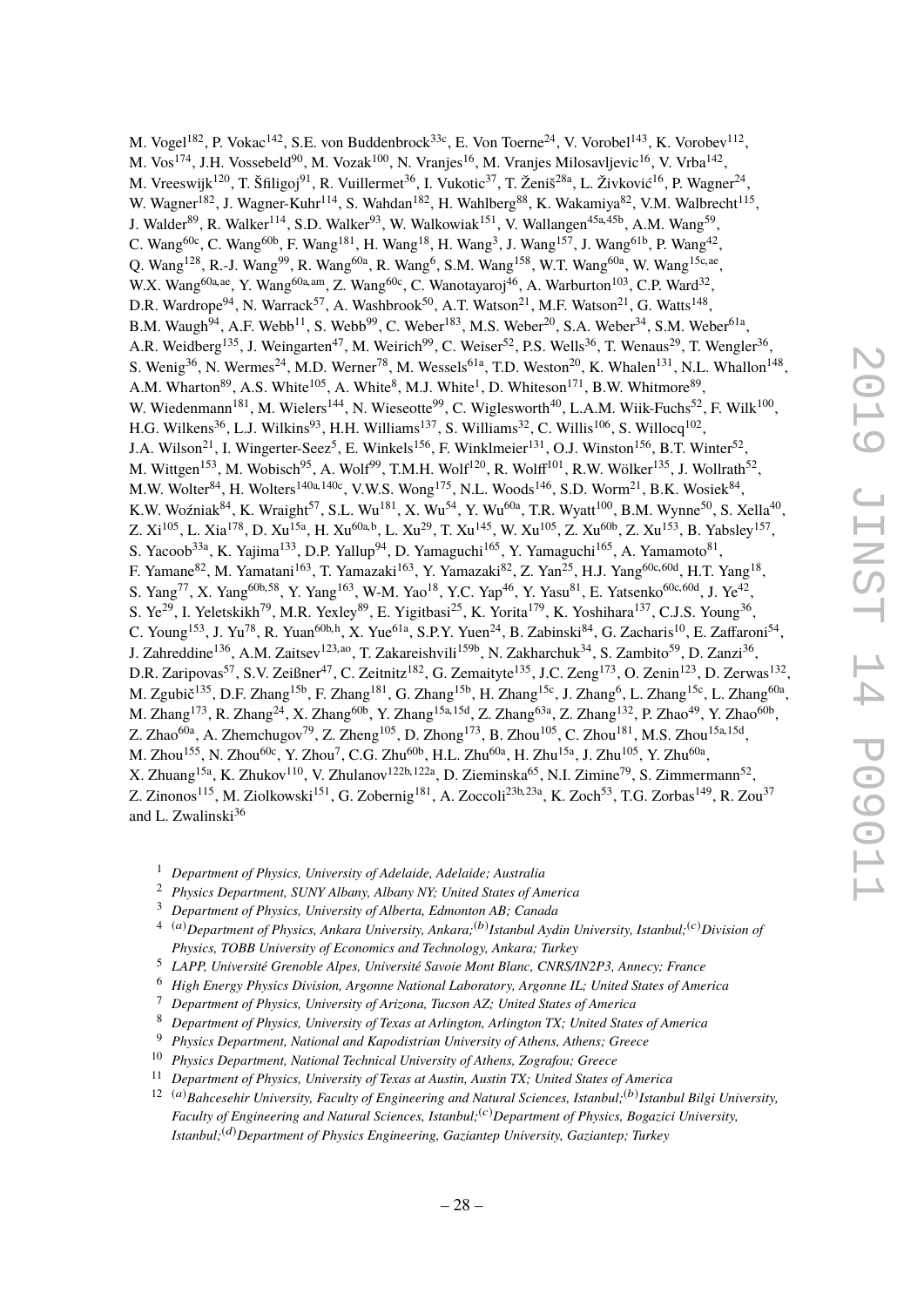M. Vogel[182], P. Vokac[142], S.E. von Buddenbrock[33c], E. Von Toerne[24], V. Vorobel[143], K. Vorobev[112], M. Vos[174], J.H. Vossebeld[90], M. Vozak[100], N. Vranjes[16], M. Vranjes Milosavljevic[16], V. Vrba[142], M. Vreeswijk[120], T. Šfiligoj[91], R. Vuillermet[36], I. Vukotic[37], T. Ženiš[28a], L. Živković[16], P. Wagner[24], W. Wagner[182], J. Wagner-Kuhr[114], S. Wahdan[182], H. Wahlberg[88], K. Wakamiya[82], V.M. Walbrecht[115], J. Walder[89], R. Walker[114], S.D. Walker[93], W. Walkowiak[151], V. Wallangen[45a,45b], A.M. Wang[59], C. Wang[60c], C. Wang[60b], F. Wang[181], H. Wang[18], H. Wang[3], J. Wang[157], J. Wang[61b], P. Wang[42], Q. Wang[128], R.-J. Wang[99], R. Wang[60a], R. Wang[6], S.M. Wang[158], W.T. Wang[60a], W. Wang[15c,ae], W.X. Wang[60a,ae], Y. Wang[60a,am], Z. Wang[60c], C. Wanotayaroj[46], A. Warburton[103], C.P. Ward[32], D.R. Wardrope[94], N. Warrack[57], A. Washbrook[50], A.T. Watson[21], M.F. Watson[21], G. Watts[148], B.M. Waugh[94], A.F. Webb[11], S. Webb[99], C. Weber[183], M.S. Weber[20], S.A. Weber[34], S.M. Weber[61a], A.R. Weidberg[135], J. Weingarten[47], M. Weirich[99], C. Weiser[52], P.S. Wells[36], T. Wenaus[29], T. Wengler[36], S. Wenig[36], N. Wermes[24], M.D. Werner[78], M. Wessels[61a], T.D. Weston[20], K. Whalen[131], N.L. Whallon[148], A.M. Wharton[89], A.S. White[105], A. White[8], M.J. White[1], D. Whiteson[171], B.W. Whitmore[89], W. Wiedenmann[181], M. Wielers[144], N. Wieseotte[99], C. Wiglesworth[40], L.A.M. Wiik-Fuchs[52], F. Wilk[100], H.G. Wilkens[36], L.J. Wilkins[93], H.H. Williams[137], S. Williams[32], C. Willis[106], S. Willocq[102], J.A. Wilson[21], I. Wingerter-Seez[5], E. Winkels[156], F. Winklmeier[131], O.J. Winston[156], B.T. Winter[52], M. Wittgen[153], M. Wobisch[95], A. Wolf[99], T.M.H. Wolf[120], R. Wolff[101], R.W. Wölker[135], J. Wollrath[52], M.W. Wolter[84], H. Wolters[140a,140c], V.W.S. Wong[175], N.L. Woods[146], S.D. Worm[21], B.K. Wosiek[84], K.W. Woźniak[84], K. Wraight[57], S.L. Wu[181], X. Wu[54], Y. Wu[60a], T.R. Wyatt[100], B.M. Wynne[50], S. Xella[40], Z. Xi[105], L. Xia[178], D. Xu[15a], H. Xu[60a,b], L. Xu[29], T. Xu[145], W. Xu[105], Z. Xu[60b], Z. Xu[153], B. Yabsley[157], S. Yacoob[33a], K. Yajima[133], D.P. Yallup[94], D. Yamaguchi[165], Y. Yamaguchi[165], A. Yamamoto[81], F. Yamane[82], M. Yamatani[163], T. Yamazaki[163], Y. Yamazaki[82], Z. Yan[25], H.J. Yang[60c,60d], H.T. Yang[18], S. Yang[77], X. Yang[60b,58], Y. Yang[163], W-M. Yao[18], Y.C. Yap[46], Y. Yasu[81], E. Yatsenko[60c,60d], J. Ye[42], S. Ye[29], I. Yeletskikh[79], M.R. Yexley[89], E. Yigitbasi[25], K. Yorita[179], K. Yoshihara[137], C.J.S. Young[36], C. Young[153], J. Yu[78], R. Yuan[60b,h], X. Yue[61a], S.P.Y. Yuen[24], B. Zabinski[84], G. Zacharis[10], E. Zaffaroni[54], J. Zahreddine[136], A.M. Zaitsev[123,ao], T. Zakareishvili[159b], N. Zakharchuk[34], S. Zambito[59], D. Zanzi[36], D.R. Zaripovas[57], S.V. Zeißner[47], C. Zeitnitz[182], G. Zemaityte[135], J.C. Zeng[173], O. Zenin[123], D. Zerwas[132], M. Zgubič[135], D.F. Zhang[15b], F. Zhang[181], G. Zhang[15b], H. Zhang[15c], J. Zhang[6], L. Zhang[15c], L. Zhang[60a], M. Zhang[173], R. Zhang[24], X. Zhang[60b], Y. Zhang[15a,15d], Z. Zhang[63a], Z. Zhang[132], P. Zhao[49], Y. Zhao[60b], Z. Zhao[60a], A. Zhemchugov[79], Z. Zheng[105], D. Zhong[173], B. Zhou[105], C. Zhou[181], M.S. Zhou[15a,15d], M. Zhou[155], N. Zhou[60c], Y. Zhou[7], C.G. Zhu[60b], H.L. Zhu[60a], H. Zhu[15a], J. Zhu[105], Y. Zhu[60a], X. Zhuang[15a], K. Zhukov[110], V. Zhulanov[122b,122a], D. Zieminska[65], N.I. Zimine[79], S. Zimmermann[52], Z. Zinonos[115], M. Ziolkowski[151], G. Zobernig[181], A. Zoccoli[23b,23a], K. Zoch[53], T.G. Zorbas[149], R. Zou[37] and L. Zwalinski[36]

[1] *Department of Physics, University of Adelaide, Adelaide; Australia*

[2] *Physics Department, SUNY Albany, Albany NY; United States of America*

[3] *Department of Physics, University of Alberta, Edmonton AB; Canada*

[4] [(a)]*Department of Physics, Ankara University, Ankara;*[(b)]*Istanbul Aydin University, Istanbul;*[(c)]*Division of Physics, TOBB University of Economics and Technology, Ankara; Turkey*

[5] *LAPP, Université Grenoble Alpes, Université Savoie Mont Blanc, CNRS/IN2P3, Annecy; France*

[6] *High Energy Physics Division, Argonne National Laboratory, Argonne IL; United States of America*

[7] *Department of Physics, University of Arizona, Tucson AZ; United States of America*

[8] *Department of Physics, University of Texas at Arlington, Arlington TX; United States of America*

[9] *Physics Department, National and Kapodistrian University of Athens, Athens; Greece*

[10] *Physics Department, National Technical University of Athens, Zografou; Greece*

[11] *Department of Physics, University of Texas at Austin, Austin TX; United States of America*

[12] [(a)]*Bahcesehir University, Faculty of Engineering and Natural Sciences, Istanbul;*[(b)]*Istanbul Bilgi University, Faculty of Engineering and Natural Sciences, Istanbul;*[(c)]*Department of Physics, Bogazici University, Istanbul;*[(d)]*Department of Physics Engineering, Gaziantep University, Gaziantep; Turkey*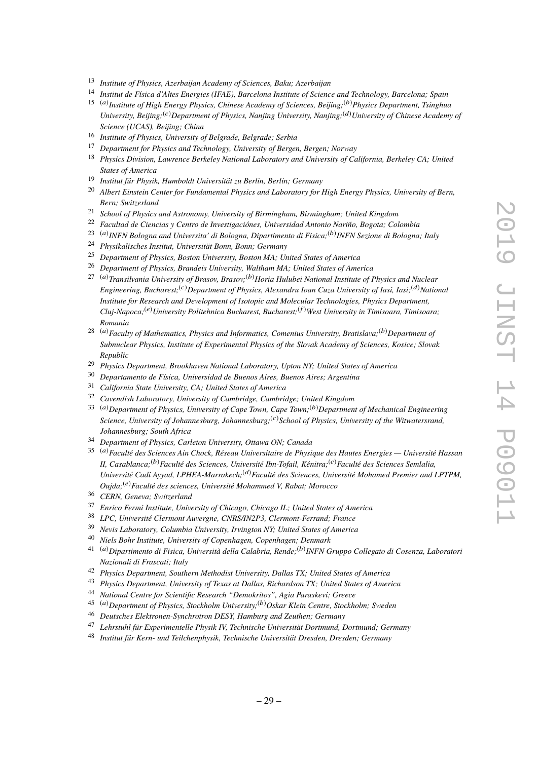[13] *Institute of Physics, Azerbaijan Academy of Sciences, Baku; Azerbaijan*

[14] *Institut de Física d'Altes Energies (IFAE), Barcelona Institute of Science and Technology, Barcelona; Spain*

[15] [(a)]*Institute of High Energy Physics, Chinese Academy of Sciences, Beijing;*[(b)]*Physics Department, Tsinghua University, Beijing;*[(c)]*Department of Physics, Nanjing University, Nanjing;*[(d)]*University of Chinese Academy of Science (UCAS), Beijing; China*

[16] *Institute of Physics, University of Belgrade, Belgrade; Serbia*

[17] *Department for Physics and Technology, University of Bergen, Bergen; Norway*

[18] *Physics Division, Lawrence Berkeley National Laboratory and University of California, Berkeley CA; United States of America*

[19] *Institut für Physik, Humboldt Universität zu Berlin, Berlin; Germany*

[20] *Albert Einstein Center for Fundamental Physics and Laboratory for High Energy Physics, University of Bern, Bern; Switzerland*

[21] *School of Physics and Astronomy, University of Birmingham, Birmingham; United Kingdom*

[22] *Facultad de Ciencias y Centro de Investigaciónes, Universidad Antonio Nariño, Bogota; Colombia*

[23] [(a)]*INFN Bologna and Universita' di Bologna, Dipartimento di Fisica;*[(b)]*INFN Sezione di Bologna; Italy*

[24] *Physikalisches Institut, Universität Bonn, Bonn; Germany*

[25] *Department of Physics, Boston University, Boston MA; United States of America*

[26] *Department of Physics, Brandeis University, Waltham MA; United States of America*

[27] [(a)]*Transilvania University of Brasov, Brasov;*[(b)]*Horia Hulubei National Institute of Physics and Nuclear Engineering, Bucharest;*[(c)]*Department of Physics, Alexandru Ioan Cuza University of Iasi, Iasi;*[(d)]*National Institute for Research and Development of Isotopic and Molecular Technologies, Physics Department, Cluj-Napoca;*[(e)]*University Politehnica Bucharest, Bucharest;*[(f)]*West University in Timisoara, Timisoara; Romania*

[28] [(a)]*Faculty of Mathematics, Physics and Informatics, Comenius University, Bratislava;*[(b)]*Department of Subnuclear Physics, Institute of Experimental Physics of the Slovak Academy of Sciences, Kosice; Slovak Republic*

[29] *Physics Department, Brookhaven National Laboratory, Upton NY; United States of America*

[30] *Departamento de Física, Universidad de Buenos Aires, Buenos Aires; Argentina*

[31] *California State University, CA; United States of America*

[32] *Cavendish Laboratory, University of Cambridge, Cambridge; United Kingdom*

[33] [(a)]*Department of Physics, University of Cape Town, Cape Town;*[(b)]*Department of Mechanical Engineering Science, University of Johannesburg, Johannesburg;*[(c)]*School of Physics, University of the Witwatersrand, Johannesburg; South Africa*

[34] *Department of Physics, Carleton University, Ottawa ON; Canada*

[35] [(a)]*Faculté des Sciences Ain Chock, Réseau Universitaire de Physique des Hautes Energies — Université Hassan II, Casablanca;*[(b)]*Faculté des Sciences, Université Ibn-Tofail, Kénitra;*[(c)]*Faculté des Sciences Semlalia, Université Cadi Ayyad, LPHEA-Marrakech;*[(d)]*Faculté des Sciences, Université Mohamed Premier and LPTPM, Oujda;*[(e)]*Faculté des sciences, Université Mohammed V, Rabat; Morocco*

[36] *CERN, Geneva; Switzerland*

[37] *Enrico Fermi Institute, University of Chicago, Chicago IL; United States of America*

[38] *LPC, Université Clermont Auvergne, CNRS/IN2P3, Clermont-Ferrand; France*

[39] *Nevis Laboratory, Columbia University, Irvington NY; United States of America*

[40] *Niels Bohr Institute, University of Copenhagen, Copenhagen; Denmark*

[41] [(a)]*Dipartimento di Fisica, Università della Calabria, Rende;*[(b)]*INFN Gruppo Collegato di Cosenza, Laboratori Nazionali di Frascati; Italy*

[42] *Physics Department, Southern Methodist University, Dallas TX; United States of America*

[43] *Physics Department, University of Texas at Dallas, Richardson TX; United States of America*

[44] *National Centre for Scientific Research "Demokritos", Agia Paraskevi; Greece*

[45] [(a)]*Department of Physics, Stockholm University;*[(b)]*Oskar Klein Centre, Stockholm; Sweden*

[46] *Deutsches Elektronen-Synchrotron DESY, Hamburg and Zeuthen; Germany*

[47] *Lehrstuhl für Experimentelle Physik IV, Technische Universität Dortmund, Dortmund; Germany*

[48] *Institut für Kern- und Teilchenphysik, Technische Universität Dresden, Dresden; Germany*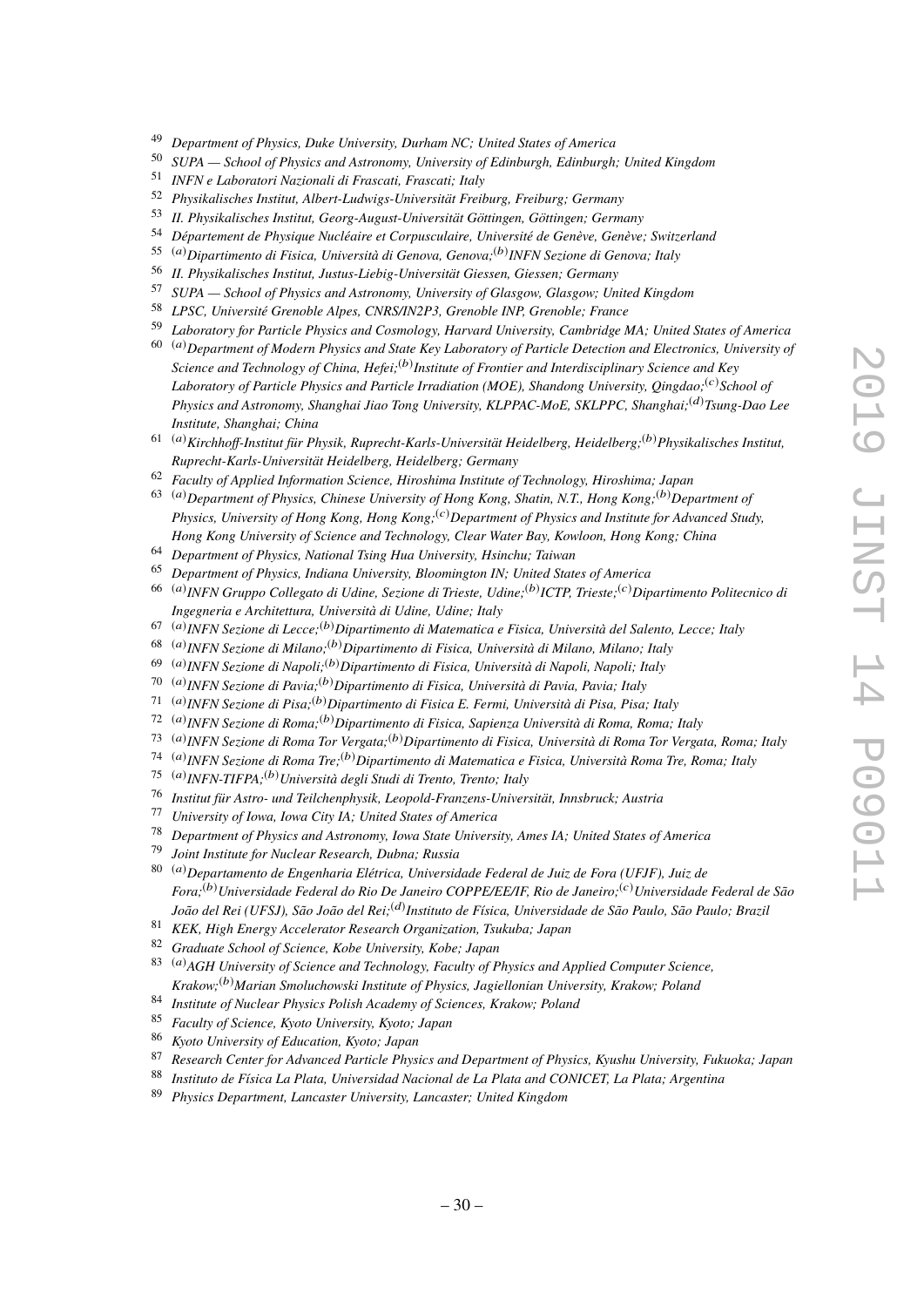[49] *Department of Physics, Duke University, Durham NC; United States of America*

[50] *SUPA — School of Physics and Astronomy, University of Edinburgh, Edinburgh; United Kingdom*

[51] *INFN e Laboratori Nazionali di Frascati, Frascati; Italy*

[52] *Physikalisches Institut, Albert-Ludwigs-Universität Freiburg, Freiburg; Germany*

[53] *II. Physikalisches Institut, Georg-August-Universität Göttingen, Göttingen; Germany*

[54] *Département de Physique Nucléaire et Corpusculaire, Université de Genève, Genève; Switzerland*

[55] *[(a)]Dipartimento di Fisica, Università di Genova, Genova;[(b)]INFN Sezione di Genova; Italy*

[56] *II. Physikalisches Institut, Justus-Liebig-Universität Giessen, Giessen; Germany*

[57] *SUPA — School of Physics and Astronomy, University of Glasgow, Glasgow; United Kingdom*

[58] *LPSC, Université Grenoble Alpes, CNRS/IN2P3, Grenoble INP, Grenoble; France*

[59] *Laboratory for Particle Physics and Cosmology, Harvard University, Cambridge MA; United States of America*

[60] *[(a)]Department of Modern Physics and State Key Laboratory of Particle Detection and Electronics, University of Science and Technology of China, Hefei;[(b)]Institute of Frontier and Interdisciplinary Science and Key Laboratory of Particle Physics and Particle Irradiation (MOE), Shandong University, Qingdao;[(c)]School of Physics and Astronomy, Shanghai Jiao Tong University, KLPPAC-MoE, SKLPPC, Shanghai;[(d)]Tsung-Dao Lee Institute, Shanghai; China*

[61] *[(a)]Kirchhoff-Institut für Physik, Ruprecht-Karls-Universität Heidelberg, Heidelberg;[(b)]Physikalisches Institut, Ruprecht-Karls-Universität Heidelberg, Heidelberg; Germany*

[62] *Faculty of Applied Information Science, Hiroshima Institute of Technology, Hiroshima; Japan*

[63] *[(a)]Department of Physics, Chinese University of Hong Kong, Shatin, N.T., Hong Kong;[(b)]Department of Physics, University of Hong Kong, Hong Kong;[(c)]Department of Physics and Institute for Advanced Study, Hong Kong University of Science and Technology, Clear Water Bay, Kowloon, Hong Kong; China*

[64] *Department of Physics, National Tsing Hua University, Hsinchu; Taiwan*

[65] *Department of Physics, Indiana University, Bloomington IN; United States of America*

[66] *[(a)]INFN Gruppo Collegato di Udine, Sezione di Trieste, Udine;[(b)]ICTP, Trieste;[(c)]Dipartimento Politecnico di Ingegneria e Architettura, Università di Udine, Udine; Italy*

[67] *[(a)]INFN Sezione di Lecce;[(b)]Dipartimento di Matematica e Fisica, Università del Salento, Lecce; Italy*

[68] *[(a)]INFN Sezione di Milano;[(b)]Dipartimento di Fisica, Università di Milano, Milano; Italy*

[69] *[(a)]INFN Sezione di Napoli;[(b)]Dipartimento di Fisica, Università di Napoli, Napoli; Italy*

[70] *[(a)]INFN Sezione di Pavia;[(b)]Dipartimento di Fisica, Università di Pavia, Pavia; Italy*

[71] *[(a)]INFN Sezione di Pisa;[(b)]Dipartimento di Fisica E. Fermi, Università di Pisa, Pisa; Italy*

[72] *[(a)]INFN Sezione di Roma;[(b)]Dipartimento di Fisica, Sapienza Università di Roma, Roma; Italy*

[73] *[(a)]INFN Sezione di Roma Tor Vergata;[(b)]Dipartimento di Fisica, Università di Roma Tor Vergata, Roma; Italy*

[74] *[(a)]INFN Sezione di Roma Tre;[(b)]Dipartimento di Matematica e Fisica, Università Roma Tre, Roma; Italy*

[75] *[(a)]INFN-TIFPA;[(b)]Università degli Studi di Trento, Trento; Italy*

[76] *Institut für Astro- und Teilchenphysik, Leopold-Franzens-Universität, Innsbruck; Austria*

[77] *University of Iowa, Iowa City IA; United States of America*

[78] *Department of Physics and Astronomy, Iowa State University, Ames IA; United States of America*

[79] *Joint Institute for Nuclear Research, Dubna; Russia*

[80] *[(a)]Departamento de Engenharia Elétrica, Universidade Federal de Juiz de Fora (UFJF), Juiz de Fora;[(b)]Universidade Federal do Rio De Janeiro COPPE/EE/IF, Rio de Janeiro;[(c)]Universidade Federal de São João del Rei (UFSJ), São João del Rei;[(d)]Instituto de Física, Universidade de São Paulo, São Paulo; Brazil*

[81] *KEK, High Energy Accelerator Research Organization, Tsukuba; Japan*

[82] *Graduate School of Science, Kobe University, Kobe; Japan*

[83] *[(a)]AGH University of Science and Technology, Faculty of Physics and Applied Computer Science, Krakow;[(b)]Marian Smoluchowski Institute of Physics, Jagiellonian University, Krakow; Poland*

[84] *Institute of Nuclear Physics Polish Academy of Sciences, Krakow; Poland*

[85] *Faculty of Science, Kyoto University, Kyoto; Japan*

[86] *Kyoto University of Education, Kyoto; Japan*

[87] *Research Center for Advanced Particle Physics and Department of Physics, Kyushu University, Fukuoka; Japan*

[88] *Instituto de Física La Plata, Universidad Nacional de La Plata and CONICET, La Plata; Argentina*

[89] *Physics Department, Lancaster University, Lancaster; United Kingdom*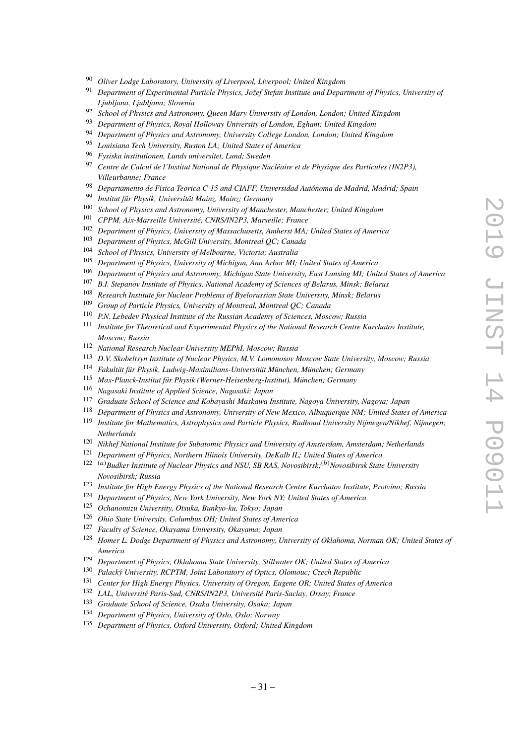[90] *Oliver Lodge Laboratory, University of Liverpool, Liverpool; United Kingdom*

[91] *Department of Experimental Particle Physics, Jožef Stefan Institute and Department of Physics, University of Ljubljana, Ljubljana; Slovenia*

[92] *School of Physics and Astronomy, Queen Mary University of London, London; United Kingdom*

[93] *Department of Physics, Royal Holloway University of London, Egham; United Kingdom*

[94] *Department of Physics and Astronomy, University College London, London; United Kingdom*

[95] *Louisiana Tech University, Ruston LA; United States of America*

[96] *Fysiska institutionen, Lunds universitet, Lund; Sweden*

[97] *Centre de Calcul de l'Institut National de Physique Nucléaire et de Physique des Particules (IN2P3), Villeurbanne; France*

[98] *Departamento de Física Teorica C-15 and CIAFF, Universidad Autónoma de Madrid, Madrid; Spain*

[99] *Institut für Physik, Universität Mainz, Mainz; Germany*

[100] *School of Physics and Astronomy, University of Manchester, Manchester; United Kingdom*

[101] *CPPM, Aix-Marseille Université, CNRS/IN2P3, Marseille; France*

[102] *Department of Physics, University of Massachusetts, Amherst MA; United States of America*

[103] *Department of Physics, McGill University, Montreal QC; Canada*

[104] *School of Physics, University of Melbourne, Victoria; Australia*

[105] *Department of Physics, University of Michigan, Ann Arbor MI; United States of America*

[106] *Department of Physics and Astronomy, Michigan State University, East Lansing MI; United States of America*

[107] *B.I. Stepanov Institute of Physics, National Academy of Sciences of Belarus, Minsk; Belarus*

[108] *Research Institute for Nuclear Problems of Byelorussian State University, Minsk; Belarus*

[109] *Group of Particle Physics, University of Montreal, Montreal QC; Canada*

[110] *P.N. Lebedev Physical Institute of the Russian Academy of Sciences, Moscow; Russia*

[111] *Institute for Theoretical and Experimental Physics of the National Research Centre Kurchatov Institute, Moscow; Russia*

[112] *National Research Nuclear University MEPhI, Moscow; Russia*

[113] *D.V. Skobeltsyn Institute of Nuclear Physics, M.V. Lomonosov Moscow State University, Moscow; Russia*

[114] *Fakultät für Physik, Ludwig-Maximilians-Universität München, München; Germany*

[115] *Max-Planck-Institut für Physik (Werner-Heisenberg-Institut), München; Germany*

[116] *Nagasaki Institute of Applied Science, Nagasaki; Japan*

[117] *Graduate School of Science and Kobayashi-Maskawa Institute, Nagoya University, Nagoya; Japan*

[118] *Department of Physics and Astronomy, University of New Mexico, Albuquerque NM; United States of America*

[119] *Institute for Mathematics, Astrophysics and Particle Physics, Radboud University Nijmegen/Nikhef, Nijmegen; Netherlands*

[120] *Nikhef National Institute for Subatomic Physics and University of Amsterdam, Amsterdam; Netherlands*

[121] *Department of Physics, Northern Illinois University, DeKalb IL; United States of America*

[122] [(a)] *Budker Institute of Nuclear Physics and NSU, SB RAS, Novosibirsk;* [(b)] *Novosibirsk State University Novosibirsk; Russia*

[123] *Institute for High Energy Physics of the National Research Centre Kurchatov Institute, Protvino; Russia*

[124] *Department of Physics, New York University, New York NY; United States of America*

[125] *Ochanomizu University, Otsuka, Bunkyo-ku, Tokyo; Japan*

[126] *Ohio State University, Columbus OH; United States of America*

[127] *Faculty of Science, Okayama University, Okayama; Japan*

[128] *Homer L. Dodge Department of Physics and Astronomy, University of Oklahoma, Norman OK; United States of America*

[129] *Department of Physics, Oklahoma State University, Stillwater OK; United States of America*

[130] *Palacký University, RCPTM, Joint Laboratory of Optics, Olomouc; Czech Republic*

[131] *Center for High Energy Physics, University of Oregon, Eugene OR; United States of America*

[132] *LAL, Université Paris-Sud, CNRS/IN2P3, Université Paris-Saclay, Orsay; France*

[133] *Graduate School of Science, Osaka University, Osaka; Japan*

[134] *Department of Physics, University of Oslo, Oslo; Norway*

[135] *Department of Physics, Oxford University, Oxford; United Kingdom*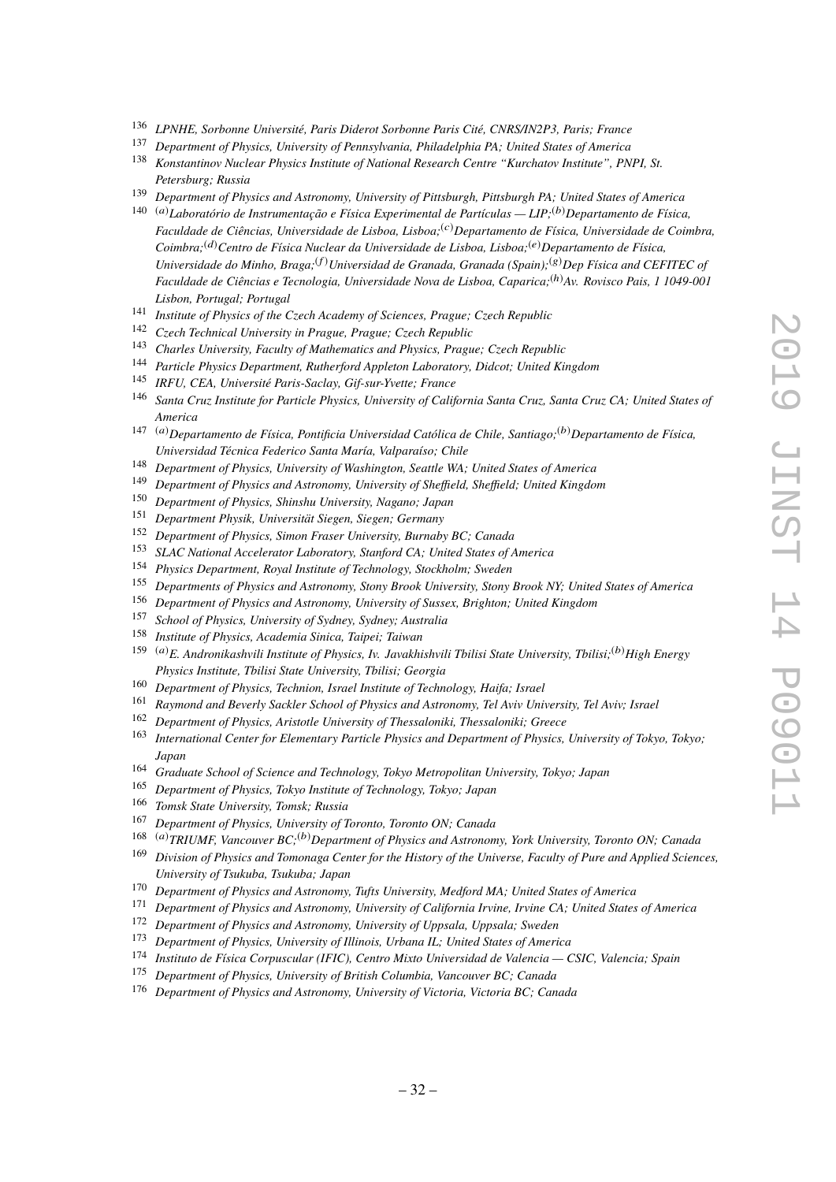[136] *LPNHE, Sorbonne Université, Paris Diderot Sorbonne Paris Cité, CNRS/IN2P3, Paris; France*

[137] *Department of Physics, University of Pennsylvania, Philadelphia PA; United States of America*

[138] *Konstantinov Nuclear Physics Institute of National Research Centre "Kurchatov Institute", PNPI, St. Petersburg; Russia*

[139] *Department of Physics and Astronomy, University of Pittsburgh, Pittsburgh PA; United States of America*

[140] [(a)]*Laboratório de Instrumentação e Física Experimental de Partículas — LIP;*[(b)]*Departamento de Física, Faculdade de Ciências, Universidade de Lisboa, Lisboa;*[(c)]*Departamento de Física, Universidade de Coimbra, Coimbra;*[(d)]*Centro de Física Nuclear da Universidade de Lisboa, Lisboa;*[(e)]*Departamento de Física, Universidade do Minho, Braga;*[(f)]*Universidad de Granada, Granada (Spain);*[(g)]*Dep Física and CEFITEC of Faculdade de Ciências e Tecnologia, Universidade Nova de Lisboa, Caparica;*[(h)]*Av. Rovisco Pais, 1 1049-001 Lisbon, Portugal; Portugal*

[141] *Institute of Physics of the Czech Academy of Sciences, Prague; Czech Republic*

[142] *Czech Technical University in Prague, Prague; Czech Republic*

[143] *Charles University, Faculty of Mathematics and Physics, Prague; Czech Republic*

[144] *Particle Physics Department, Rutherford Appleton Laboratory, Didcot; United Kingdom*

[145] *IRFU, CEA, Université Paris-Saclay, Gif-sur-Yvette; France*

[146] *Santa Cruz Institute for Particle Physics, University of California Santa Cruz, Santa Cruz CA; United States of America*

[147] [(a)]*Departamento de Física, Pontificia Universidad Católica de Chile, Santiago;*[(b)]*Departamento de Física, Universidad Técnica Federico Santa María, Valparaíso; Chile*

[148] *Department of Physics, University of Washington, Seattle WA; United States of America*

[149] *Department of Physics and Astronomy, University of Sheffield, Sheffield; United Kingdom*

[150] *Department of Physics, Shinshu University, Nagano; Japan*

[151] *Department Physik, Universität Siegen, Siegen; Germany*

[152] *Department of Physics, Simon Fraser University, Burnaby BC; Canada*

[153] *SLAC National Accelerator Laboratory, Stanford CA; United States of America*

[154] *Physics Department, Royal Institute of Technology, Stockholm; Sweden*

[155] *Departments of Physics and Astronomy, Stony Brook University, Stony Brook NY; United States of America*

[156] *Department of Physics and Astronomy, University of Sussex, Brighton; United Kingdom*

[157] *School of Physics, University of Sydney, Sydney; Australia*

[158] *Institute of Physics, Academia Sinica, Taipei; Taiwan*

[159] [(a)]*E. Andronikashvili Institute of Physics, Iv. Javakhishvili Tbilisi State University, Tbilisi;*[(b)]*High Energy Physics Institute, Tbilisi State University, Tbilisi; Georgia*

[160] *Department of Physics, Technion, Israel Institute of Technology, Haifa; Israel*

[161] *Raymond and Beverly Sackler School of Physics and Astronomy, Tel Aviv University, Tel Aviv; Israel*

[162] *Department of Physics, Aristotle University of Thessaloniki, Thessaloniki; Greece*

[163] *International Center for Elementary Particle Physics and Department of Physics, University of Tokyo, Tokyo; Japan*

[164] *Graduate School of Science and Technology, Tokyo Metropolitan University, Tokyo; Japan*

[165] *Department of Physics, Tokyo Institute of Technology, Tokyo; Japan*

[166] *Tomsk State University, Tomsk; Russia*

[167] *Department of Physics, University of Toronto, Toronto ON; Canada*

[168] [(a)]*TRIUMF, Vancouver BC;*[(b)]*Department of Physics and Astronomy, York University, Toronto ON; Canada*

[169] *Division of Physics and Tomonaga Center for the History of the Universe, Faculty of Pure and Applied Sciences, University of Tsukuba, Tsukuba; Japan*

[170] *Department of Physics and Astronomy, Tufts University, Medford MA; United States of America*

[171] *Department of Physics and Astronomy, University of California Irvine, Irvine CA; United States of America*

[172] *Department of Physics and Astronomy, University of Uppsala, Uppsala; Sweden*

[173] *Department of Physics, University of Illinois, Urbana IL; United States of America*

[174] *Instituto de Física Corpuscular (IFIC), Centro Mixto Universidad de Valencia — CSIC, Valencia; Spain*

[175] *Department of Physics, University of British Columbia, Vancouver BC; Canada*

[176] *Department of Physics and Astronomy, University of Victoria, Victoria BC; Canada*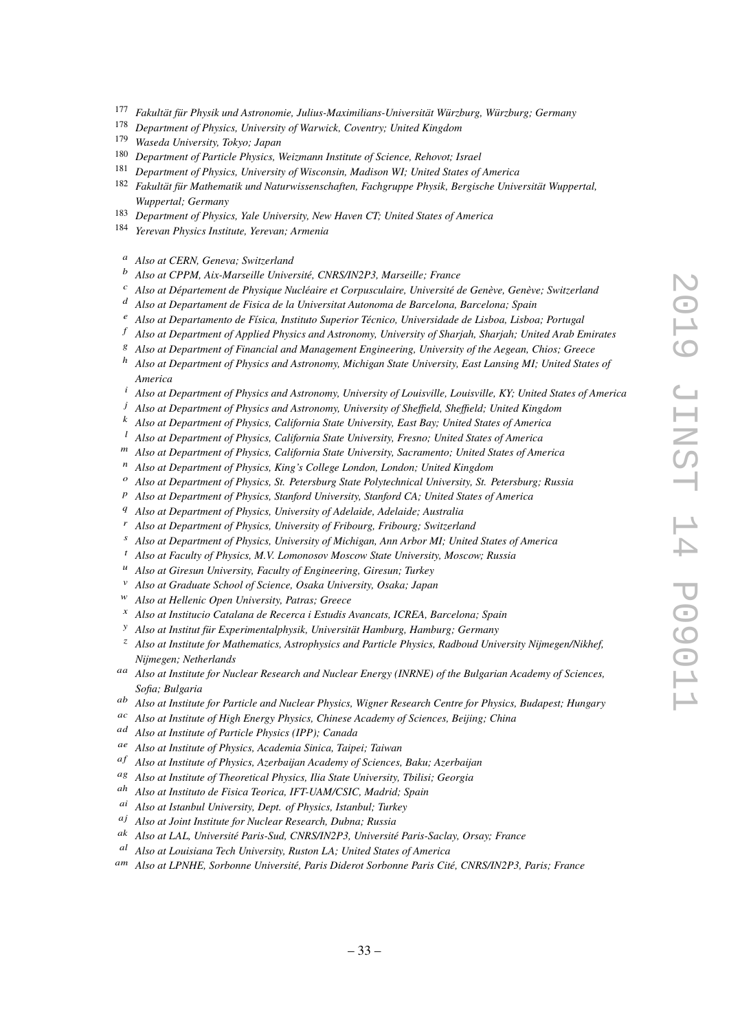[177] *Fakultät für Physik und Astronomie, Julius-Maximilians-Universität Würzburg, Würzburg; Germany*
[178] *Department of Physics, University of Warwick, Coventry; United Kingdom*
[179] *Waseda University, Tokyo; Japan*
[180] *Department of Particle Physics, Weizmann Institute of Science, Rehovot; Israel*
[181] *Department of Physics, University of Wisconsin, Madison WI; United States of America*
[182] *Fakultät für Mathematik und Naturwissenschaften, Fachgruppe Physik, Bergische Universität Wuppertal, Wuppertal; Germany*
[183] *Department of Physics, Yale University, New Haven CT; United States of America*
[184] *Yerevan Physics Institute, Yerevan; Armenia*

[a] *Also at CERN, Geneva; Switzerland*
[b] *Also at CPPM, Aix-Marseille Université, CNRS/IN2P3, Marseille; France*
[c] *Also at Département de Physique Nucléaire et Corpusculaire, Université de Genève, Genève; Switzerland*
[d] *Also at Departament de Fisica de la Universitat Autonoma de Barcelona, Barcelona; Spain*
[e] *Also at Departamento de Física, Instituto Superior Técnico, Universidade de Lisboa, Lisboa; Portugal*
[f] *Also at Department of Applied Physics and Astronomy, University of Sharjah, Sharjah; United Arab Emirates*
[g] *Also at Department of Financial and Management Engineering, University of the Aegean, Chios; Greece*
[h] *Also at Department of Physics and Astronomy, Michigan State University, East Lansing MI; United States of America*
[i] *Also at Department of Physics and Astronomy, University of Louisville, Louisville, KY; United States of America*
[j] *Also at Department of Physics and Astronomy, University of Sheffield, Sheffield; United Kingdom*
[k] *Also at Department of Physics, California State University, East Bay; United States of America*
[l] *Also at Department of Physics, California State University, Fresno; United States of America*
[m] *Also at Department of Physics, California State University, Sacramento; United States of America*
[n] *Also at Department of Physics, King's College London, London; United Kingdom*
[o] *Also at Department of Physics, St. Petersburg State Polytechnical University, St. Petersburg; Russia*
[p] *Also at Department of Physics, Stanford University, Stanford CA; United States of America*
[q] *Also at Department of Physics, University of Adelaide, Adelaide; Australia*
[r] *Also at Department of Physics, University of Fribourg, Fribourg; Switzerland*
[s] *Also at Department of Physics, University of Michigan, Ann Arbor MI; United States of America*
[t] *Also at Faculty of Physics, M.V. Lomonosov Moscow State University, Moscow; Russia*
[u] *Also at Giresun University, Faculty of Engineering, Giresun; Turkey*
[v] *Also at Graduate School of Science, Osaka University, Osaka; Japan*
[w] *Also at Hellenic Open University, Patras; Greece*
[x] *Also at Institucio Catalana de Recerca i Estudis Avancats, ICREA, Barcelona; Spain*
[y] *Also at Institut für Experimentalphysik, Universität Hamburg, Hamburg; Germany*
[z] *Also at Institute for Mathematics, Astrophysics and Particle Physics, Radboud University Nijmegen/Nikhef, Nijmegen; Netherlands*
[aa] *Also at Institute for Nuclear Research and Nuclear Energy (INRNE) of the Bulgarian Academy of Sciences, Sofia; Bulgaria*
[ab] *Also at Institute for Particle and Nuclear Physics, Wigner Research Centre for Physics, Budapest; Hungary*
[ac] *Also at Institute of High Energy Physics, Chinese Academy of Sciences, Beijing; China*
[ad] *Also at Institute of Particle Physics (IPP); Canada*
[ae] *Also at Institute of Physics, Academia Sinica, Taipei; Taiwan*
[af] *Also at Institute of Physics, Azerbaijan Academy of Sciences, Baku; Azerbaijan*
[ag] *Also at Institute of Theoretical Physics, Ilia State University, Tbilisi; Georgia*
[ah] *Also at Instituto de Fisica Teorica, IFT-UAM/CSIC, Madrid; Spain*
[ai] *Also at Istanbul University, Dept. of Physics, Istanbul; Turkey*
[aj] *Also at Joint Institute for Nuclear Research, Dubna; Russia*
[ak] *Also at LAL, Université Paris-Sud, CNRS/IN2P3, Université Paris-Saclay, Orsay; France*
[al] *Also at Louisiana Tech University, Ruston LA; United States of America*
[am] *Also at LPNHE, Sorbonne Université, Paris Diderot Sorbonne Paris Cité, CNRS/IN2P3, Paris; France*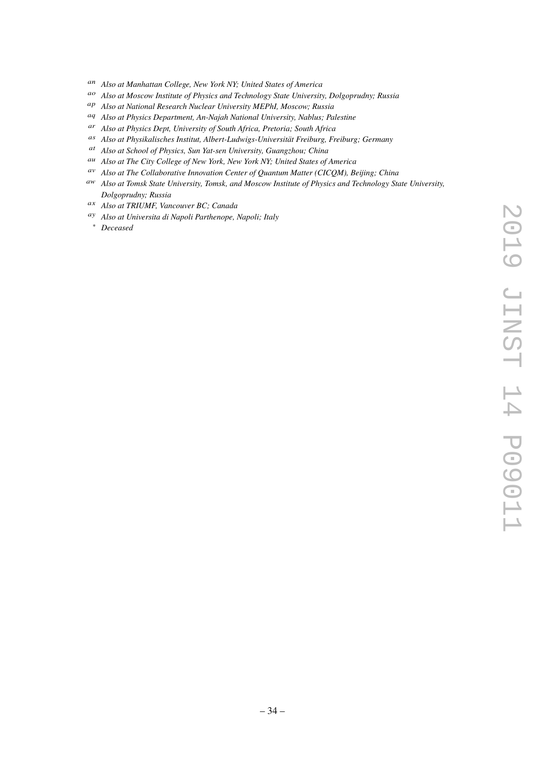[an] Also at Manhattan College, New York NY; United States of America

[ao] Also at Moscow Institute of Physics and Technology State University, Dolgoprudny; Russia

[ap] Also at National Research Nuclear University MEPhI, Moscow; Russia

[aq] Also at Physics Department, An-Najah National University, Nablus; Palestine

[ar] Also at Physics Dept, University of South Africa, Pretoria; South Africa

[as] Also at Physikalisches Institut, Albert-Ludwigs-Universität Freiburg, Freiburg; Germany

[at] Also at School of Physics, Sun Yat-sen University, Guangzhou; China

[au] Also at The City College of New York, New York NY; United States of America

[av] Also at The Collaborative Innovation Center of Quantum Matter (CICQM), Beijing; China

[aw] Also at Tomsk State University, Tomsk, and Moscow Institute of Physics and Technology State University, Dolgoprudny; Russia

[ax] Also at TRIUMF, Vancouver BC; Canada

[ay] Also at Universita di Napoli Parthenope, Napoli; Italy

[*] Deceased